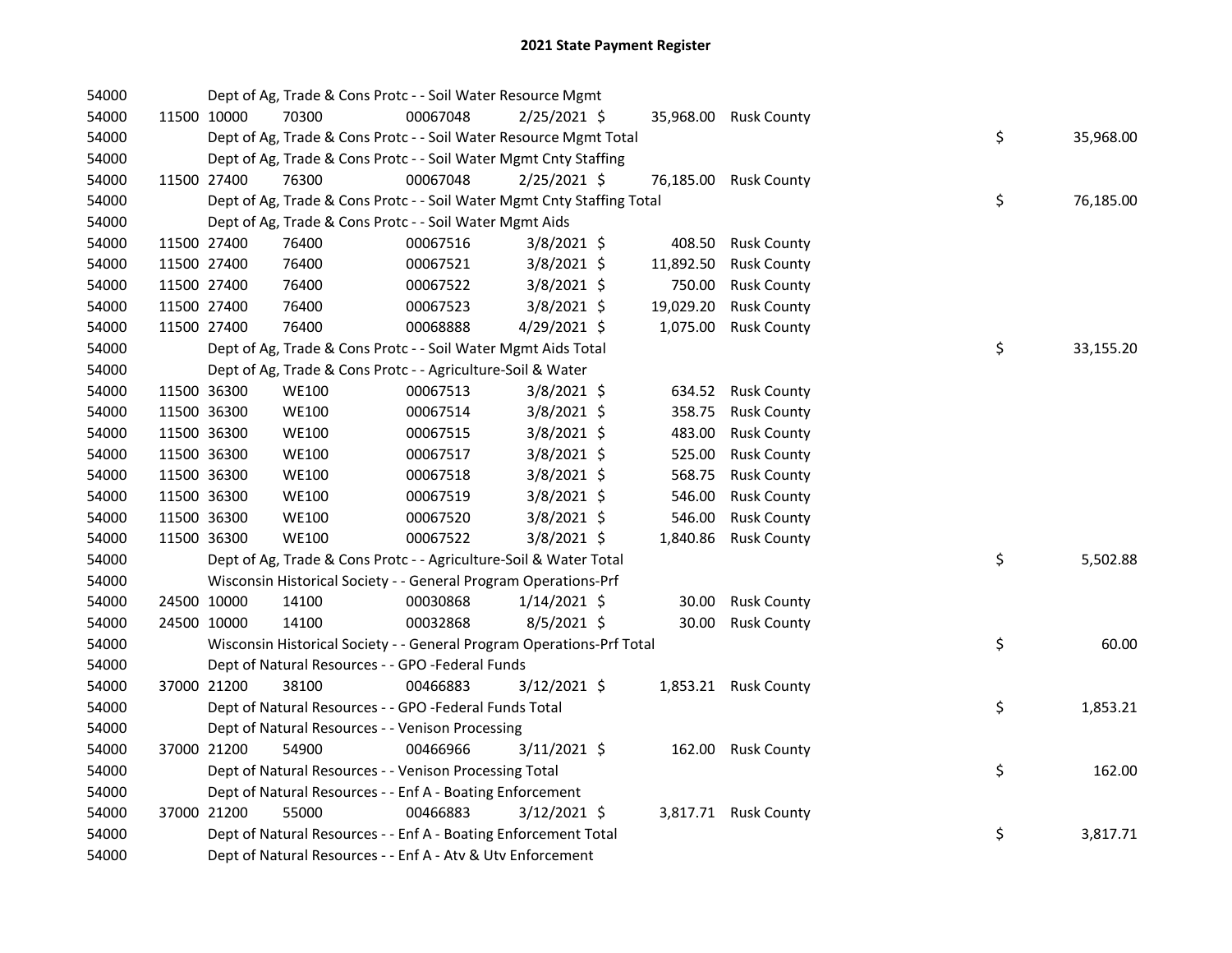# 2021 State Payment Register

| | | | | | | | | | |
|---|---|---|---|---|---|---|---|---|---|
| 54000 | | | Dept of Ag, Trade & Cons Protc - - Soil Water Resource Mgmt | | | | | | |
| 54000 | 11500 | 10000 | 70300 | 00067048 | 2/25/2021 | $ 35,968.00 | Rusk County | | |
| 54000 | | | Dept of Ag, Trade & Cons Protc - - Soil Water Resource Mgmt Total | | | | | $ | 35,968.00 |
| 54000 | | | Dept of Ag, Trade & Cons Protc - - Soil Water Mgmt Cnty Staffing | | | | | | |
| 54000 | 11500 | 27400 | 76300 | 00067048 | 2/25/2021 | $ 76,185.00 | Rusk County | | |
| 54000 | | | Dept of Ag, Trade & Cons Protc - - Soil Water Mgmt Cnty Staffing Total | | | | | $ | 76,185.00 |
| 54000 | | | Dept of Ag, Trade & Cons Protc - - Soil Water Mgmt Aids | | | | | | |
| 54000 | 11500 | 27400 | 76400 | 00067516 | 3/8/2021 | $ 408.50 | Rusk County | | |
| 54000 | 11500 | 27400 | 76400 | 00067521 | 3/8/2021 | $ 11,892.50 | Rusk County | | |
| 54000 | 11500 | 27400 | 76400 | 00067522 | 3/8/2021 | $ 750.00 | Rusk County | | |
| 54000 | 11500 | 27400 | 76400 | 00067523 | 3/8/2021 | $ 19,029.20 | Rusk County | | |
| 54000 | 11500 | 27400 | 76400 | 00068888 | 4/29/2021 | $ 1,075.00 | Rusk County | | |
| 54000 | | | Dept of Ag, Trade & Cons Protc - - Soil Water Mgmt Aids Total | | | | | $ | 33,155.20 |
| 54000 | | | Dept of Ag, Trade & Cons Protc - - Agriculture-Soil & Water | | | | | | |
| 54000 | 11500 | 36300 | WE100 | 00067513 | 3/8/2021 | $ 634.52 | Rusk County | | |
| 54000 | 11500 | 36300 | WE100 | 00067514 | 3/8/2021 | $ 358.75 | Rusk County | | |
| 54000 | 11500 | 36300 | WE100 | 00067515 | 3/8/2021 | $ 483.00 | Rusk County | | |
| 54000 | 11500 | 36300 | WE100 | 00067517 | 3/8/2021 | $ 525.00 | Rusk County | | |
| 54000 | 11500 | 36300 | WE100 | 00067518 | 3/8/2021 | $ 568.75 | Rusk County | | |
| 54000 | 11500 | 36300 | WE100 | 00067519 | 3/8/2021 | $ 546.00 | Rusk County | | |
| 54000 | 11500 | 36300 | WE100 | 00067520 | 3/8/2021 | $ 546.00 | Rusk County | | |
| 54000 | 11500 | 36300 | WE100 | 00067522 | 3/8/2021 | $ 1,840.86 | Rusk County | | |
| 54000 | | | Dept of Ag, Trade & Cons Protc - - Agriculture-Soil & Water Total | | | | | $ | 5,502.88 |
| 54000 | | | Wisconsin Historical Society - - General Program Operations-Prf | | | | | | |
| 54000 | 24500 | 10000 | 14100 | 00030868 | 1/14/2021 | $ 30.00 | Rusk County | | |
| 54000 | 24500 | 10000 | 14100 | 00032868 | 8/5/2021 | $ 30.00 | Rusk County | | |
| 54000 | | | Wisconsin Historical Society - - General Program Operations-Prf Total | | | | | $ | 60.00 |
| 54000 | | | Dept of Natural Resources - - GPO -Federal Funds | | | | | | |
| 54000 | 37000 | 21200 | 38100 | 00466883 | 3/12/2021 | $ 1,853.21 | Rusk County | | |
| 54000 | | | Dept of Natural Resources - - GPO -Federal Funds Total | | | | | $ | 1,853.21 |
| 54000 | | | Dept of Natural Resources - - Venison Processing | | | | | | |
| 54000 | 37000 | 21200 | 54900 | 00466966 | 3/11/2021 | $ 162.00 | Rusk County | | |
| 54000 | | | Dept of Natural Resources - - Venison Processing Total | | | | | $ | 162.00 |
| 54000 | | | Dept of Natural Resources - - Enf A - Boating Enforcement | | | | | | |
| 54000 | 37000 | 21200 | 55000 | 00466883 | 3/12/2021 | $ 3,817.71 | Rusk County | | |
| 54000 | | | Dept of Natural Resources - - Enf A - Boating Enforcement Total | | | | | $ | 3,817.71 |
| 54000 | | | Dept of Natural Resources - - Enf A - Atv & Utv Enforcement | | | | | | |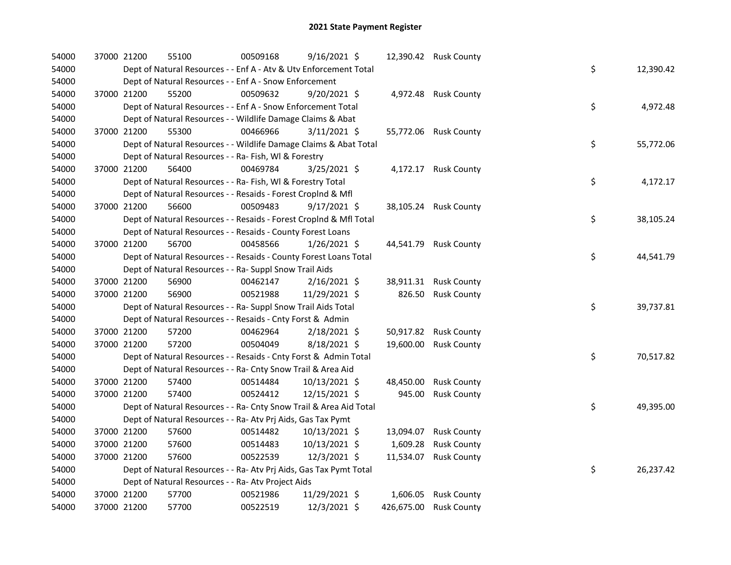## 2021 State Payment Register

| | | | | | | | | | |
|---|---|---|---|---|---|---|---|---|---|
| 54000 | 37000 | 21200 | 55100 | 00509168 | 9/16/2021 | $ 12,390.42 | Rusk County | | |
| 54000 | | Dept of Natural Resources - - Enf A - Atv & Utv Enforcement Total | | | | | | $ | 12,390.42 |
| 54000 | | Dept of Natural Resources - - Enf A - Snow Enforcement | | | | | | | |
| 54000 | 37000 | 21200 | 55200 | 00509632 | 9/20/2021 | $ 4,972.48 | Rusk County | | |
| 54000 | | Dept of Natural Resources - - Enf A - Snow Enforcement Total | | | | | | $ | 4,972.48 |
| 54000 | | Dept of Natural Resources - - Wildlife Damage Claims & Abat | | | | | | | |
| 54000 | 37000 | 21200 | 55300 | 00466966 | 3/11/2021 | $ 55,772.06 | Rusk County | | |
| 54000 | | Dept of Natural Resources - - Wildlife Damage Claims & Abat Total | | | | | | $ | 55,772.06 |
| 54000 | | Dept of Natural Resources - - Ra- Fish, Wl & Forestry | | | | | | | |
| 54000 | 37000 | 21200 | 56400 | 00469784 | 3/25/2021 | $ 4,172.17 | Rusk County | | |
| 54000 | | Dept of Natural Resources - - Ra- Fish, Wl & Forestry Total | | | | | | $ | 4,172.17 |
| 54000 | | Dept of Natural Resources - - Resaids - Forest Croplnd & Mfl | | | | | | | |
| 54000 | 37000 | 21200 | 56600 | 00509483 | 9/17/2021 | $ 38,105.24 | Rusk County | | |
| 54000 | | Dept of Natural Resources - - Resaids - Forest Croplnd & Mfl Total | | | | | | $ | 38,105.24 |
| 54000 | | Dept of Natural Resources - - Resaids - County Forest Loans | | | | | | | |
| 54000 | 37000 | 21200 | 56700 | 00458566 | 1/26/2021 | $ 44,541.79 | Rusk County | | |
| 54000 | | Dept of Natural Resources - - Resaids - County Forest Loans Total | | | | | | $ | 44,541.79 |
| 54000 | | Dept of Natural Resources - - Ra- Suppl Snow Trail Aids | | | | | | | |
| 54000 | 37000 | 21200 | 56900 | 00462147 | 2/16/2021 | $ 38,911.31 | Rusk County | | |
| 54000 | 37000 | 21200 | 56900 | 00521988 | 11/29/2021 | $ 826.50 | Rusk County | | |
| 54000 | | Dept of Natural Resources - - Ra- Suppl Snow Trail Aids Total | | | | | | $ | 39,737.81 |
| 54000 | | Dept of Natural Resources - - Resaids - Cnty Forst & Admin | | | | | | | |
| 54000 | 37000 | 21200 | 57200 | 00462964 | 2/18/2021 | $ 50,917.82 | Rusk County | | |
| 54000 | 37000 | 21200 | 57200 | 00504049 | 8/18/2021 | $ 19,600.00 | Rusk County | | |
| 54000 | | Dept of Natural Resources - - Resaids - Cnty Forst & Admin Total | | | | | | $ | 70,517.82 |
| 54000 | | Dept of Natural Resources - - Ra- Cnty Snow Trail & Area Aid | | | | | | | |
| 54000 | 37000 | 21200 | 57400 | 00514484 | 10/13/2021 | $ 48,450.00 | Rusk County | | |
| 54000 | 37000 | 21200 | 57400 | 00524412 | 12/15/2021 | $ 945.00 | Rusk County | | |
| 54000 | | Dept of Natural Resources - - Ra- Cnty Snow Trail & Area Aid Total | | | | | | $ | 49,395.00 |
| 54000 | | Dept of Natural Resources - - Ra- Atv Prj Aids, Gas Tax Pymt | | | | | | | |
| 54000 | 37000 | 21200 | 57600 | 00514482 | 10/13/2021 | $ 13,094.07 | Rusk County | | |
| 54000 | 37000 | 21200 | 57600 | 00514483 | 10/13/2021 | $ 1,609.28 | Rusk County | | |
| 54000 | 37000 | 21200 | 57600 | 00522539 | 12/3/2021 | $ 11,534.07 | Rusk County | | |
| 54000 | | Dept of Natural Resources - - Ra- Atv Prj Aids, Gas Tax Pymt Total | | | | | | $ | 26,237.42 |
| 54000 | | Dept of Natural Resources - - Ra- Atv Project Aids | | | | | | | |
| 54000 | 37000 | 21200 | 57700 | 00521986 | 11/29/2021 | $ 1,606.05 | Rusk County | | |
| 54000 | 37000 | 21200 | 57700 | 00522519 | 12/3/2021 | $ 426,675.00 | Rusk County | | |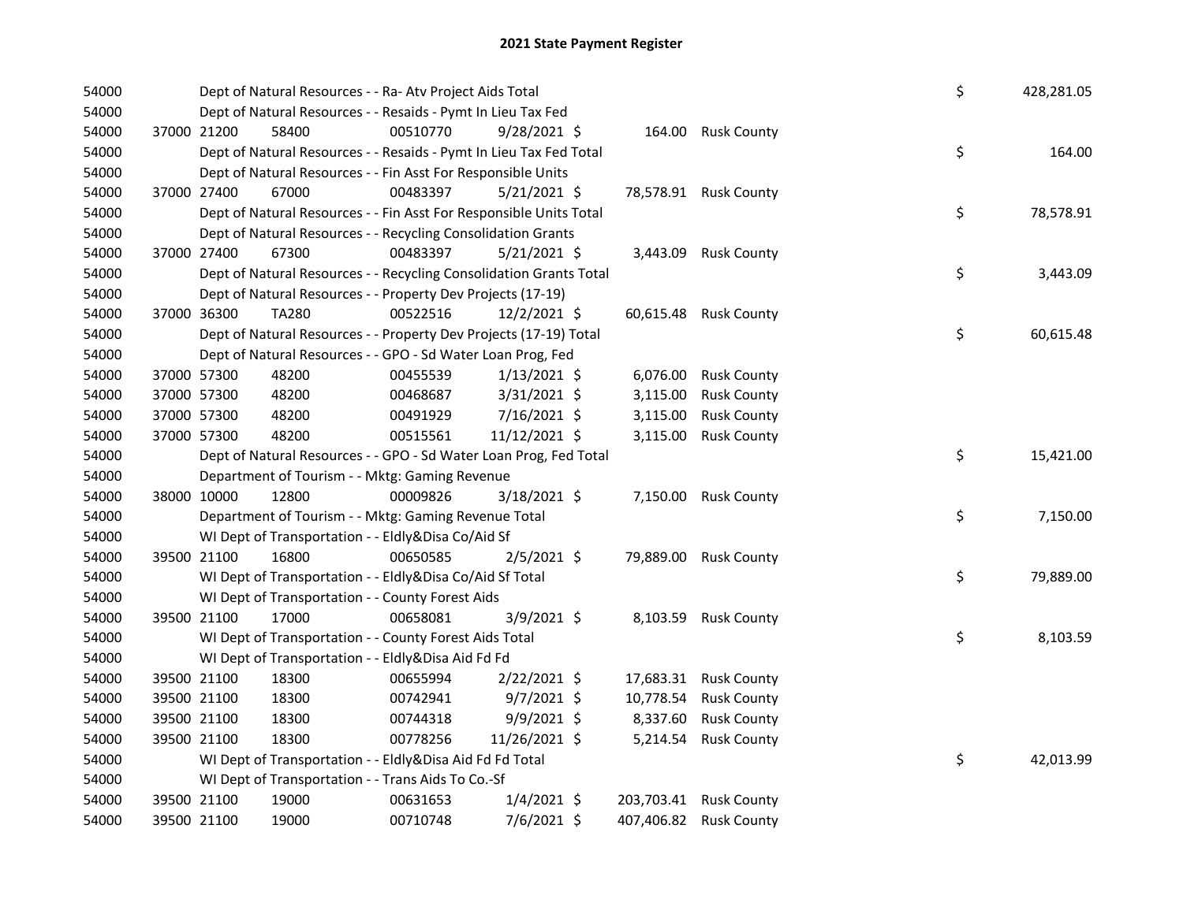# 2021 State Payment Register

| | | | | | | | | | |
|---|---|---|---|---|---|---|---|---|---|
| 54000 | | Dept of Natural Resources - - Ra- Atv Project Aids Total | | | | | | $ | 428,281.05 |
| 54000 | | Dept of Natural Resources - - Resaids - Pymt In Lieu Tax Fed | | | | | | | |
| 54000 | 37000 21200 | 58400 | 00510770 | 9/28/2021 $ | 164.00 | Rusk County | | | |
| 54000 | | Dept of Natural Resources - - Resaids - Pymt In Lieu Tax Fed Total | | | | | | $ | 164.00 |
| 54000 | | Dept of Natural Resources - - Fin Asst For Responsible Units | | | | | | | |
| 54000 | 37000 27400 | 67000 | 00483397 | 5/21/2021 $ | 78,578.91 | Rusk County | | | |
| 54000 | | Dept of Natural Resources - - Fin Asst For Responsible Units Total | | | | | | $ | 78,578.91 |
| 54000 | | Dept of Natural Resources - - Recycling Consolidation Grants | | | | | | | |
| 54000 | 37000 27400 | 67300 | 00483397 | 5/21/2021 $ | 3,443.09 | Rusk County | | | |
| 54000 | | Dept of Natural Resources - - Recycling Consolidation Grants Total | | | | | | $ | 3,443.09 |
| 54000 | | Dept of Natural Resources - - Property Dev Projects (17-19) | | | | | | | |
| 54000 | 37000 36300 | TA280 | 00522516 | 12/2/2021 $ | 60,615.48 | Rusk County | | | |
| 54000 | | Dept of Natural Resources - - Property Dev Projects (17-19) Total | | | | | | $ | 60,615.48 |
| 54000 | | Dept of Natural Resources - - GPO - Sd Water Loan Prog, Fed | | | | | | | |
| 54000 | 37000 57300 | 48200 | 00455539 | 1/13/2021 $ | 6,076.00 | Rusk County | | | |
| 54000 | 37000 57300 | 48200 | 00468687 | 3/31/2021 $ | 3,115.00 | Rusk County | | | |
| 54000 | 37000 57300 | 48200 | 00491929 | 7/16/2021 $ | 3,115.00 | Rusk County | | | |
| 54000 | 37000 57300 | 48200 | 00515561 | 11/12/2021 $ | 3,115.00 | Rusk County | | | |
| 54000 | | Dept of Natural Resources - - GPO - Sd Water Loan Prog, Fed Total | | | | | | $ | 15,421.00 |
| 54000 | | Department of Tourism - - Mktg: Gaming Revenue | | | | | | | |
| 54000 | 38000 10000 | 12800 | 00009826 | 3/18/2021 $ | 7,150.00 | Rusk County | | | |
| 54000 | | Department of Tourism - - Mktg: Gaming Revenue Total | | | | | | $ | 7,150.00 |
| 54000 | | WI Dept of Transportation - - Eldly&Disa Co/Aid Sf | | | | | | | |
| 54000 | 39500 21100 | 16800 | 00650585 | 2/5/2021 $ | 79,889.00 | Rusk County | | | |
| 54000 | | WI Dept of Transportation - - Eldly&Disa Co/Aid Sf Total | | | | | | $ | 79,889.00 |
| 54000 | | WI Dept of Transportation - - County Forest Aids | | | | | | | |
| 54000 | 39500 21100 | 17000 | 00658081 | 3/9/2021 $ | 8,103.59 | Rusk County | | | |
| 54000 | | WI Dept of Transportation - - County Forest Aids Total | | | | | | $ | 8,103.59 |
| 54000 | | WI Dept of Transportation - - Eldly&Disa Aid Fd Fd | | | | | | | |
| 54000 | 39500 21100 | 18300 | 00655994 | 2/22/2021 $ | 17,683.31 | Rusk County | | | |
| 54000 | 39500 21100 | 18300 | 00742941 | 9/7/2021 $ | 10,778.54 | Rusk County | | | |
| 54000 | 39500 21100 | 18300 | 00744318 | 9/9/2021 $ | 8,337.60 | Rusk County | | | |
| 54000 | 39500 21100 | 18300 | 00778256 | 11/26/2021 $ | 5,214.54 | Rusk County | | | |
| 54000 | | WI Dept of Transportation - - Eldly&Disa Aid Fd Fd Total | | | | | | $ | 42,013.99 |
| 54000 | | WI Dept of Transportation - - Trans Aids To Co.-Sf | | | | | | | |
| 54000 | 39500 21100 | 19000 | 00631653 | 1/4/2021 $ | 203,703.41 | Rusk County | | | |
| 54000 | 39500 21100 | 19000 | 00710748 | 7/6/2021 $ | 407,406.82 | Rusk County | | | |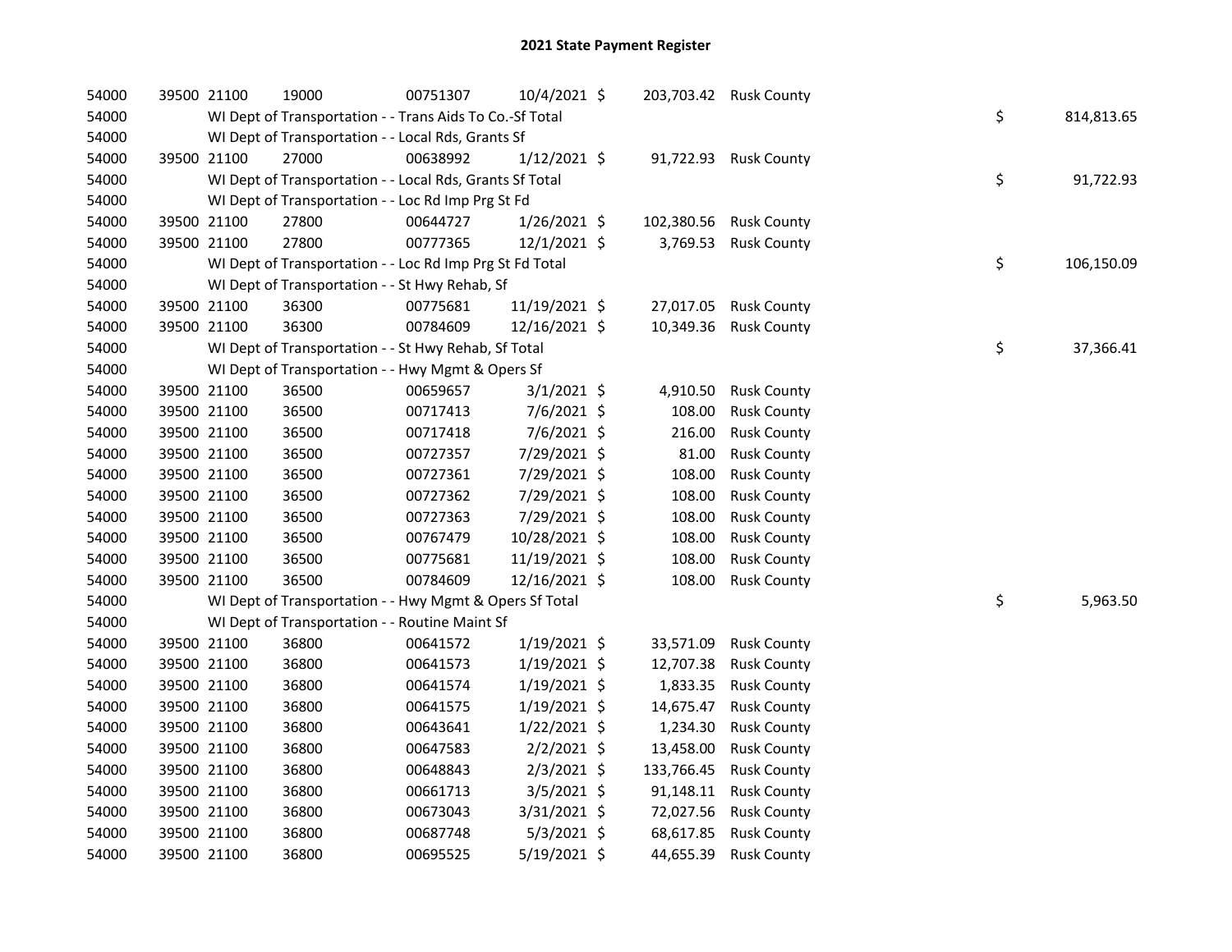## 2021 State Payment Register

| | | | | | | | | | |
|---|---|---|---|---|---|---|---|---|---|
| 54000 | 39500 | 21100 | 19000 | 00751307 | 10/4/2021 | $ 203,703.42 | Rusk County | | |
| 54000 | | WI Dept of Transportation - - Trans Aids To Co.-Sf Total | | | | | | $ | 814,813.65 |
| 54000 | | WI Dept of Transportation - - Local Rds, Grants Sf | | | | | | | |
| 54000 | 39500 | 21100 | 27000 | 00638992 | 1/12/2021 | $ 91,722.93 | Rusk County | | |
| 54000 | | WI Dept of Transportation - - Local Rds, Grants Sf Total | | | | | | $ | 91,722.93 |
| 54000 | | WI Dept of Transportation - - Loc Rd Imp Prg St Fd | | | | | | | |
| 54000 | 39500 | 21100 | 27800 | 00644727 | 1/26/2021 | $ 102,380.56 | Rusk County | | |
| 54000 | 39500 | 21100 | 27800 | 00777365 | 12/1/2021 | $ 3,769.53 | Rusk County | | |
| 54000 | | WI Dept of Transportation - - Loc Rd Imp Prg St Fd Total | | | | | | $ | 106,150.09 |
| 54000 | | WI Dept of Transportation - - St Hwy Rehab, Sf | | | | | | | |
| 54000 | 39500 | 21100 | 36300 | 00775681 | 11/19/2021 | $ 27,017.05 | Rusk County | | |
| 54000 | 39500 | 21100 | 36300 | 00784609 | 12/16/2021 | $ 10,349.36 | Rusk County | | |
| 54000 | | WI Dept of Transportation - - St Hwy Rehab, Sf Total | | | | | | $ | 37,366.41 |
| 54000 | | WI Dept of Transportation - - Hwy Mgmt & Opers Sf | | | | | | | |
| 54000 | 39500 | 21100 | 36500 | 00659657 | 3/1/2021 | $ 4,910.50 | Rusk County | | |
| 54000 | 39500 | 21100 | 36500 | 00717413 | 7/6/2021 | $ 108.00 | Rusk County | | |
| 54000 | 39500 | 21100 | 36500 | 00717418 | 7/6/2021 | $ 216.00 | Rusk County | | |
| 54000 | 39500 | 21100 | 36500 | 00727357 | 7/29/2021 | $ 81.00 | Rusk County | | |
| 54000 | 39500 | 21100 | 36500 | 00727361 | 7/29/2021 | $ 108.00 | Rusk County | | |
| 54000 | 39500 | 21100 | 36500 | 00727362 | 7/29/2021 | $ 108.00 | Rusk County | | |
| 54000 | 39500 | 21100 | 36500 | 00727363 | 7/29/2021 | $ 108.00 | Rusk County | | |
| 54000 | 39500 | 21100 | 36500 | 00767479 | 10/28/2021 | $ 108.00 | Rusk County | | |
| 54000 | 39500 | 21100 | 36500 | 00775681 | 11/19/2021 | $ 108.00 | Rusk County | | |
| 54000 | 39500 | 21100 | 36500 | 00784609 | 12/16/2021 | $ 108.00 | Rusk County | | |
| 54000 | | WI Dept of Transportation - - Hwy Mgmt & Opers Sf Total | | | | | | $ | 5,963.50 |
| 54000 | | WI Dept of Transportation - - Routine Maint Sf | | | | | | | |
| 54000 | 39500 | 21100 | 36800 | 00641572 | 1/19/2021 | $ 33,571.09 | Rusk County | | |
| 54000 | 39500 | 21100 | 36800 | 00641573 | 1/19/2021 | $ 12,707.38 | Rusk County | | |
| 54000 | 39500 | 21100 | 36800 | 00641574 | 1/19/2021 | $ 1,833.35 | Rusk County | | |
| 54000 | 39500 | 21100 | 36800 | 00641575 | 1/19/2021 | $ 14,675.47 | Rusk County | | |
| 54000 | 39500 | 21100 | 36800 | 00643641 | 1/22/2021 | $ 1,234.30 | Rusk County | | |
| 54000 | 39500 | 21100 | 36800 | 00647583 | 2/2/2021 | $ 13,458.00 | Rusk County | | |
| 54000 | 39500 | 21100 | 36800 | 00648843 | 2/3/2021 | $ 133,766.45 | Rusk County | | |
| 54000 | 39500 | 21100 | 36800 | 00661713 | 3/5/2021 | $ 91,148.11 | Rusk County | | |
| 54000 | 39500 | 21100 | 36800 | 00673043 | 3/31/2021 | $ 72,027.56 | Rusk County | | |
| 54000 | 39500 | 21100 | 36800 | 00687748 | 5/3/2021 | $ 68,617.85 | Rusk County | | |
| 54000 | 39500 | 21100 | 36800 | 00695525 | 5/19/2021 | $ 44,655.39 | Rusk County | | |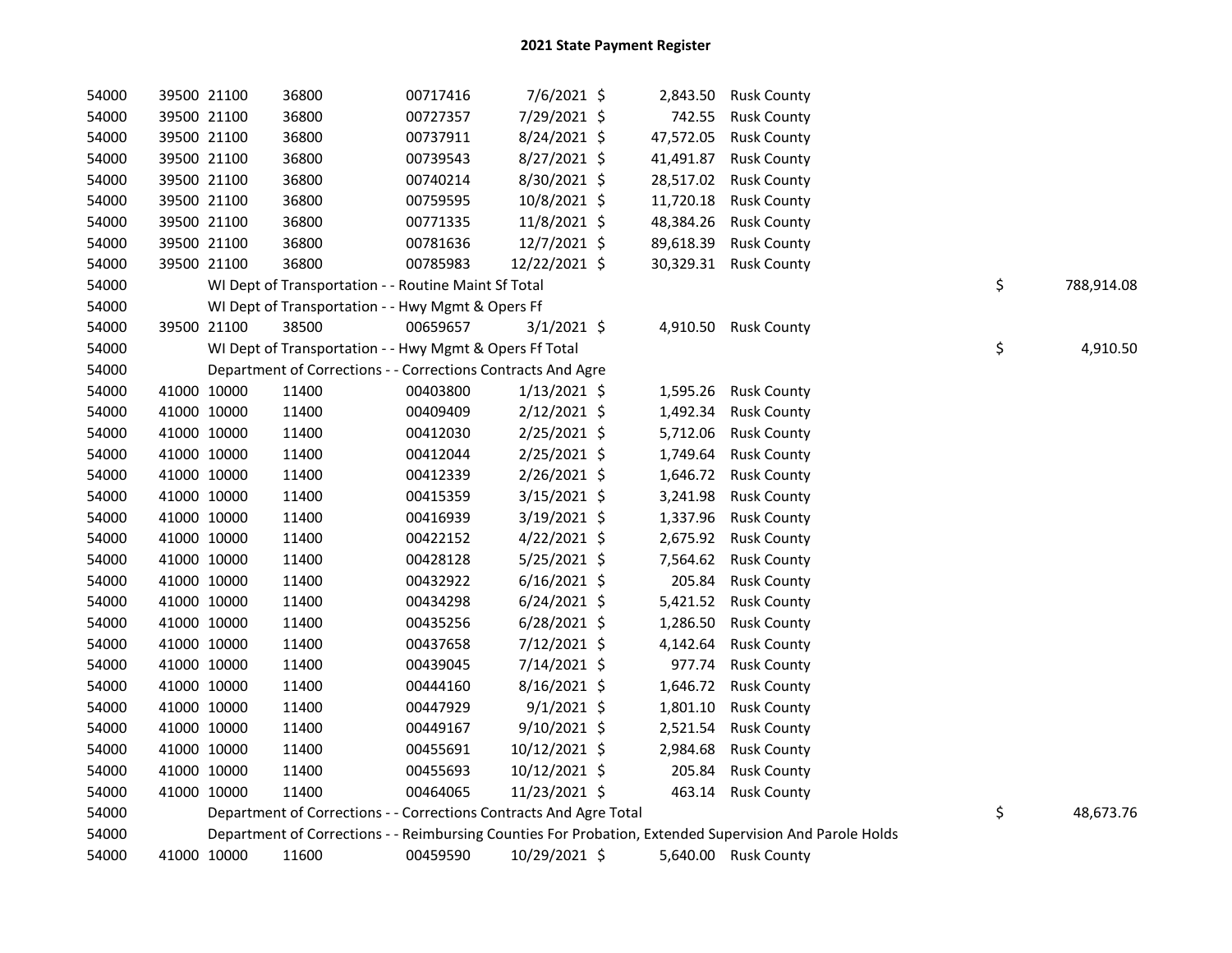# 2021 State Payment Register

| | | | | | | | | | |
|---|---|---|---|---|---|---|---|---|---|
| 54000 | 39500 | 21100 | 36800 | 00717416 | 7/6/2021 | $ | 2,843.50 | Rusk County | | |
| 54000 | 39500 | 21100 | 36800 | 00727357 | 7/29/2021 | $ | 742.55 | Rusk County | | |
| 54000 | 39500 | 21100 | 36800 | 00737911 | 8/24/2021 | $ | 47,572.05 | Rusk County | | |
| 54000 | 39500 | 21100 | 36800 | 00739543 | 8/27/2021 | $ | 41,491.87 | Rusk County | | |
| 54000 | 39500 | 21100 | 36800 | 00740214 | 8/30/2021 | $ | 28,517.02 | Rusk County | | |
| 54000 | 39500 | 21100 | 36800 | 00759595 | 10/8/2021 | $ | 11,720.18 | Rusk County | | |
| 54000 | 39500 | 21100 | 36800 | 00771335 | 11/8/2021 | $ | 48,384.26 | Rusk County | | |
| 54000 | 39500 | 21100 | 36800 | 00781636 | 12/7/2021 | $ | 89,618.39 | Rusk County | | |
| 54000 | 39500 | 21100 | 36800 | 00785983 | 12/22/2021 | $ | 30,329.31 | Rusk County | | |
| 54000 | | WI Dept of Transportation - - Routine Maint Sf Total | | | | | | | $ | 788,914.08 |
| 54000 | | WI Dept of Transportation - - Hwy Mgmt & Opers Ff | | | | | | | | |
| 54000 | 39500 | 21100 | 38500 | 00659657 | 3/1/2021 | $ | 4,910.50 | Rusk County | | |
| 54000 | | WI Dept of Transportation - - Hwy Mgmt & Opers Ff Total | | | | | | | $ | 4,910.50 |
| 54000 | | Department of Corrections - - Corrections Contracts And Agre | | | | | | | | |
| 54000 | 41000 | 10000 | 11400 | 00403800 | 1/13/2021 | $ | 1,595.26 | Rusk County | | |
| 54000 | 41000 | 10000 | 11400 | 00409409 | 2/12/2021 | $ | 1,492.34 | Rusk County | | |
| 54000 | 41000 | 10000 | 11400 | 00412030 | 2/25/2021 | $ | 5,712.06 | Rusk County | | |
| 54000 | 41000 | 10000 | 11400 | 00412044 | 2/25/2021 | $ | 1,749.64 | Rusk County | | |
| 54000 | 41000 | 10000 | 11400 | 00412339 | 2/26/2021 | $ | 1,646.72 | Rusk County | | |
| 54000 | 41000 | 10000 | 11400 | 00415359 | 3/15/2021 | $ | 3,241.98 | Rusk County | | |
| 54000 | 41000 | 10000 | 11400 | 00416939 | 3/19/2021 | $ | 1,337.96 | Rusk County | | |
| 54000 | 41000 | 10000 | 11400 | 00422152 | 4/22/2021 | $ | 2,675.92 | Rusk County | | |
| 54000 | 41000 | 10000 | 11400 | 00428128 | 5/25/2021 | $ | 7,564.62 | Rusk County | | |
| 54000 | 41000 | 10000 | 11400 | 00432922 | 6/16/2021 | $ | 205.84 | Rusk County | | |
| 54000 | 41000 | 10000 | 11400 | 00434298 | 6/24/2021 | $ | 5,421.52 | Rusk County | | |
| 54000 | 41000 | 10000 | 11400 | 00435256 | 6/28/2021 | $ | 1,286.50 | Rusk County | | |
| 54000 | 41000 | 10000 | 11400 | 00437658 | 7/12/2021 | $ | 4,142.64 | Rusk County | | |
| 54000 | 41000 | 10000 | 11400 | 00439045 | 7/14/2021 | $ | 977.74 | Rusk County | | |
| 54000 | 41000 | 10000 | 11400 | 00444160 | 8/16/2021 | $ | 1,646.72 | Rusk County | | |
| 54000 | 41000 | 10000 | 11400 | 00447929 | 9/1/2021 | $ | 1,801.10 | Rusk County | | |
| 54000 | 41000 | 10000 | 11400 | 00449167 | 9/10/2021 | $ | 2,521.54 | Rusk County | | |
| 54000 | 41000 | 10000 | 11400 | 00455691 | 10/12/2021 | $ | 2,984.68 | Rusk County | | |
| 54000 | 41000 | 10000 | 11400 | 00455693 | 10/12/2021 | $ | 205.84 | Rusk County | | |
| 54000 | 41000 | 10000 | 11400 | 00464065 | 11/23/2021 | $ | 463.14 | Rusk County | | |
| 54000 | | Department of Corrections - - Corrections Contracts And Agre Total | | | | | | | $ | 48,673.76 |
| 54000 | | Department of Corrections - - Reimbursing Counties For Probation, Extended Supervision And Parole Holds | | | | | | | | |
| 54000 | 41000 | 10000 | 11600 | 00459590 | 10/29/2021 | $ | 5,640.00 | Rusk County | | |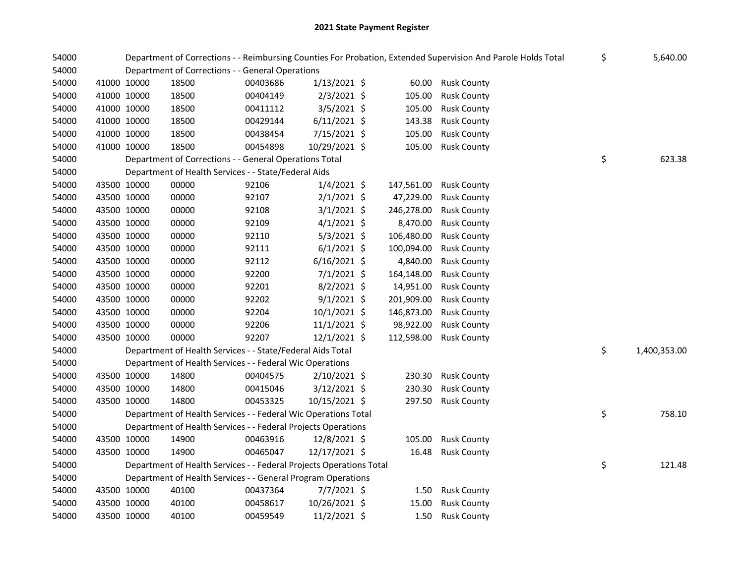# 2021 State Payment Register

| | | | | | | | | | |
|---|---|---|---|---|---|---|---|---|---|
| 54000 | | | Department of Corrections - - Reimbursing Counties For Probation, Extended Supervision And Parole Holds Total | | | | | $ | 5,640.00 |
| 54000 | | | Department of Corrections - - General Operations | | | | | | |
| 54000 | 41000 | 10000 | 18500 | 00403686 | 1/13/2021 | $ 60.00 | Rusk County | | |
| 54000 | 41000 | 10000 | 18500 | 00404149 | 2/3/2021 | $ 105.00 | Rusk County | | |
| 54000 | 41000 | 10000 | 18500 | 00411112 | 3/5/2021 | $ 105.00 | Rusk County | | |
| 54000 | 41000 | 10000 | 18500 | 00429144 | 6/11/2021 | $ 143.38 | Rusk County | | |
| 54000 | 41000 | 10000 | 18500 | 00438454 | 7/15/2021 | $ 105.00 | Rusk County | | |
| 54000 | 41000 | 10000 | 18500 | 00454898 | 10/29/2021 | $ 105.00 | Rusk County | | |
| 54000 | | | Department of Corrections - - General Operations Total | | | | | $ | 623.38 |
| 54000 | | | Department of Health Services - - State/Federal Aids | | | | | | |
| 54000 | 43500 | 10000 | 00000 | 92106 | 1/4/2021 | $ 147,561.00 | Rusk County | | |
| 54000 | 43500 | 10000 | 00000 | 92107 | 2/1/2021 | $ 47,229.00 | Rusk County | | |
| 54000 | 43500 | 10000 | 00000 | 92108 | 3/1/2021 | $ 246,278.00 | Rusk County | | |
| 54000 | 43500 | 10000 | 00000 | 92109 | 4/1/2021 | $ 8,470.00 | Rusk County | | |
| 54000 | 43500 | 10000 | 00000 | 92110 | 5/3/2021 | $ 106,480.00 | Rusk County | | |
| 54000 | 43500 | 10000 | 00000 | 92111 | 6/1/2021 | $ 100,094.00 | Rusk County | | |
| 54000 | 43500 | 10000 | 00000 | 92112 | 6/16/2021 | $ 4,840.00 | Rusk County | | |
| 54000 | 43500 | 10000 | 00000 | 92200 | 7/1/2021 | $ 164,148.00 | Rusk County | | |
| 54000 | 43500 | 10000 | 00000 | 92201 | 8/2/2021 | $ 14,951.00 | Rusk County | | |
| 54000 | 43500 | 10000 | 00000 | 92202 | 9/1/2021 | $ 201,909.00 | Rusk County | | |
| 54000 | 43500 | 10000 | 00000 | 92204 | 10/1/2021 | $ 146,873.00 | Rusk County | | |
| 54000 | 43500 | 10000 | 00000 | 92206 | 11/1/2021 | $ 98,922.00 | Rusk County | | |
| 54000 | 43500 | 10000 | 00000 | 92207 | 12/1/2021 | $ 112,598.00 | Rusk County | | |
| 54000 | | | Department of Health Services - - State/Federal Aids Total | | | | | $ | 1,400,353.00 |
| 54000 | | | Department of Health Services - - Federal Wic Operations | | | | | | |
| 54000 | 43500 | 10000 | 14800 | 00404575 | 2/10/2021 | $ 230.30 | Rusk County | | |
| 54000 | 43500 | 10000 | 14800 | 00415046 | 3/12/2021 | $ 230.30 | Rusk County | | |
| 54000 | 43500 | 10000 | 14800 | 00453325 | 10/15/2021 | $ 297.50 | Rusk County | | |
| 54000 | | | Department of Health Services - - Federal Wic Operations Total | | | | | $ | 758.10 |
| 54000 | | | Department of Health Services - - Federal Projects Operations | | | | | | |
| 54000 | 43500 | 10000 | 14900 | 00463916 | 12/8/2021 | $ 105.00 | Rusk County | | |
| 54000 | 43500 | 10000 | 14900 | 00465047 | 12/17/2021 | $ 16.48 | Rusk County | | |
| 54000 | | | Department of Health Services - - Federal Projects Operations Total | | | | | $ | 121.48 |
| 54000 | | | Department of Health Services - - General Program Operations | | | | | | |
| 54000 | 43500 | 10000 | 40100 | 00437364 | 7/7/2021 | $ 1.50 | Rusk County | | |
| 54000 | 43500 | 10000 | 40100 | 00458617 | 10/26/2021 | $ 15.00 | Rusk County | | |
| 54000 | 43500 | 10000 | 40100 | 00459549 | 11/2/2021 | $ 1.50 | Rusk County | | |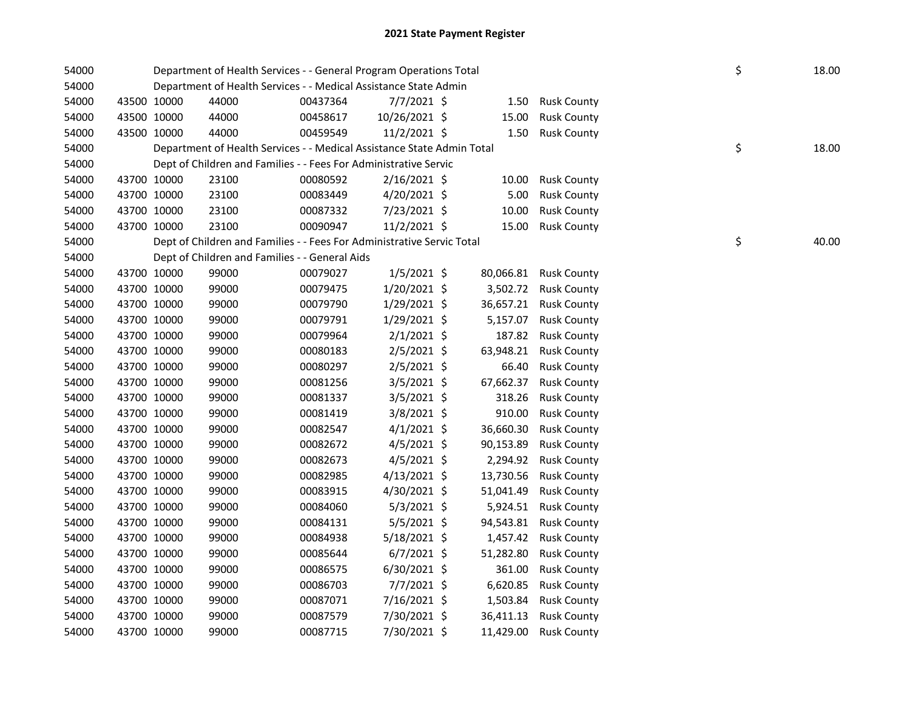# 2021 State Payment Register

| | | | | | | | | | |
|---|---|---|---|---|---|---|---|---|---|
| 54000 | | Department of Health Services - - General Program Operations Total | | | | | | $ | 18.00 |
| 54000 | | Department of Health Services - - Medical Assistance State Admin | | | | | | | |
| 54000 | 43500 | 10000 | 44000 | 00437364 | 7/7/2021 | $ 1.50 | Rusk County | | |
| 54000 | 43500 | 10000 | 44000 | 00458617 | 10/26/2021 | $ 15.00 | Rusk County | | |
| 54000 | 43500 | 10000 | 44000 | 00459549 | 11/2/2021 | $ 1.50 | Rusk County | | |
| 54000 | | Department of Health Services - - Medical Assistance State Admin Total | | | | | | $ | 18.00 |
| 54000 | | Dept of Children and Families - - Fees For Administrative Servic | | | | | | | |
| 54000 | 43700 | 10000 | 23100 | 00080592 | 2/16/2021 | $ 10.00 | Rusk County | | |
| 54000 | 43700 | 10000 | 23100 | 00083449 | 4/20/2021 | $ 5.00 | Rusk County | | |
| 54000 | 43700 | 10000 | 23100 | 00087332 | 7/23/2021 | $ 10.00 | Rusk County | | |
| 54000 | 43700 | 10000 | 23100 | 00090947 | 11/2/2021 | $ 15.00 | Rusk County | | |
| 54000 | | Dept of Children and Families - - Fees For Administrative Servic Total | | | | | | $ | 40.00 |
| 54000 | | Dept of Children and Families - - General Aids | | | | | | | |
| 54000 | 43700 | 10000 | 99000 | 00079027 | 1/5/2021 | $ 80,066.81 | Rusk County | | |
| 54000 | 43700 | 10000 | 99000 | 00079475 | 1/20/2021 | $ 3,502.72 | Rusk County | | |
| 54000 | 43700 | 10000 | 99000 | 00079790 | 1/29/2021 | $ 36,657.21 | Rusk County | | |
| 54000 | 43700 | 10000 | 99000 | 00079791 | 1/29/2021 | $ 5,157.07 | Rusk County | | |
| 54000 | 43700 | 10000 | 99000 | 00079964 | 2/1/2021 | $ 187.82 | Rusk County | | |
| 54000 | 43700 | 10000 | 99000 | 00080183 | 2/5/2021 | $ 63,948.21 | Rusk County | | |
| 54000 | 43700 | 10000 | 99000 | 00080297 | 2/5/2021 | $ 66.40 | Rusk County | | |
| 54000 | 43700 | 10000 | 99000 | 00081256 | 3/5/2021 | $ 67,662.37 | Rusk County | | |
| 54000 | 43700 | 10000 | 99000 | 00081337 | 3/5/2021 | $ 318.26 | Rusk County | | |
| 54000 | 43700 | 10000 | 99000 | 00081419 | 3/8/2021 | $ 910.00 | Rusk County | | |
| 54000 | 43700 | 10000 | 99000 | 00082547 | 4/1/2021 | $ 36,660.30 | Rusk County | | |
| 54000 | 43700 | 10000 | 99000 | 00082672 | 4/5/2021 | $ 90,153.89 | Rusk County | | |
| 54000 | 43700 | 10000 | 99000 | 00082673 | 4/5/2021 | $ 2,294.92 | Rusk County | | |
| 54000 | 43700 | 10000 | 99000 | 00082985 | 4/13/2021 | $ 13,730.56 | Rusk County | | |
| 54000 | 43700 | 10000 | 99000 | 00083915 | 4/30/2021 | $ 51,041.49 | Rusk County | | |
| 54000 | 43700 | 10000 | 99000 | 00084060 | 5/3/2021 | $ 5,924.51 | Rusk County | | |
| 54000 | 43700 | 10000 | 99000 | 00084131 | 5/5/2021 | $ 94,543.81 | Rusk County | | |
| 54000 | 43700 | 10000 | 99000 | 00084938 | 5/18/2021 | $ 1,457.42 | Rusk County | | |
| 54000 | 43700 | 10000 | 99000 | 00085644 | 6/7/2021 | $ 51,282.80 | Rusk County | | |
| 54000 | 43700 | 10000 | 99000 | 00086575 | 6/30/2021 | $ 361.00 | Rusk County | | |
| 54000 | 43700 | 10000 | 99000 | 00086703 | 7/7/2021 | $ 6,620.85 | Rusk County | | |
| 54000 | 43700 | 10000 | 99000 | 00087071 | 7/16/2021 | $ 1,503.84 | Rusk County | | |
| 54000 | 43700 | 10000 | 99000 | 00087579 | 7/30/2021 | $ 36,411.13 | Rusk County | | |
| 54000 | 43700 | 10000 | 99000 | 00087715 | 7/30/2021 | $ 11,429.00 | Rusk County | | |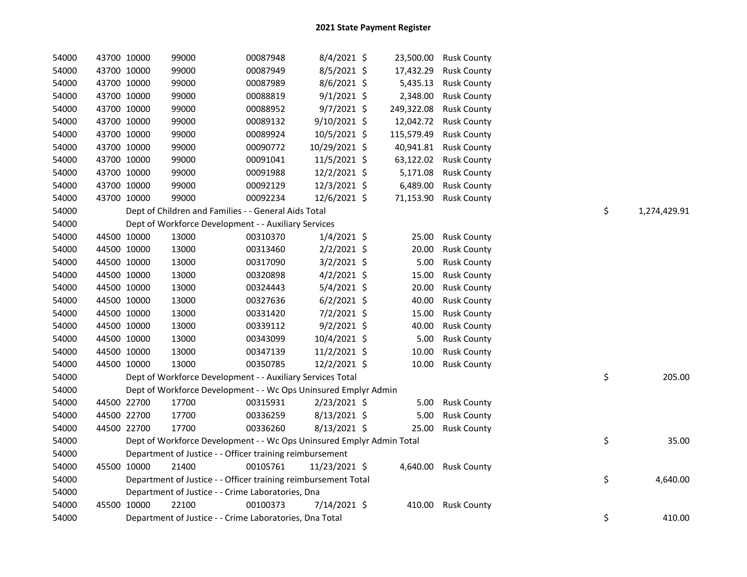# 2021 State Payment Register

| | | | | | | | | | |
|---|---|---|---|---|---|---|---|---|---|
| 54000 | 43700 | 10000 | 99000 | 00087948 | 8/4/2021 | $ 23,500.00 | Rusk County | | |
| 54000 | 43700 | 10000 | 99000 | 00087949 | 8/5/2021 | $ 17,432.29 | Rusk County | | |
| 54000 | 43700 | 10000 | 99000 | 00087989 | 8/6/2021 | $ 5,435.13 | Rusk County | | |
| 54000 | 43700 | 10000 | 99000 | 00088819 | 9/1/2021 | $ 2,348.00 | Rusk County | | |
| 54000 | 43700 | 10000 | 99000 | 00088952 | 9/7/2021 | $ 249,322.08 | Rusk County | | |
| 54000 | 43700 | 10000 | 99000 | 00089132 | 9/10/2021 | $ 12,042.72 | Rusk County | | |
| 54000 | 43700 | 10000 | 99000 | 00089924 | 10/5/2021 | $ 115,579.49 | Rusk County | | |
| 54000 | 43700 | 10000 | 99000 | 00090772 | 10/29/2021 | $ 40,941.81 | Rusk County | | |
| 54000 | 43700 | 10000 | 99000 | 00091041 | 11/5/2021 | $ 63,122.02 | Rusk County | | |
| 54000 | 43700 | 10000 | 99000 | 00091988 | 12/2/2021 | $ 5,171.08 | Rusk County | | |
| 54000 | 43700 | 10000 | 99000 | 00092129 | 12/3/2021 | $ 6,489.00 | Rusk County | | |
| 54000 | 43700 | 10000 | 99000 | 00092234 | 12/6/2021 | $ 71,153.90 | Rusk County | | |
| 54000 | | Dept of Children and Families - - General Aids Total | | | | | | $ | 1,274,429.91 |
| 54000 | | Dept of Workforce Development - - Auxiliary Services | | | | | | | |
| 54000 | 44500 | 10000 | 13000 | 00310370 | 1/4/2021 | $ 25.00 | Rusk County | | |
| 54000 | 44500 | 10000 | 13000 | 00313460 | 2/2/2021 | $ 20.00 | Rusk County | | |
| 54000 | 44500 | 10000 | 13000 | 00317090 | 3/2/2021 | $ 5.00 | Rusk County | | |
| 54000 | 44500 | 10000 | 13000 | 00320898 | 4/2/2021 | $ 15.00 | Rusk County | | |
| 54000 | 44500 | 10000 | 13000 | 00324443 | 5/4/2021 | $ 20.00 | Rusk County | | |
| 54000 | 44500 | 10000 | 13000 | 00327636 | 6/2/2021 | $ 40.00 | Rusk County | | |
| 54000 | 44500 | 10000 | 13000 | 00331420 | 7/2/2021 | $ 15.00 | Rusk County | | |
| 54000 | 44500 | 10000 | 13000 | 00339112 | 9/2/2021 | $ 40.00 | Rusk County | | |
| 54000 | 44500 | 10000 | 13000 | 00343099 | 10/4/2021 | $ 5.00 | Rusk County | | |
| 54000 | 44500 | 10000 | 13000 | 00347139 | 11/2/2021 | $ 10.00 | Rusk County | | |
| 54000 | 44500 | 10000 | 13000 | 00350785 | 12/2/2021 | $ 10.00 | Rusk County | | |
| 54000 | | Dept of Workforce Development - - Auxiliary Services Total | | | | | | $ | 205.00 |
| 54000 | | Dept of Workforce Development - - Wc Ops Uninsured Emplyr Admin | | | | | | | |
| 54000 | 44500 | 22700 | 17700 | 00315931 | 2/23/2021 | $ 5.00 | Rusk County | | |
| 54000 | 44500 | 22700 | 17700 | 00336259 | 8/13/2021 | $ 5.00 | Rusk County | | |
| 54000 | 44500 | 22700 | 17700 | 00336260 | 8/13/2021 | $ 25.00 | Rusk County | | |
| 54000 | | Dept of Workforce Development - - Wc Ops Uninsured Emplyr Admin Total | | | | | | $ | 35.00 |
| 54000 | | Department of Justice - - Officer training reimbursement | | | | | | | |
| 54000 | 45500 | 10000 | 21400 | 00105761 | 11/23/2021 | $ 4,640.00 | Rusk County | | |
| 54000 | | Department of Justice - - Officer training reimbursement Total | | | | | | $ | 4,640.00 |
| 54000 | | Department of Justice - - Crime Laboratories, Dna | | | | | | | |
| 54000 | 45500 | 10000 | 22100 | 00100373 | 7/14/2021 | $ 410.00 | Rusk County | | |
| 54000 | | Department of Justice - - Crime Laboratories, Dna Total | | | | | | $ | 410.00 |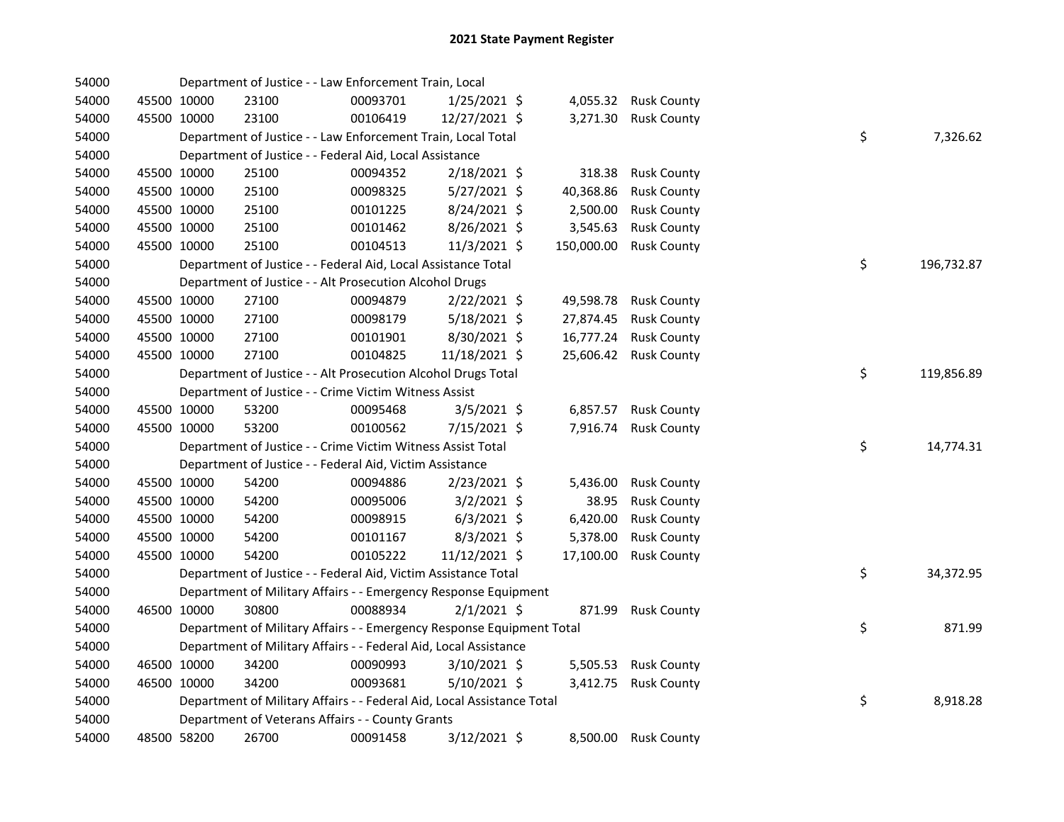## 2021 State Payment Register

| | | | | | | | | | |
|---|---|---|---|---|---|---|---|---|---|
| 54000 | | | Department of Justice - - Law Enforcement Train, Local | | | | | | |
| 54000 | 45500 | 10000 | 23100 | 00093701 | 1/25/2021 | $ 4,055.32 | Rusk County | | |
| 54000 | 45500 | 10000 | 23100 | 00106419 | 12/27/2021 | $ 3,271.30 | Rusk County | | |
| 54000 | | | Department of Justice - - Law Enforcement Train, Local Total | | | | | $ | 7,326.62 |
| 54000 | | | Department of Justice - - Federal Aid, Local Assistance | | | | | | |
| 54000 | 45500 | 10000 | 25100 | 00094352 | 2/18/2021 | $ 318.38 | Rusk County | | |
| 54000 | 45500 | 10000 | 25100 | 00098325 | 5/27/2021 | $ 40,368.86 | Rusk County | | |
| 54000 | 45500 | 10000 | 25100 | 00101225 | 8/24/2021 | $ 2,500.00 | Rusk County | | |
| 54000 | 45500 | 10000 | 25100 | 00101462 | 8/26/2021 | $ 3,545.63 | Rusk County | | |
| 54000 | 45500 | 10000 | 25100 | 00104513 | 11/3/2021 | $ 150,000.00 | Rusk County | | |
| 54000 | | | Department of Justice - - Federal Aid, Local Assistance Total | | | | | $ | 196,732.87 |
| 54000 | | | Department of Justice - - Alt Prosecution Alcohol Drugs | | | | | | |
| 54000 | 45500 | 10000 | 27100 | 00094879 | 2/22/2021 | $ 49,598.78 | Rusk County | | |
| 54000 | 45500 | 10000 | 27100 | 00098179 | 5/18/2021 | $ 27,874.45 | Rusk County | | |
| 54000 | 45500 | 10000 | 27100 | 00101901 | 8/30/2021 | $ 16,777.24 | Rusk County | | |
| 54000 | 45500 | 10000 | 27100 | 00104825 | 11/18/2021 | $ 25,606.42 | Rusk County | | |
| 54000 | | | Department of Justice - - Alt Prosecution Alcohol Drugs Total | | | | | $ | 119,856.89 |
| 54000 | | | Department of Justice - - Crime Victim Witness Assist | | | | | | |
| 54000 | 45500 | 10000 | 53200 | 00095468 | 3/5/2021 | $ 6,857.57 | Rusk County | | |
| 54000 | 45500 | 10000 | 53200 | 00100562 | 7/15/2021 | $ 7,916.74 | Rusk County | | |
| 54000 | | | Department of Justice - - Crime Victim Witness Assist Total | | | | | $ | 14,774.31 |
| 54000 | | | Department of Justice - - Federal Aid, Victim Assistance | | | | | | |
| 54000 | 45500 | 10000 | 54200 | 00094886 | 2/23/2021 | $ 5,436.00 | Rusk County | | |
| 54000 | 45500 | 10000 | 54200 | 00095006 | 3/2/2021 | $ 38.95 | Rusk County | | |
| 54000 | 45500 | 10000 | 54200 | 00098915 | 6/3/2021 | $ 6,420.00 | Rusk County | | |
| 54000 | 45500 | 10000 | 54200 | 00101167 | 8/3/2021 | $ 5,378.00 | Rusk County | | |
| 54000 | 45500 | 10000 | 54200 | 00105222 | 11/12/2021 | $ 17,100.00 | Rusk County | | |
| 54000 | | | Department of Justice - - Federal Aid, Victim Assistance Total | | | | | $ | 34,372.95 |
| 54000 | | | Department of Military Affairs - - Emergency Response Equipment | | | | | | |
| 54000 | 46500 | 10000 | 30800 | 00088934 | 2/1/2021 | $ 871.99 | Rusk County | | |
| 54000 | | | Department of Military Affairs - - Emergency Response Equipment Total | | | | | $ | 871.99 |
| 54000 | | | Department of Military Affairs - - Federal Aid, Local Assistance | | | | | | |
| 54000 | 46500 | 10000 | 34200 | 00090993 | 3/10/2021 | $ 5,505.53 | Rusk County | | |
| 54000 | 46500 | 10000 | 34200 | 00093681 | 5/10/2021 | $ 3,412.75 | Rusk County | | |
| 54000 | | | Department of Military Affairs - - Federal Aid, Local Assistance Total | | | | | $ | 8,918.28 |
| 54000 | | | Department of Veterans Affairs - - County Grants | | | | | | |
| 54000 | 48500 | 58200 | 26700 | 00091458 | 3/12/2021 | $ 8,500.00 | Rusk County | | |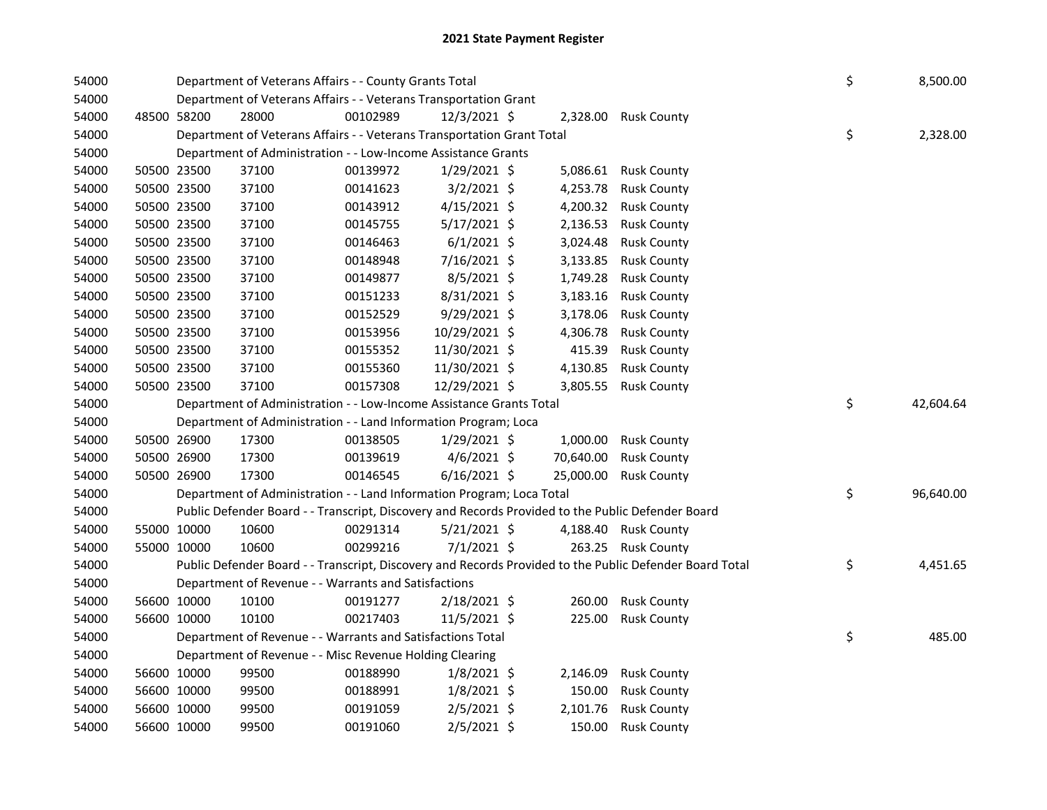# 2021 State Payment Register

| | | | | | | | | | |
|---|---|---|---|---|---|---|---|---|---|
| 54000 | | | Department of Veterans Affairs - - County Grants Total | | | | | $ | 8,500.00 |
| 54000 | | | Department of Veterans Affairs - - Veterans Transportation Grant | | | | | | |
| 54000 | 48500 58200 | 28000 | 00102989 | 12/3/2021 | $ | 2,328.00 | Rusk County | | |
| 54000 | | | Department of Veterans Affairs - - Veterans Transportation Grant Total | | | | | $ | 2,328.00 |
| 54000 | | | Department of Administration - - Low-Income Assistance Grants | | | | | | |
| 54000 | 50500 23500 | 37100 | 00139972 | 1/29/2021 | $ | 5,086.61 | Rusk County | | |
| 54000 | 50500 23500 | 37100 | 00141623 | 3/2/2021 | $ | 4,253.78 | Rusk County | | |
| 54000 | 50500 23500 | 37100 | 00143912 | 4/15/2021 | $ | 4,200.32 | Rusk County | | |
| 54000 | 50500 23500 | 37100 | 00145755 | 5/17/2021 | $ | 2,136.53 | Rusk County | | |
| 54000 | 50500 23500 | 37100 | 00146463 | 6/1/2021 | $ | 3,024.48 | Rusk County | | |
| 54000 | 50500 23500 | 37100 | 00148948 | 7/16/2021 | $ | 3,133.85 | Rusk County | | |
| 54000 | 50500 23500 | 37100 | 00149877 | 8/5/2021 | $ | 1,749.28 | Rusk County | | |
| 54000 | 50500 23500 | 37100 | 00151233 | 8/31/2021 | $ | 3,183.16 | Rusk County | | |
| 54000 | 50500 23500 | 37100 | 00152529 | 9/29/2021 | $ | 3,178.06 | Rusk County | | |
| 54000 | 50500 23500 | 37100 | 00153956 | 10/29/2021 | $ | 4,306.78 | Rusk County | | |
| 54000 | 50500 23500 | 37100 | 00155352 | 11/30/2021 | $ | 415.39 | Rusk County | | |
| 54000 | 50500 23500 | 37100 | 00155360 | 11/30/2021 | $ | 4,130.85 | Rusk County | | |
| 54000 | 50500 23500 | 37100 | 00157308 | 12/29/2021 | $ | 3,805.55 | Rusk County | | |
| 54000 | | | Department of Administration - - Low-Income Assistance Grants Total | | | | | $ | 42,604.64 |
| 54000 | | | Department of Administration - - Land Information Program; Loca | | | | | | |
| 54000 | 50500 26900 | 17300 | 00138505 | 1/29/2021 | $ | 1,000.00 | Rusk County | | |
| 54000 | 50500 26900 | 17300 | 00139619 | 4/6/2021 | $ | 70,640.00 | Rusk County | | |
| 54000 | 50500 26900 | 17300 | 00146545 | 6/16/2021 | $ | 25,000.00 | Rusk County | | |
| 54000 | | | Department of Administration - - Land Information Program; Loca Total | | | | | $ | 96,640.00 |
| 54000 | | | Public Defender Board - - Transcript, Discovery and Records Provided to the Public Defender Board | | | | | | |
| 54000 | 55000 10000 | 10600 | 00291314 | 5/21/2021 | $ | 4,188.40 | Rusk County | | |
| 54000 | 55000 10000 | 10600 | 00299216 | 7/1/2021 | $ | 263.25 | Rusk County | | |
| 54000 | | | Public Defender Board - - Transcript, Discovery and Records Provided to the Public Defender Board Total | | | | | $ | 4,451.65 |
| 54000 | | | Department of Revenue - - Warrants and Satisfactions | | | | | | |
| 54000 | 56600 10000 | 10100 | 00191277 | 2/18/2021 | $ | 260.00 | Rusk County | | |
| 54000 | 56600 10000 | 10100 | 00217403 | 11/5/2021 | $ | 225.00 | Rusk County | | |
| 54000 | | | Department of Revenue - - Warrants and Satisfactions Total | | | | | $ | 485.00 |
| 54000 | | | Department of Revenue - - Misc Revenue Holding Clearing | | | | | | |
| 54000 | 56600 10000 | 99500 | 00188990 | 1/8/2021 | $ | 2,146.09 | Rusk County | | |
| 54000 | 56600 10000 | 99500 | 00188991 | 1/8/2021 | $ | 150.00 | Rusk County | | |
| 54000 | 56600 10000 | 99500 | 00191059 | 2/5/2021 | $ | 2,101.76 | Rusk County | | |
| 54000 | 56600 10000 | 99500 | 00191060 | 2/5/2021 | $ | 150.00 | Rusk County | | |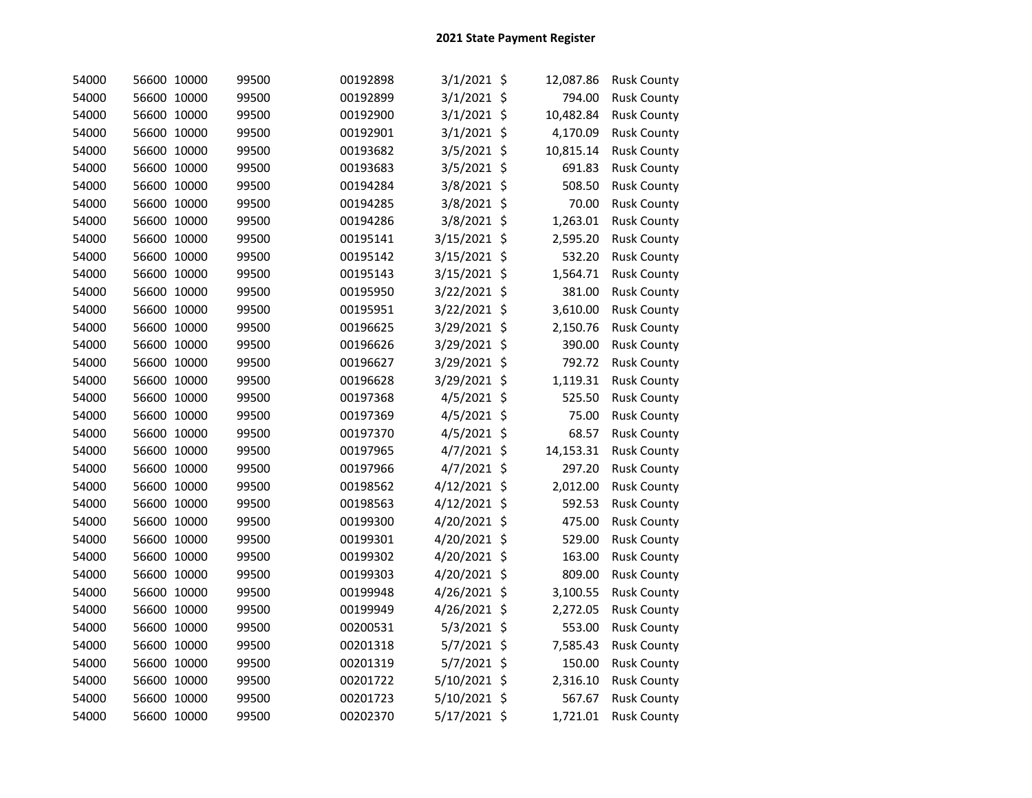## 2021 State Payment Register

| | | | | | | | | |
|---|---|---|---|---|---|---|---|---|
| 54000 | 56600 | 10000 | 99500 | 00192898 | 3/1/2021 | $ | 12,087.86 | Rusk County |
| 54000 | 56600 | 10000 | 99500 | 00192899 | 3/1/2021 | $ | 794.00 | Rusk County |
| 54000 | 56600 | 10000 | 99500 | 00192900 | 3/1/2021 | $ | 10,482.84 | Rusk County |
| 54000 | 56600 | 10000 | 99500 | 00192901 | 3/1/2021 | $ | 4,170.09 | Rusk County |
| 54000 | 56600 | 10000 | 99500 | 00193682 | 3/5/2021 | $ | 10,815.14 | Rusk County |
| 54000 | 56600 | 10000 | 99500 | 00193683 | 3/5/2021 | $ | 691.83 | Rusk County |
| 54000 | 56600 | 10000 | 99500 | 00194284 | 3/8/2021 | $ | 508.50 | Rusk County |
| 54000 | 56600 | 10000 | 99500 | 00194285 | 3/8/2021 | $ | 70.00 | Rusk County |
| 54000 | 56600 | 10000 | 99500 | 00194286 | 3/8/2021 | $ | 1,263.01 | Rusk County |
| 54000 | 56600 | 10000 | 99500 | 00195141 | 3/15/2021 | $ | 2,595.20 | Rusk County |
| 54000 | 56600 | 10000 | 99500 | 00195142 | 3/15/2021 | $ | 532.20 | Rusk County |
| 54000 | 56600 | 10000 | 99500 | 00195143 | 3/15/2021 | $ | 1,564.71 | Rusk County |
| 54000 | 56600 | 10000 | 99500 | 00195950 | 3/22/2021 | $ | 381.00 | Rusk County |
| 54000 | 56600 | 10000 | 99500 | 00195951 | 3/22/2021 | $ | 3,610.00 | Rusk County |
| 54000 | 56600 | 10000 | 99500 | 00196625 | 3/29/2021 | $ | 2,150.76 | Rusk County |
| 54000 | 56600 | 10000 | 99500 | 00196626 | 3/29/2021 | $ | 390.00 | Rusk County |
| 54000 | 56600 | 10000 | 99500 | 00196627 | 3/29/2021 | $ | 792.72 | Rusk County |
| 54000 | 56600 | 10000 | 99500 | 00196628 | 3/29/2021 | $ | 1,119.31 | Rusk County |
| 54000 | 56600 | 10000 | 99500 | 00197368 | 4/5/2021 | $ | 525.50 | Rusk County |
| 54000 | 56600 | 10000 | 99500 | 00197369 | 4/5/2021 | $ | 75.00 | Rusk County |
| 54000 | 56600 | 10000 | 99500 | 00197370 | 4/5/2021 | $ | 68.57 | Rusk County |
| 54000 | 56600 | 10000 | 99500 | 00197965 | 4/7/2021 | $ | 14,153.31 | Rusk County |
| 54000 | 56600 | 10000 | 99500 | 00197966 | 4/7/2021 | $ | 297.20 | Rusk County |
| 54000 | 56600 | 10000 | 99500 | 00198562 | 4/12/2021 | $ | 2,012.00 | Rusk County |
| 54000 | 56600 | 10000 | 99500 | 00198563 | 4/12/2021 | $ | 592.53 | Rusk County |
| 54000 | 56600 | 10000 | 99500 | 00199300 | 4/20/2021 | $ | 475.00 | Rusk County |
| 54000 | 56600 | 10000 | 99500 | 00199301 | 4/20/2021 | $ | 529.00 | Rusk County |
| 54000 | 56600 | 10000 | 99500 | 00199302 | 4/20/2021 | $ | 163.00 | Rusk County |
| 54000 | 56600 | 10000 | 99500 | 00199303 | 4/20/2021 | $ | 809.00 | Rusk County |
| 54000 | 56600 | 10000 | 99500 | 00199948 | 4/26/2021 | $ | 3,100.55 | Rusk County |
| 54000 | 56600 | 10000 | 99500 | 00199949 | 4/26/2021 | $ | 2,272.05 | Rusk County |
| 54000 | 56600 | 10000 | 99500 | 00200531 | 5/3/2021 | $ | 553.00 | Rusk County |
| 54000 | 56600 | 10000 | 99500 | 00201318 | 5/7/2021 | $ | 7,585.43 | Rusk County |
| 54000 | 56600 | 10000 | 99500 | 00201319 | 5/7/2021 | $ | 150.00 | Rusk County |
| 54000 | 56600 | 10000 | 99500 | 00201722 | 5/10/2021 | $ | 2,316.10 | Rusk County |
| 54000 | 56600 | 10000 | 99500 | 00201723 | 5/10/2021 | $ | 567.67 | Rusk County |
| 54000 | 56600 | 10000 | 99500 | 00202370 | 5/17/2021 | $ | 1,721.01 | Rusk County |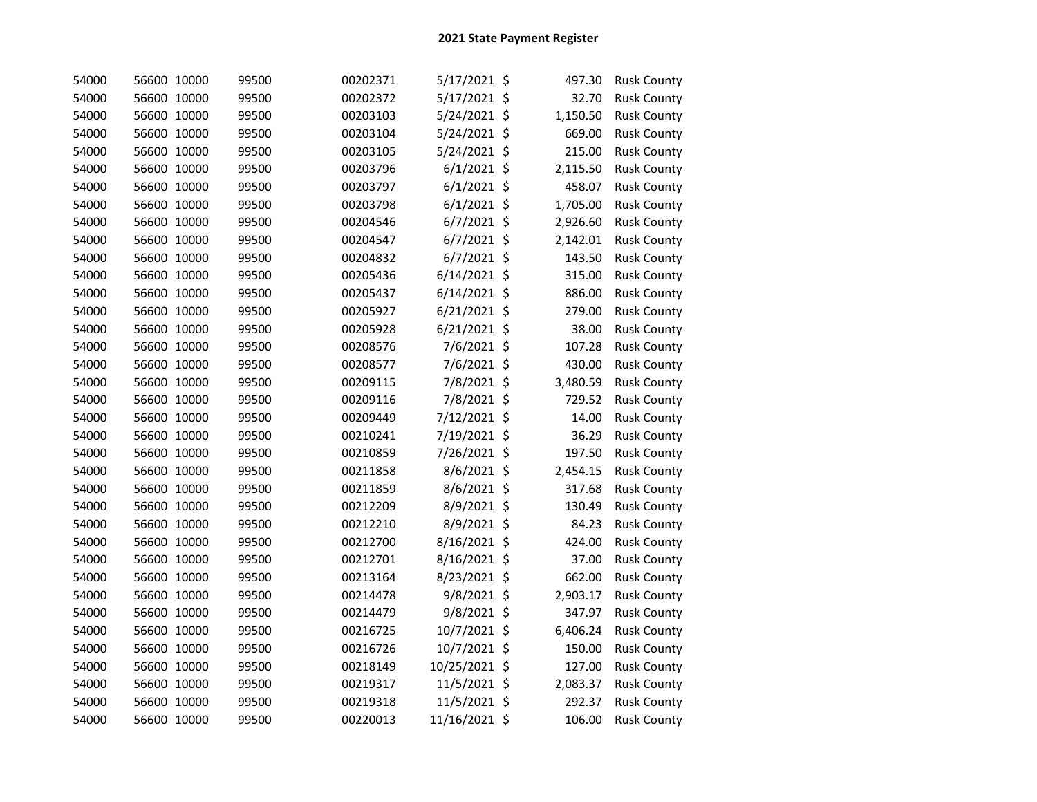# 2021 State Payment Register

| | | | | | | | | |
|---|---|---|---|---|---|---|---|---|
| 54000 | 56600 | 10000 | 99500 | 00202371 | 5/17/2021 | $ | 497.30 | Rusk County |
| 54000 | 56600 | 10000 | 99500 | 00202372 | 5/17/2021 | $ | 32.70 | Rusk County |
| 54000 | 56600 | 10000 | 99500 | 00203103 | 5/24/2021 | $ | 1,150.50 | Rusk County |
| 54000 | 56600 | 10000 | 99500 | 00203104 | 5/24/2021 | $ | 669.00 | Rusk County |
| 54000 | 56600 | 10000 | 99500 | 00203105 | 5/24/2021 | $ | 215.00 | Rusk County |
| 54000 | 56600 | 10000 | 99500 | 00203796 | 6/1/2021 | $ | 2,115.50 | Rusk County |
| 54000 | 56600 | 10000 | 99500 | 00203797 | 6/1/2021 | $ | 458.07 | Rusk County |
| 54000 | 56600 | 10000 | 99500 | 00203798 | 6/1/2021 | $ | 1,705.00 | Rusk County |
| 54000 | 56600 | 10000 | 99500 | 00204546 | 6/7/2021 | $ | 2,926.60 | Rusk County |
| 54000 | 56600 | 10000 | 99500 | 00204547 | 6/7/2021 | $ | 2,142.01 | Rusk County |
| 54000 | 56600 | 10000 | 99500 | 00204832 | 6/7/2021 | $ | 143.50 | Rusk County |
| 54000 | 56600 | 10000 | 99500 | 00205436 | 6/14/2021 | $ | 315.00 | Rusk County |
| 54000 | 56600 | 10000 | 99500 | 00205437 | 6/14/2021 | $ | 886.00 | Rusk County |
| 54000 | 56600 | 10000 | 99500 | 00205927 | 6/21/2021 | $ | 279.00 | Rusk County |
| 54000 | 56600 | 10000 | 99500 | 00205928 | 6/21/2021 | $ | 38.00 | Rusk County |
| 54000 | 56600 | 10000 | 99500 | 00208576 | 7/6/2021 | $ | 107.28 | Rusk County |
| 54000 | 56600 | 10000 | 99500 | 00208577 | 7/6/2021 | $ | 430.00 | Rusk County |
| 54000 | 56600 | 10000 | 99500 | 00209115 | 7/8/2021 | $ | 3,480.59 | Rusk County |
| 54000 | 56600 | 10000 | 99500 | 00209116 | 7/8/2021 | $ | 729.52 | Rusk County |
| 54000 | 56600 | 10000 | 99500 | 00209449 | 7/12/2021 | $ | 14.00 | Rusk County |
| 54000 | 56600 | 10000 | 99500 | 00210241 | 7/19/2021 | $ | 36.29 | Rusk County |
| 54000 | 56600 | 10000 | 99500 | 00210859 | 7/26/2021 | $ | 197.50 | Rusk County |
| 54000 | 56600 | 10000 | 99500 | 00211858 | 8/6/2021 | $ | 2,454.15 | Rusk County |
| 54000 | 56600 | 10000 | 99500 | 00211859 | 8/6/2021 | $ | 317.68 | Rusk County |
| 54000 | 56600 | 10000 | 99500 | 00212209 | 8/9/2021 | $ | 130.49 | Rusk County |
| 54000 | 56600 | 10000 | 99500 | 00212210 | 8/9/2021 | $ | 84.23 | Rusk County |
| 54000 | 56600 | 10000 | 99500 | 00212700 | 8/16/2021 | $ | 424.00 | Rusk County |
| 54000 | 56600 | 10000 | 99500 | 00212701 | 8/16/2021 | $ | 37.00 | Rusk County |
| 54000 | 56600 | 10000 | 99500 | 00213164 | 8/23/2021 | $ | 662.00 | Rusk County |
| 54000 | 56600 | 10000 | 99500 | 00214478 | 9/8/2021 | $ | 2,903.17 | Rusk County |
| 54000 | 56600 | 10000 | 99500 | 00214479 | 9/8/2021 | $ | 347.97 | Rusk County |
| 54000 | 56600 | 10000 | 99500 | 00216725 | 10/7/2021 | $ | 6,406.24 | Rusk County |
| 54000 | 56600 | 10000 | 99500 | 00216726 | 10/7/2021 | $ | 150.00 | Rusk County |
| 54000 | 56600 | 10000 | 99500 | 00218149 | 10/25/2021 | $ | 127.00 | Rusk County |
| 54000 | 56600 | 10000 | 99500 | 00219317 | 11/5/2021 | $ | 2,083.37 | Rusk County |
| 54000 | 56600 | 10000 | 99500 | 00219318 | 11/5/2021 | $ | 292.37 | Rusk County |
| 54000 | 56600 | 10000 | 99500 | 00220013 | 11/16/2021 | $ | 106.00 | Rusk County |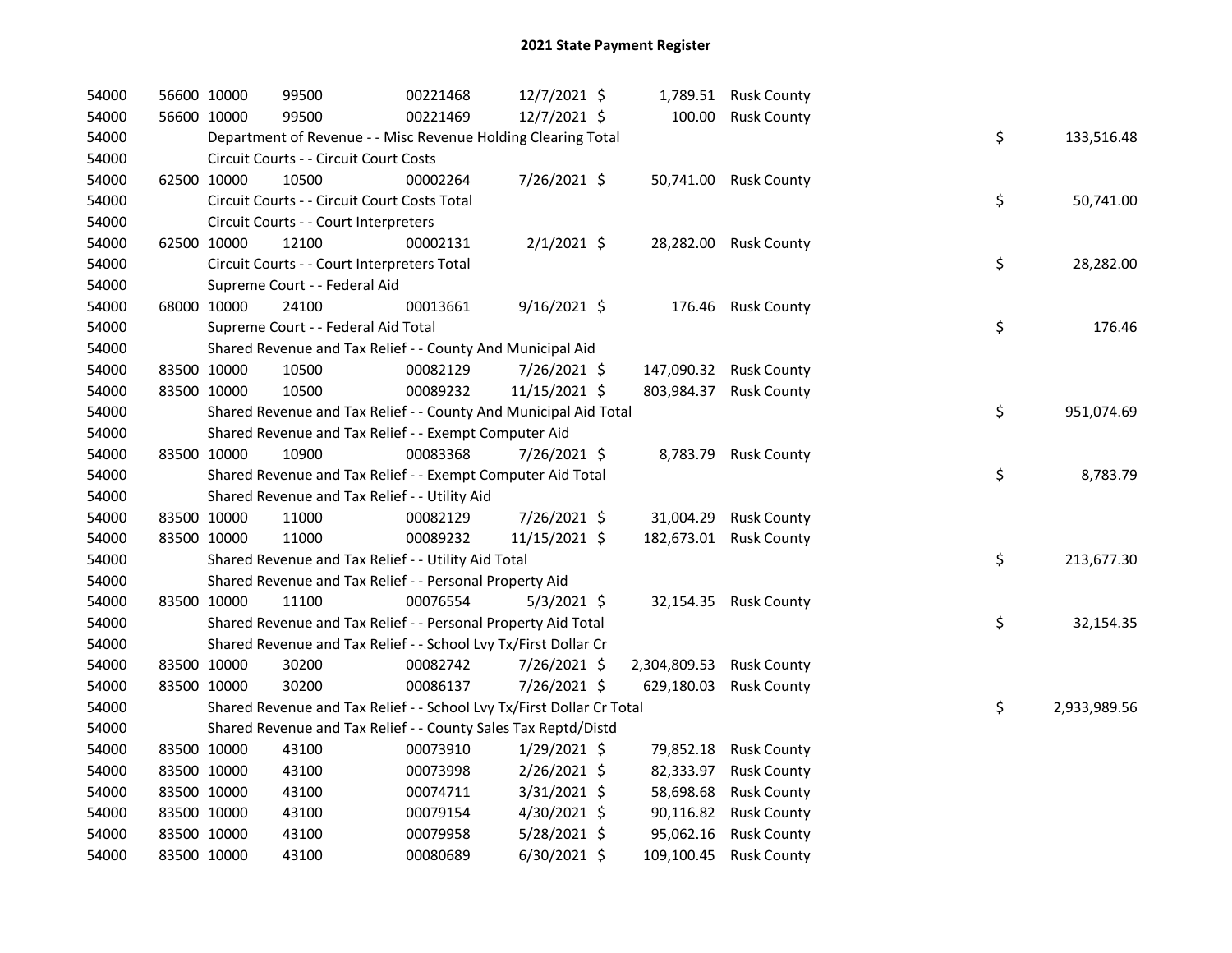# 2021 State Payment Register

| | | | | | | | | | |
|---|---|---|---|---|---|---|---|---|---|
| 54000 | 56600 | 10000 | 99500 | 00221468 | 12/7/2021 | $ 1,789.51 | Rusk County | | |
| 54000 | 56600 | 10000 | 99500 | 00221469 | 12/7/2021 | $ 100.00 | Rusk County | | |
| 54000 | | Department of Revenue - - Misc Revenue Holding Clearing Total | | | | | | $ | 133,516.48 |
| 54000 | | Circuit Courts - - Circuit Court Costs | | | | | | | |
| 54000 | 62500 | 10000 | 10500 | 00002264 | 7/26/2021 | $ 50,741.00 | Rusk County | | |
| 54000 | | Circuit Courts - - Circuit Court Costs Total | | | | | | $ | 50,741.00 |
| 54000 | | Circuit Courts - - Court Interpreters | | | | | | | |
| 54000 | 62500 | 10000 | 12100 | 00002131 | 2/1/2021 | $ 28,282.00 | Rusk County | | |
| 54000 | | Circuit Courts - - Court Interpreters Total | | | | | | $ | 28,282.00 |
| 54000 | | Supreme Court - - Federal Aid | | | | | | | |
| 54000 | 68000 | 10000 | 24100 | 00013661 | 9/16/2021 | $ 176.46 | Rusk County | | |
| 54000 | | Supreme Court - - Federal Aid Total | | | | | | $ | 176.46 |
| 54000 | | Shared Revenue and Tax Relief - - County And Municipal Aid | | | | | | | |
| 54000 | 83500 | 10000 | 10500 | 00082129 | 7/26/2021 | $ 147,090.32 | Rusk County | | |
| 54000 | 83500 | 10000 | 10500 | 00089232 | 11/15/2021 | $ 803,984.37 | Rusk County | | |
| 54000 | | Shared Revenue and Tax Relief - - County And Municipal Aid Total | | | | | | $ | 951,074.69 |
| 54000 | | Shared Revenue and Tax Relief - - Exempt Computer Aid | | | | | | | |
| 54000 | 83500 | 10000 | 10900 | 00083368 | 7/26/2021 | $ 8,783.79 | Rusk County | | |
| 54000 | | Shared Revenue and Tax Relief - - Exempt Computer Aid Total | | | | | | $ | 8,783.79 |
| 54000 | | Shared Revenue and Tax Relief - - Utility Aid | | | | | | | |
| 54000 | 83500 | 10000 | 11000 | 00082129 | 7/26/2021 | $ 31,004.29 | Rusk County | | |
| 54000 | 83500 | 10000 | 11000 | 00089232 | 11/15/2021 | $ 182,673.01 | Rusk County | | |
| 54000 | | Shared Revenue and Tax Relief - - Utility Aid Total | | | | | | $ | 213,677.30 |
| 54000 | | Shared Revenue and Tax Relief - - Personal Property Aid | | | | | | | |
| 54000 | 83500 | 10000 | 11100 | 00076554 | 5/3/2021 | $ 32,154.35 | Rusk County | | |
| 54000 | | Shared Revenue and Tax Relief - - Personal Property Aid Total | | | | | | $ | 32,154.35 |
| 54000 | | Shared Revenue and Tax Relief - - School Lvy Tx/First Dollar Cr | | | | | | | |
| 54000 | 83500 | 10000 | 30200 | 00082742 | 7/26/2021 | $ 2,304,809.53 | Rusk County | | |
| 54000 | 83500 | 10000 | 30200 | 00086137 | 7/26/2021 | $ 629,180.03 | Rusk County | | |
| 54000 | | Shared Revenue and Tax Relief - - School Lvy Tx/First Dollar Cr Total | | | | | | $ | 2,933,989.56 |
| 54000 | | Shared Revenue and Tax Relief - - County Sales Tax Reptd/Distd | | | | | | | |
| 54000 | 83500 | 10000 | 43100 | 00073910 | 1/29/2021 | $ 79,852.18 | Rusk County | | |
| 54000 | 83500 | 10000 | 43100 | 00073998 | 2/26/2021 | $ 82,333.97 | Rusk County | | |
| 54000 | 83500 | 10000 | 43100 | 00074711 | 3/31/2021 | $ 58,698.68 | Rusk County | | |
| 54000 | 83500 | 10000 | 43100 | 00079154 | 4/30/2021 | $ 90,116.82 | Rusk County | | |
| 54000 | 83500 | 10000 | 43100 | 00079958 | 5/28/2021 | $ 95,062.16 | Rusk County | | |
| 54000 | 83500 | 10000 | 43100 | 00080689 | 6/30/2021 | $ 109,100.45 | Rusk County | | |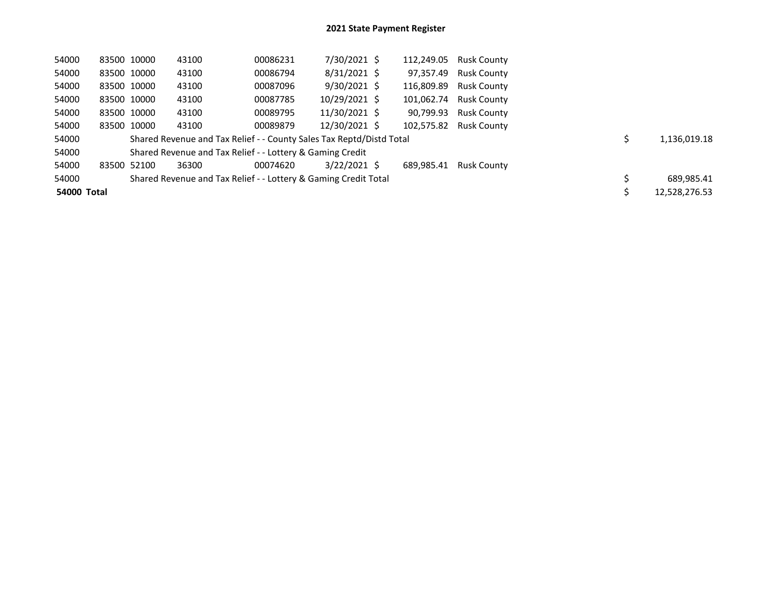## 2021 State Payment Register

| | | | | | | | | | |
|---|---|---|---|---|---|---|---|---|---|
| 54000 | 83500 | 10000 | 43100 | 00086231 | 7/30/2021 | $ 112,249.05 | Rusk County | | |
| 54000 | 83500 | 10000 | 43100 | 00086794 | 8/31/2021 | $ 97,357.49 | Rusk County | | |
| 54000 | 83500 | 10000 | 43100 | 00087096 | 9/30/2021 | $ 116,809.89 | Rusk County | | |
| 54000 | 83500 | 10000 | 43100 | 00087785 | 10/29/2021 | $ 101,062.74 | Rusk County | | |
| 54000 | 83500 | 10000 | 43100 | 00089795 | 11/30/2021 | $ 90,799.93 | Rusk County | | |
| 54000 | 83500 | 10000 | 43100 | 00089879 | 12/30/2021 | $ 102,575.82 | Rusk County | | |
| 54000 | | Shared Revenue and Tax Relief - - County Sales Tax Reptd/Distd Total | | | | | | $ | 1,136,019.18 |
| 54000 | | Shared Revenue and Tax Relief - - Lottery & Gaming Credit | | | | | | | |
| 54000 | 83500 | 52100 | 36300 | 00074620 | 3/22/2021 | $ 689,985.41 | Rusk County | | |
| 54000 | | Shared Revenue and Tax Relief - - Lottery & Gaming Credit Total | | | | | | $ | 689,985.41 |
| **54000 Total** | | | | | | | | $ | 12,528,276.53 |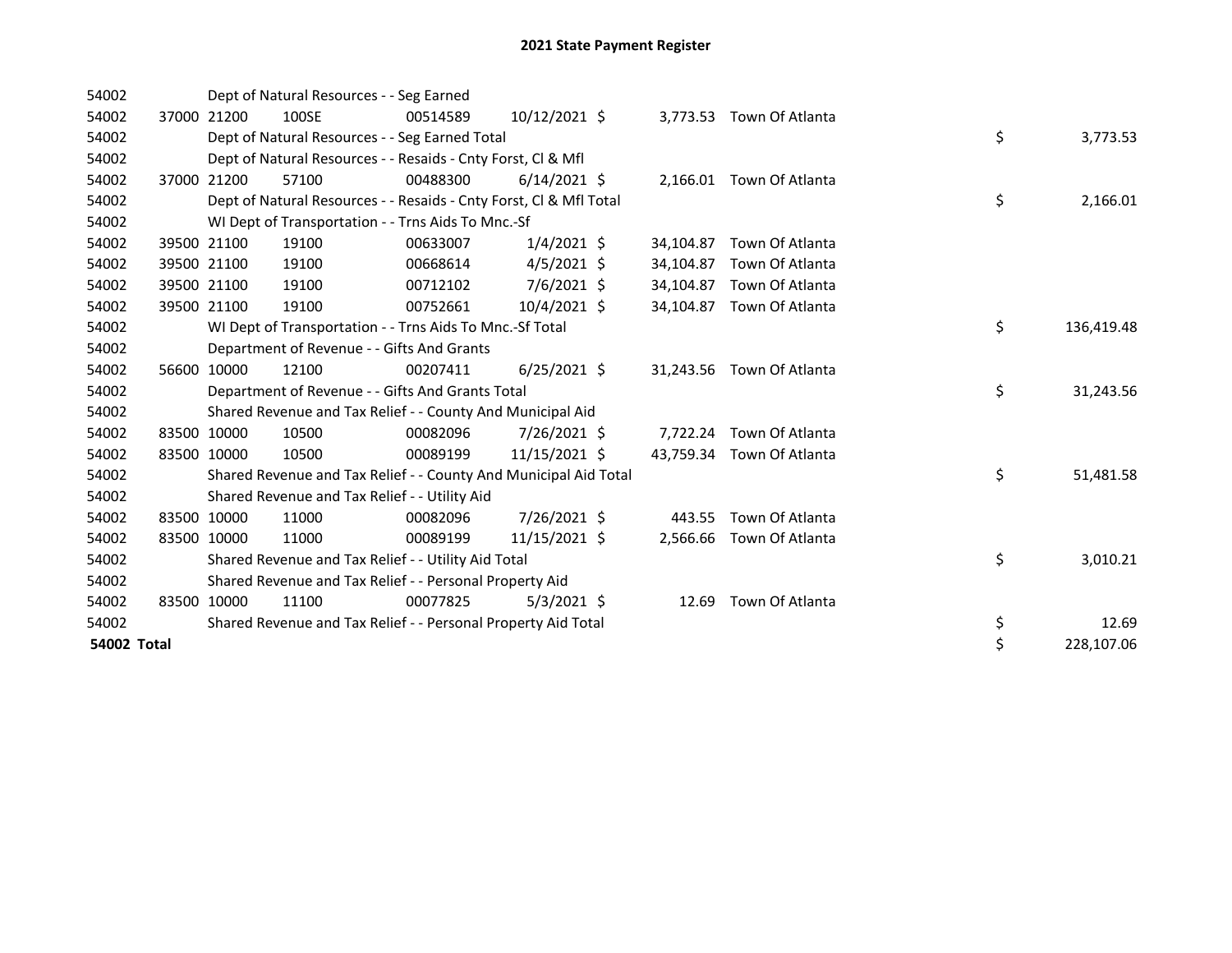# 2021 State Payment Register

| | | | | | | | | | |
|---|---|---|---|---|---|---|---|---|---|
| 54002 | | | Dept of Natural Resources - - Seg Earned | | | | | | |
| 54002 | 37000 | 21200 | 100SE | 00514589 | 10/12/2021 | $ | 3,773.53 | Town Of Atlanta | |
| 54002 | | | Dept of Natural Resources - - Seg Earned Total | | | | | | $ 3,773.53 |
| 54002 | | | Dept of Natural Resources - - Resaids - Cnty Forst, Cl & Mfl | | | | | | |
| 54002 | 37000 | 21200 | 57100 | 00488300 | 6/14/2021 | $ | 2,166.01 | Town Of Atlanta | |
| 54002 | | | Dept of Natural Resources - - Resaids - Cnty Forst, Cl & Mfl Total | | | | | | $ 2,166.01 |
| 54002 | | | WI Dept of Transportation - - Trns Aids To Mnc.-Sf | | | | | | |
| 54002 | 39500 | 21100 | 19100 | 00633007 | 1/4/2021 | $ | 34,104.87 | Town Of Atlanta | |
| 54002 | 39500 | 21100 | 19100 | 00668614 | 4/5/2021 | $ | 34,104.87 | Town Of Atlanta | |
| 54002 | 39500 | 21100 | 19100 | 00712102 | 7/6/2021 | $ | 34,104.87 | Town Of Atlanta | |
| 54002 | 39500 | 21100 | 19100 | 00752661 | 10/4/2021 | $ | 34,104.87 | Town Of Atlanta | |
| 54002 | | | WI Dept of Transportation - - Trns Aids To Mnc.-Sf Total | | | | | | $ 136,419.48 |
| 54002 | | | Department of Revenue - - Gifts And Grants | | | | | | |
| 54002 | 56600 | 10000 | 12100 | 00207411 | 6/25/2021 | $ | 31,243.56 | Town Of Atlanta | |
| 54002 | | | Department of Revenue - - Gifts And Grants Total | | | | | | $ 31,243.56 |
| 54002 | | | Shared Revenue and Tax Relief - - County And Municipal Aid | | | | | | |
| 54002 | 83500 | 10000 | 10500 | 00082096 | 7/26/2021 | $ | 7,722.24 | Town Of Atlanta | |
| 54002 | 83500 | 10000 | 10500 | 00089199 | 11/15/2021 | $ | 43,759.34 | Town Of Atlanta | |
| 54002 | | | Shared Revenue and Tax Relief - - County And Municipal Aid Total | | | | | | $ 51,481.58 |
| 54002 | | | Shared Revenue and Tax Relief - - Utility Aid | | | | | | |
| 54002 | 83500 | 10000 | 11000 | 00082096 | 7/26/2021 | $ | 443.55 | Town Of Atlanta | |
| 54002 | 83500 | 10000 | 11000 | 00089199 | 11/15/2021 | $ | 2,566.66 | Town Of Atlanta | |
| 54002 | | | Shared Revenue and Tax Relief - - Utility Aid Total | | | | | | $ 3,010.21 |
| 54002 | | | Shared Revenue and Tax Relief - - Personal Property Aid | | | | | | |
| 54002 | 83500 | 10000 | 11100 | 00077825 | 5/3/2021 | $ | 12.69 | Town Of Atlanta | |
| 54002 | | | Shared Revenue and Tax Relief - - Personal Property Aid Total | | | | | | $ 12.69 |
| **54002 Total** | | | | | | | | | $ 228,107.06 |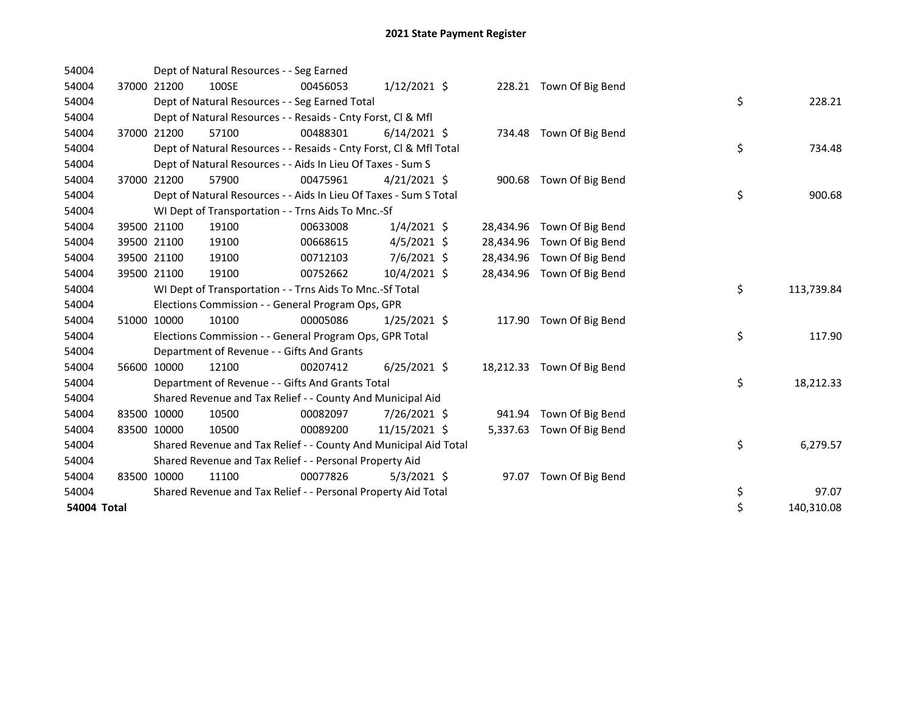# 2021 State Payment Register

| | | | | | | | | | |
|---|---|---|---|---|---|---|---|---|---|
| 54004 | | | Dept of Natural Resources - - Seg Earned | | | | | | |
| 54004 | 37000 | 21200 | 100SE | 00456053 | 1/12/2021 | $ | 228.21 | Town Of Big Bend | |
| 54004 | | | Dept of Natural Resources - - Seg Earned Total | | | | | | $ 228.21 |
| 54004 | | | Dept of Natural Resources - - Resaids - Cnty Forst, Cl & Mfl | | | | | | |
| 54004 | 37000 | 21200 | 57100 | 00488301 | 6/14/2021 | $ | 734.48 | Town Of Big Bend | |
| 54004 | | | Dept of Natural Resources - - Resaids - Cnty Forst, Cl & Mfl Total | | | | | | $ 734.48 |
| 54004 | | | Dept of Natural Resources - - Aids In Lieu Of Taxes - Sum S | | | | | | |
| 54004 | 37000 | 21200 | 57900 | 00475961 | 4/21/2021 | $ | 900.68 | Town Of Big Bend | |
| 54004 | | | Dept of Natural Resources - - Aids In Lieu Of Taxes - Sum S Total | | | | | | $ 900.68 |
| 54004 | | | WI Dept of Transportation - - Trns Aids To Mnc.-Sf | | | | | | |
| 54004 | 39500 | 21100 | 19100 | 00633008 | 1/4/2021 | $ | 28,434.96 | Town Of Big Bend | |
| 54004 | 39500 | 21100 | 19100 | 00668615 | 4/5/2021 | $ | 28,434.96 | Town Of Big Bend | |
| 54004 | 39500 | 21100 | 19100 | 00712103 | 7/6/2021 | $ | 28,434.96 | Town Of Big Bend | |
| 54004 | 39500 | 21100 | 19100 | 00752662 | 10/4/2021 | $ | 28,434.96 | Town Of Big Bend | |
| 54004 | | | WI Dept of Transportation - - Trns Aids To Mnc.-Sf Total | | | | | | $ 113,739.84 |
| 54004 | | | Elections Commission - - General Program Ops, GPR | | | | | | |
| 54004 | 51000 | 10000 | 10100 | 00005086 | 1/25/2021 | $ | 117.90 | Town Of Big Bend | |
| 54004 | | | Elections Commission - - General Program Ops, GPR Total | | | | | | $ 117.90 |
| 54004 | | | Department of Revenue - - Gifts And Grants | | | | | | |
| 54004 | 56600 | 10000 | 12100 | 00207412 | 6/25/2021 | $ | 18,212.33 | Town Of Big Bend | |
| 54004 | | | Department of Revenue - - Gifts And Grants Total | | | | | | $ 18,212.33 |
| 54004 | | | Shared Revenue and Tax Relief - - County And Municipal Aid | | | | | | |
| 54004 | 83500 | 10000 | 10500 | 00082097 | 7/26/2021 | $ | 941.94 | Town Of Big Bend | |
| 54004 | 83500 | 10000 | 10500 | 00089200 | 11/15/2021 | $ | 5,337.63 | Town Of Big Bend | |
| 54004 | | | Shared Revenue and Tax Relief - - County And Municipal Aid Total | | | | | | $ 6,279.57 |
| 54004 | | | Shared Revenue and Tax Relief - - Personal Property Aid | | | | | | |
| 54004 | 83500 | 10000 | 11100 | 00077826 | 5/3/2021 | $ | 97.07 | Town Of Big Bend | |
| 54004 | | | Shared Revenue and Tax Relief - - Personal Property Aid Total | | | | | | $ 97.07 |
| **54004 Total** | | | | | | | | | $ 140,310.08 |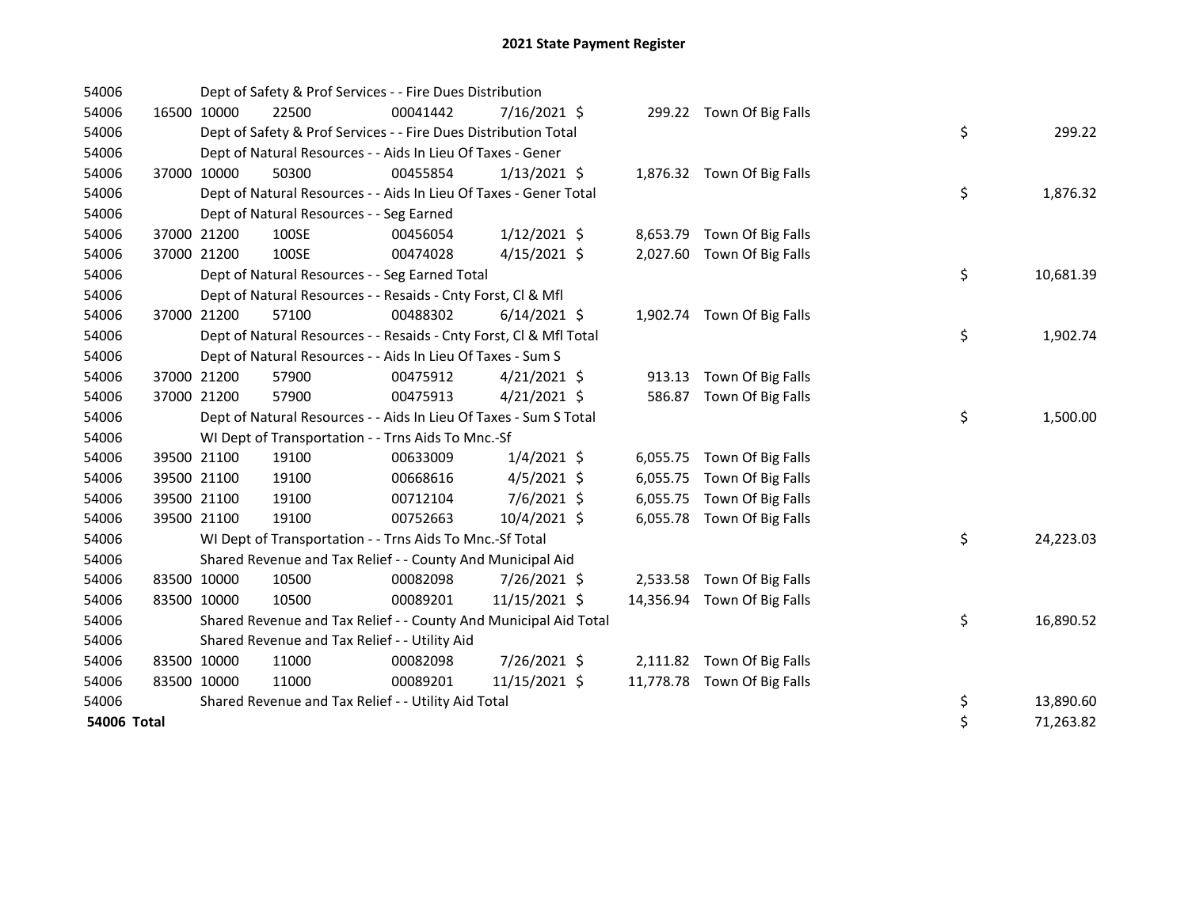# 2021 State Payment Register

| | | | | | | | | | |
|---|---|---|---|---|---|---|---|---|---|
| 54006 | | | Dept of Safety & Prof Services - - Fire Dues Distribution | | | | | | |
| 54006 | 16500 | 10000 | 22500 | 00041442 | 7/16/2021 | $ 299.22 | Town Of Big Falls | | |
| 54006 | | | Dept of Safety & Prof Services - - Fire Dues Distribution Total | | | | | $ | 299.22 |
| 54006 | | | Dept of Natural Resources - - Aids In Lieu Of Taxes - Gener | | | | | | |
| 54006 | 37000 | 10000 | 50300 | 00455854 | 1/13/2021 | $ 1,876.32 | Town Of Big Falls | | |
| 54006 | | | Dept of Natural Resources - - Aids In Lieu Of Taxes - Gener Total | | | | | $ | 1,876.32 |
| 54006 | | | Dept of Natural Resources - - Seg Earned | | | | | | |
| 54006 | 37000 | 21200 | 100SE | 00456054 | 1/12/2021 | $ 8,653.79 | Town Of Big Falls | | |
| 54006 | 37000 | 21200 | 100SE | 00474028 | 4/15/2021 | $ 2,027.60 | Town Of Big Falls | | |
| 54006 | | | Dept of Natural Resources - - Seg Earned Total | | | | | $ | 10,681.39 |
| 54006 | | | Dept of Natural Resources - - Resaids - Cnty Forst, Cl & Mfl | | | | | | |
| 54006 | 37000 | 21200 | 57100 | 00488302 | 6/14/2021 | $ 1,902.74 | Town Of Big Falls | | |
| 54006 | | | Dept of Natural Resources - - Resaids - Cnty Forst, Cl & Mfl Total | | | | | $ | 1,902.74 |
| 54006 | | | Dept of Natural Resources - - Aids In Lieu Of Taxes - Sum S | | | | | | |
| 54006 | 37000 | 21200 | 57900 | 00475912 | 4/21/2021 | $ 913.13 | Town Of Big Falls | | |
| 54006 | 37000 | 21200 | 57900 | 00475913 | 4/21/2021 | $ 586.87 | Town Of Big Falls | | |
| 54006 | | | Dept of Natural Resources - - Aids In Lieu Of Taxes - Sum S Total | | | | | $ | 1,500.00 |
| 54006 | | | WI Dept of Transportation - - Trns Aids To Mnc.-Sf | | | | | | |
| 54006 | 39500 | 21100 | 19100 | 00633009 | 1/4/2021 | $ 6,055.75 | Town Of Big Falls | | |
| 54006 | 39500 | 21100 | 19100 | 00668616 | 4/5/2021 | $ 6,055.75 | Town Of Big Falls | | |
| 54006 | 39500 | 21100 | 19100 | 00712104 | 7/6/2021 | $ 6,055.75 | Town Of Big Falls | | |
| 54006 | 39500 | 21100 | 19100 | 00752663 | 10/4/2021 | $ 6,055.78 | Town Of Big Falls | | |
| 54006 | | | WI Dept of Transportation - - Trns Aids To Mnc.-Sf Total | | | | | $ | 24,223.03 |
| 54006 | | | Shared Revenue and Tax Relief - - County And Municipal Aid | | | | | | |
| 54006 | 83500 | 10000 | 10500 | 00082098 | 7/26/2021 | $ 2,533.58 | Town Of Big Falls | | |
| 54006 | 83500 | 10000 | 10500 | 00089201 | 11/15/2021 | $ 14,356.94 | Town Of Big Falls | | |
| 54006 | | | Shared Revenue and Tax Relief - - County And Municipal Aid Total | | | | | $ | 16,890.52 |
| 54006 | | | Shared Revenue and Tax Relief - - Utility Aid | | | | | | |
| 54006 | 83500 | 10000 | 11000 | 00082098 | 7/26/2021 | $ 2,111.82 | Town Of Big Falls | | |
| 54006 | 83500 | 10000 | 11000 | 00089201 | 11/15/2021 | $ 11,778.78 | Town Of Big Falls | | |
| 54006 | | | Shared Revenue and Tax Relief - - Utility Aid Total | | | | | $ | 13,890.60 |
| **54006 Total** | | | | | | | | $ | 71,263.82 |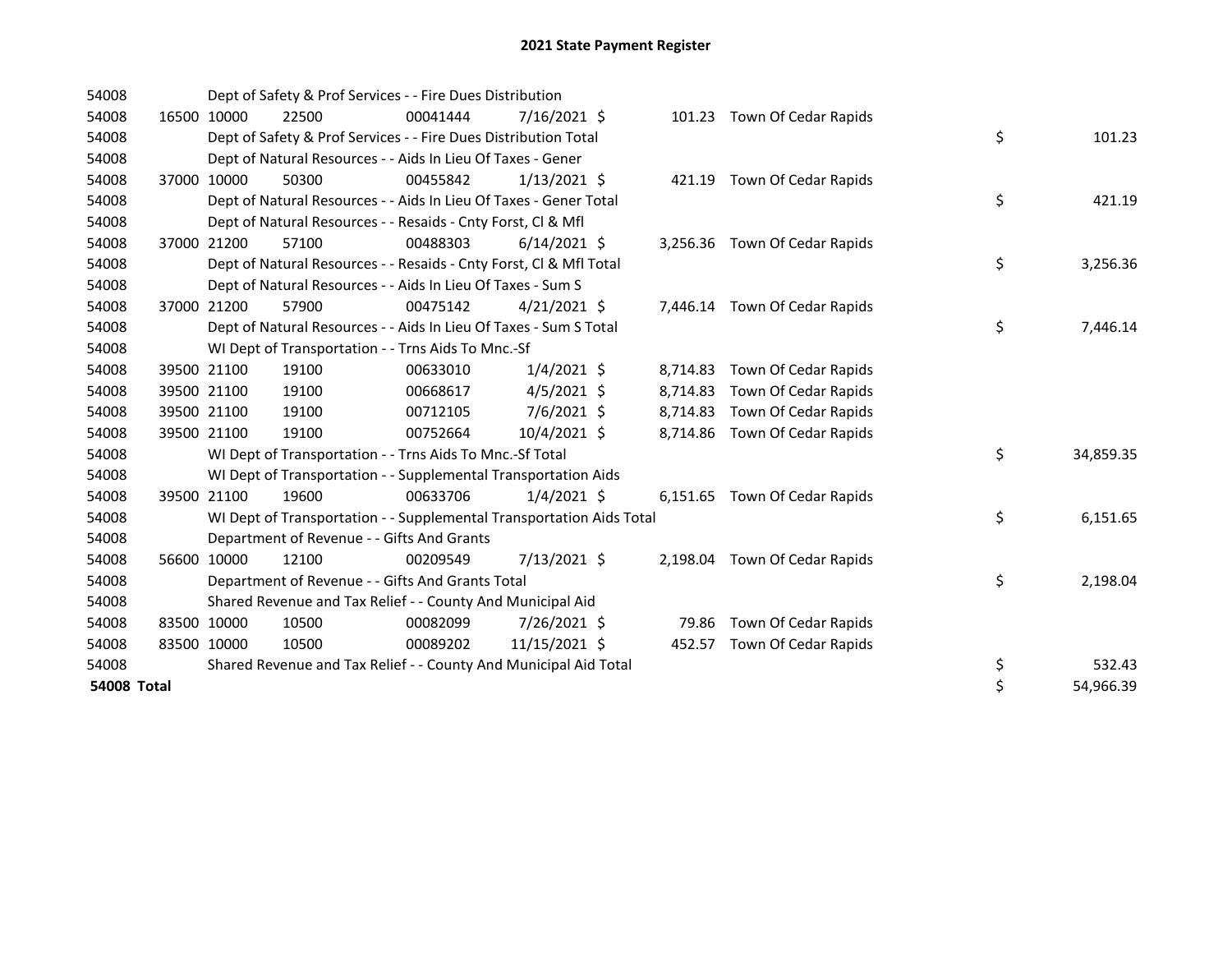# 2021 State Payment Register

| | | | | | | | | | |
|---|---|---|---|---|---|---|---|---|---|
| 54008 | | | Dept of Safety & Prof Services - - Fire Dues Distribution | | | | | | |
| 54008 | 16500 | 10000 | 22500 | 00041444 | 7/16/2021 | $ 101.23 | Town Of Cedar Rapids | | |
| 54008 | | | Dept of Safety & Prof Services - - Fire Dues Distribution Total | | | | | $ | 101.23 |
| 54008 | | | Dept of Natural Resources - - Aids In Lieu Of Taxes - Gener | | | | | | |
| 54008 | 37000 | 10000 | 50300 | 00455842 | 1/13/2021 | $ 421.19 | Town Of Cedar Rapids | | |
| 54008 | | | Dept of Natural Resources - - Aids In Lieu Of Taxes - Gener Total | | | | | $ | 421.19 |
| 54008 | | | Dept of Natural Resources - - Resaids - Cnty Forst, Cl & Mfl | | | | | | |
| 54008 | 37000 | 21200 | 57100 | 00488303 | 6/14/2021 | $ 3,256.36 | Town Of Cedar Rapids | | |
| 54008 | | | Dept of Natural Resources - - Resaids - Cnty Forst, Cl & Mfl Total | | | | | $ | 3,256.36 |
| 54008 | | | Dept of Natural Resources - - Aids In Lieu Of Taxes - Sum S | | | | | | |
| 54008 | 37000 | 21200 | 57900 | 00475142 | 4/21/2021 | $ 7,446.14 | Town Of Cedar Rapids | | |
| 54008 | | | Dept of Natural Resources - - Aids In Lieu Of Taxes - Sum S Total | | | | | $ | 7,446.14 |
| 54008 | | | WI Dept of Transportation - - Trns Aids To Mnc.-Sf | | | | | | |
| 54008 | 39500 | 21100 | 19100 | 00633010 | 1/4/2021 | $ 8,714.83 | Town Of Cedar Rapids | | |
| 54008 | 39500 | 21100 | 19100 | 00668617 | 4/5/2021 | $ 8,714.83 | Town Of Cedar Rapids | | |
| 54008 | 39500 | 21100 | 19100 | 00712105 | 7/6/2021 | $ 8,714.83 | Town Of Cedar Rapids | | |
| 54008 | 39500 | 21100 | 19100 | 00752664 | 10/4/2021 | $ 8,714.86 | Town Of Cedar Rapids | | |
| 54008 | | | WI Dept of Transportation - - Trns Aids To Mnc.-Sf Total | | | | | $ | 34,859.35 |
| 54008 | | | WI Dept of Transportation - - Supplemental Transportation Aids | | | | | | |
| 54008 | 39500 | 21100 | 19600 | 00633706 | 1/4/2021 | $ 6,151.65 | Town Of Cedar Rapids | | |
| 54008 | | | WI Dept of Transportation - - Supplemental Transportation Aids Total | | | | | $ | 6,151.65 |
| 54008 | | | Department of Revenue - - Gifts And Grants | | | | | | |
| 54008 | 56600 | 10000 | 12100 | 00209549 | 7/13/2021 | $ 2,198.04 | Town Of Cedar Rapids | | |
| 54008 | | | Department of Revenue - - Gifts And Grants Total | | | | | $ | 2,198.04 |
| 54008 | | | Shared Revenue and Tax Relief - - County And Municipal Aid | | | | | | |
| 54008 | 83500 | 10000 | 10500 | 00082099 | 7/26/2021 | $ 79.86 | Town Of Cedar Rapids | | |
| 54008 | 83500 | 10000 | 10500 | 00089202 | 11/15/2021 | $ 452.57 | Town Of Cedar Rapids | | |
| 54008 | | | Shared Revenue and Tax Relief - - County And Municipal Aid Total | | | | | $ | 532.43 |
| **54008 Total** | | | | | | | | $ | 54,966.39 |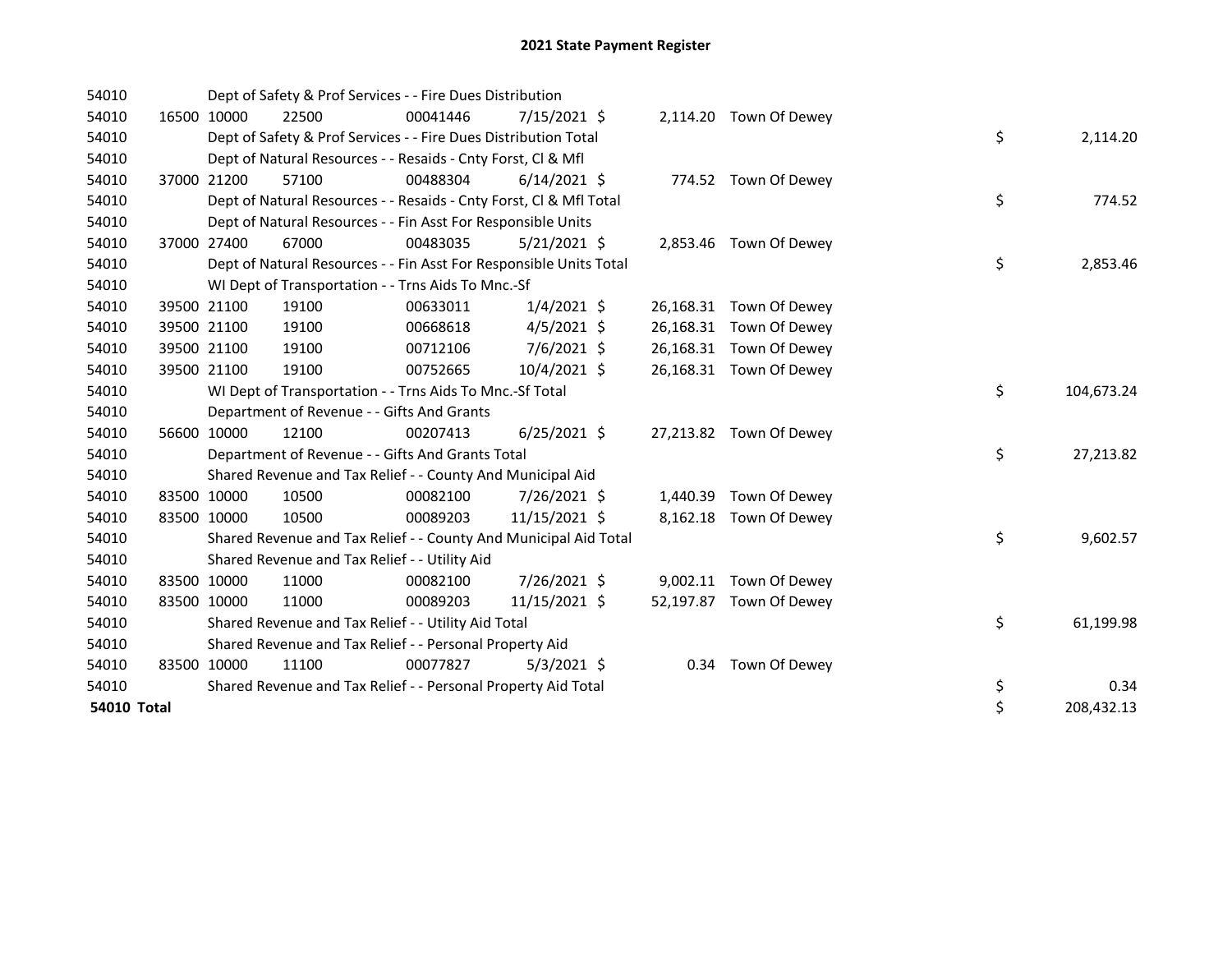# 2021 State Payment Register

| | | | | | | | | | |
|---|---|---|---|---|---|---|---|---|---|
| 54010 | | Dept of Safety & Prof Services - - Fire Dues Distribution | | | | | | | |
| 54010 | 16500 | 10000 | 22500 | 00041446 | 7/15/2021 | $ 2,114.20 | Town Of Dewey | | |
| 54010 | | Dept of Safety & Prof Services - - Fire Dues Distribution Total | | | | | | $ | 2,114.20 |
| 54010 | | Dept of Natural Resources - - Resaids - Cnty Forst, Cl & Mfl | | | | | | | |
| 54010 | 37000 | 21200 | 57100 | 00488304 | 6/14/2021 | $ 774.52 | Town Of Dewey | | |
| 54010 | | Dept of Natural Resources - - Resaids - Cnty Forst, Cl & Mfl Total | | | | | | $ | 774.52 |
| 54010 | | Dept of Natural Resources - - Fin Asst For Responsible Units | | | | | | | |
| 54010 | 37000 | 27400 | 67000 | 00483035 | 5/21/2021 | $ 2,853.46 | Town Of Dewey | | |
| 54010 | | Dept of Natural Resources - - Fin Asst For Responsible Units Total | | | | | | $ | 2,853.46 |
| 54010 | | WI Dept of Transportation - - Trns Aids To Mnc.-Sf | | | | | | | |
| 54010 | 39500 | 21100 | 19100 | 00633011 | 1/4/2021 | $ 26,168.31 | Town Of Dewey | | |
| 54010 | 39500 | 21100 | 19100 | 00668618 | 4/5/2021 | $ 26,168.31 | Town Of Dewey | | |
| 54010 | 39500 | 21100 | 19100 | 00712106 | 7/6/2021 | $ 26,168.31 | Town Of Dewey | | |
| 54010 | 39500 | 21100 | 19100 | 00752665 | 10/4/2021 | $ 26,168.31 | Town Of Dewey | | |
| 54010 | | WI Dept of Transportation - - Trns Aids To Mnc.-Sf Total | | | | | | $ | 104,673.24 |
| 54010 | | Department of Revenue - - Gifts And Grants | | | | | | | |
| 54010 | 56600 | 10000 | 12100 | 00207413 | 6/25/2021 | $ 27,213.82 | Town Of Dewey | | |
| 54010 | | Department of Revenue - - Gifts And Grants Total | | | | | | $ | 27,213.82 |
| 54010 | | Shared Revenue and Tax Relief - - County And Municipal Aid | | | | | | | |
| 54010 | 83500 | 10000 | 10500 | 00082100 | 7/26/2021 | $ 1,440.39 | Town Of Dewey | | |
| 54010 | 83500 | 10000 | 10500 | 00089203 | 11/15/2021 | $ 8,162.18 | Town Of Dewey | | |
| 54010 | | Shared Revenue and Tax Relief - - County And Municipal Aid Total | | | | | | $ | 9,602.57 |
| 54010 | | Shared Revenue and Tax Relief - - Utility Aid | | | | | | | |
| 54010 | 83500 | 10000 | 11000 | 00082100 | 7/26/2021 | $ 9,002.11 | Town Of Dewey | | |
| 54010 | 83500 | 10000 | 11000 | 00089203 | 11/15/2021 | $ 52,197.87 | Town Of Dewey | | |
| 54010 | | Shared Revenue and Tax Relief - - Utility Aid Total | | | | | | $ | 61,199.98 |
| 54010 | | Shared Revenue and Tax Relief - - Personal Property Aid | | | | | | | |
| 54010 | 83500 | 10000 | 11100 | 00077827 | 5/3/2021 | $ 0.34 | Town Of Dewey | | |
| 54010 | | Shared Revenue and Tax Relief - - Personal Property Aid Total | | | | | | $ | 0.34 |
| **54010 Total** | | | | | | | | $ | 208,432.13 |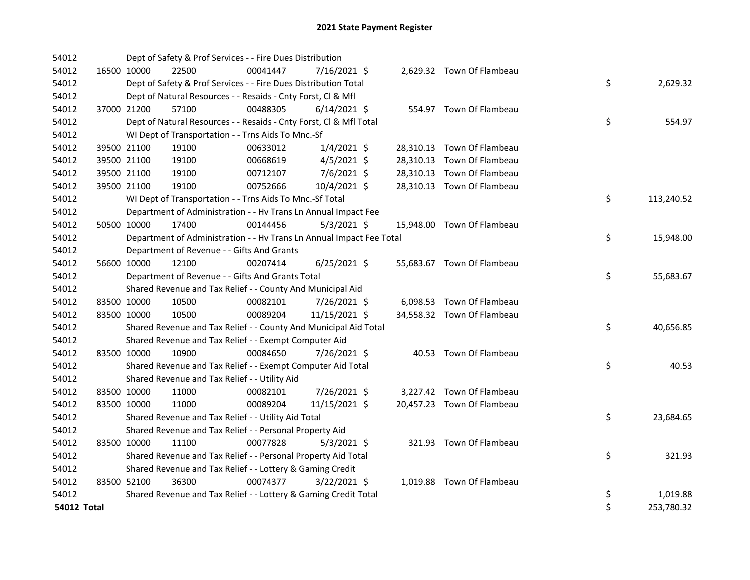# 2021 State Payment Register

| | | | | | | | | |
|---|---|---|---|---|---|---|---|---|
| 54012 | | Dept of Safety & Prof Services - - Fire Dues Distribution | | | | | | |
| 54012 | 16500 | 10000 | 22500 | 00041447 | 7/16/2021 $ | 2,629.32 | Town Of Flambeau | |
| 54012 | | Dept of Safety & Prof Services - - Fire Dues Distribution Total | | | | | | $ 2,629.32 |
| 54012 | | Dept of Natural Resources - - Resaids - Cnty Forst, Cl & Mfl | | | | | | |
| 54012 | 37000 | 21200 | 57100 | 00488305 | 6/14/2021 $ | 554.97 | Town Of Flambeau | |
| 54012 | | Dept of Natural Resources - - Resaids - Cnty Forst, Cl & Mfl Total | | | | | | $ 554.97 |
| 54012 | | WI Dept of Transportation - - Trns Aids To Mnc.-Sf | | | | | | |
| 54012 | 39500 | 21100 | 19100 | 00633012 | 1/4/2021 $ | 28,310.13 | Town Of Flambeau | |
| 54012 | 39500 | 21100 | 19100 | 00668619 | 4/5/2021 $ | 28,310.13 | Town Of Flambeau | |
| 54012 | 39500 | 21100 | 19100 | 00712107 | 7/6/2021 $ | 28,310.13 | Town Of Flambeau | |
| 54012 | 39500 | 21100 | 19100 | 00752666 | 10/4/2021 $ | 28,310.13 | Town Of Flambeau | |
| 54012 | | WI Dept of Transportation - - Trns Aids To Mnc.-Sf Total | | | | | | $ 113,240.52 |
| 54012 | | Department of Administration - - Hv Trans Ln Annual Impact Fee | | | | | | |
| 54012 | 50500 | 10000 | 17400 | 00144456 | 5/3/2021 $ | 15,948.00 | Town Of Flambeau | |
| 54012 | | Department of Administration - - Hv Trans Ln Annual Impact Fee Total | | | | | | $ 15,948.00 |
| 54012 | | Department of Revenue - - Gifts And Grants | | | | | | |
| 54012 | 56600 | 10000 | 12100 | 00207414 | 6/25/2021 $ | 55,683.67 | Town Of Flambeau | |
| 54012 | | Department of Revenue - - Gifts And Grants Total | | | | | | $ 55,683.67 |
| 54012 | | Shared Revenue and Tax Relief - - County And Municipal Aid | | | | | | |
| 54012 | 83500 | 10000 | 10500 | 00082101 | 7/26/2021 $ | 6,098.53 | Town Of Flambeau | |
| 54012 | 83500 | 10000 | 10500 | 00089204 | 11/15/2021 $ | 34,558.32 | Town Of Flambeau | |
| 54012 | | Shared Revenue and Tax Relief - - County And Municipal Aid Total | | | | | | $ 40,656.85 |
| 54012 | | Shared Revenue and Tax Relief - - Exempt Computer Aid | | | | | | |
| 54012 | 83500 | 10000 | 10900 | 00084650 | 7/26/2021 $ | 40.53 | Town Of Flambeau | |
| 54012 | | Shared Revenue and Tax Relief - - Exempt Computer Aid Total | | | | | | $ 40.53 |
| 54012 | | Shared Revenue and Tax Relief - - Utility Aid | | | | | | |
| 54012 | 83500 | 10000 | 11000 | 00082101 | 7/26/2021 $ | 3,227.42 | Town Of Flambeau | |
| 54012 | 83500 | 10000 | 11000 | 00089204 | 11/15/2021 $ | 20,457.23 | Town Of Flambeau | |
| 54012 | | Shared Revenue and Tax Relief - - Utility Aid Total | | | | | | $ 23,684.65 |
| 54012 | | Shared Revenue and Tax Relief - - Personal Property Aid | | | | | | |
| 54012 | 83500 | 10000 | 11100 | 00077828 | 5/3/2021 $ | 321.93 | Town Of Flambeau | |
| 54012 | | Shared Revenue and Tax Relief - - Personal Property Aid Total | | | | | | $ 321.93 |
| 54012 | | Shared Revenue and Tax Relief - - Lottery & Gaming Credit | | | | | | |
| 54012 | 83500 | 52100 | 36300 | 00074377 | 3/22/2021 $ | 1,019.88 | Town Of Flambeau | |
| 54012 | | Shared Revenue and Tax Relief - - Lottery & Gaming Credit Total | | | | | | $ 1,019.88 |
| **54012 Total** | | | | | | | | $ 253,780.32 |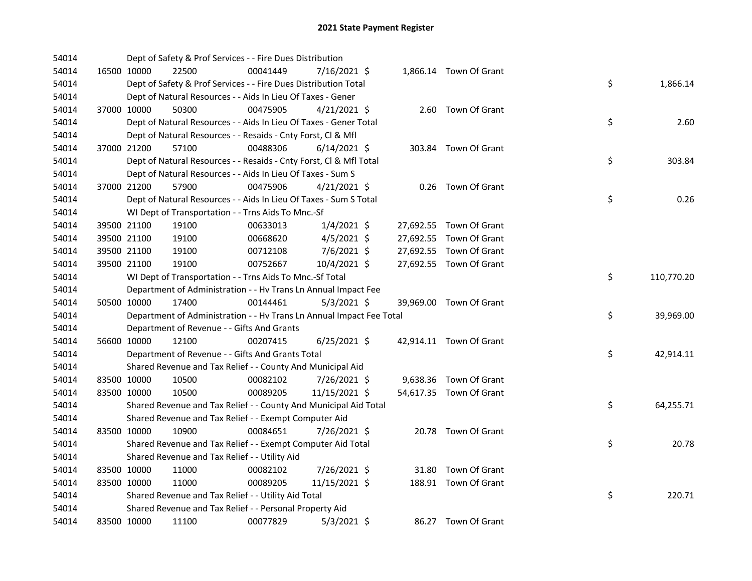# 2021 State Payment Register

| | | | | | | | | | |
|---|---|---|---|---|---|---|---|---|---|
| 54014 | | | Dept of Safety & Prof Services - - Fire Dues Distribution | | | | | | |
| 54014 | 16500 | 10000 | 22500 | 00041449 | 7/16/2021 | $ 1,866.14 | Town Of Grant | | |
| 54014 | | | Dept of Safety & Prof Services - - Fire Dues Distribution Total | | | | | $ | 1,866.14 |
| 54014 | | | Dept of Natural Resources - - Aids In Lieu Of Taxes - Gener | | | | | | |
| 54014 | 37000 | 10000 | 50300 | 00475905 | 4/21/2021 | $ 2.60 | Town Of Grant | | |
| 54014 | | | Dept of Natural Resources - - Aids In Lieu Of Taxes - Gener Total | | | | | $ | 2.60 |
| 54014 | | | Dept of Natural Resources - - Resaids - Cnty Forst, Cl & Mfl | | | | | | |
| 54014 | 37000 | 21200 | 57100 | 00488306 | 6/14/2021 | $ 303.84 | Town Of Grant | | |
| 54014 | | | Dept of Natural Resources - - Resaids - Cnty Forst, Cl & Mfl Total | | | | | $ | 303.84 |
| 54014 | | | Dept of Natural Resources - - Aids In Lieu Of Taxes - Sum S | | | | | | |
| 54014 | 37000 | 21200 | 57900 | 00475906 | 4/21/2021 | $ 0.26 | Town Of Grant | | |
| 54014 | | | Dept of Natural Resources - - Aids In Lieu Of Taxes - Sum S Total | | | | | $ | 0.26 |
| 54014 | | | WI Dept of Transportation - - Trns Aids To Mnc.-Sf | | | | | | |
| 54014 | 39500 | 21100 | 19100 | 00633013 | 1/4/2021 | $ 27,692.55 | Town Of Grant | | |
| 54014 | 39500 | 21100 | 19100 | 00668620 | 4/5/2021 | $ 27,692.55 | Town Of Grant | | |
| 54014 | 39500 | 21100 | 19100 | 00712108 | 7/6/2021 | $ 27,692.55 | Town Of Grant | | |
| 54014 | 39500 | 21100 | 19100 | 00752667 | 10/4/2021 | $ 27,692.55 | Town Of Grant | | |
| 54014 | | | WI Dept of Transportation - - Trns Aids To Mnc.-Sf Total | | | | | $ | 110,770.20 |
| 54014 | | | Department of Administration - - Hv Trans Ln Annual Impact Fee | | | | | | |
| 54014 | 50500 | 10000 | 17400 | 00144461 | 5/3/2021 | $ 39,969.00 | Town Of Grant | | |
| 54014 | | | Department of Administration - - Hv Trans Ln Annual Impact Fee Total | | | | | $ | 39,969.00 |
| 54014 | | | Department of Revenue - - Gifts And Grants | | | | | | |
| 54014 | 56600 | 10000 | 12100 | 00207415 | 6/25/2021 | $ 42,914.11 | Town Of Grant | | |
| 54014 | | | Department of Revenue - - Gifts And Grants Total | | | | | $ | 42,914.11 |
| 54014 | | | Shared Revenue and Tax Relief - - County And Municipal Aid | | | | | | |
| 54014 | 83500 | 10000 | 10500 | 00082102 | 7/26/2021 | $ 9,638.36 | Town Of Grant | | |
| 54014 | 83500 | 10000 | 10500 | 00089205 | 11/15/2021 | $ 54,617.35 | Town Of Grant | | |
| 54014 | | | Shared Revenue and Tax Relief - - County And Municipal Aid Total | | | | | $ | 64,255.71 |
| 54014 | | | Shared Revenue and Tax Relief - - Exempt Computer Aid | | | | | | |
| 54014 | 83500 | 10000 | 10900 | 00084651 | 7/26/2021 | $ 20.78 | Town Of Grant | | |
| 54014 | | | Shared Revenue and Tax Relief - - Exempt Computer Aid Total | | | | | $ | 20.78 |
| 54014 | | | Shared Revenue and Tax Relief - - Utility Aid | | | | | | |
| 54014 | 83500 | 10000 | 11000 | 00082102 | 7/26/2021 | $ 31.80 | Town Of Grant | | |
| 54014 | 83500 | 10000 | 11000 | 00089205 | 11/15/2021 | $ 188.91 | Town Of Grant | | |
| 54014 | | | Shared Revenue and Tax Relief - - Utility Aid Total | | | | | $ | 220.71 |
| 54014 | | | Shared Revenue and Tax Relief - - Personal Property Aid | | | | | | |
| 54014 | 83500 | 10000 | 11100 | 00077829 | 5/3/2021 | $ 86.27 | Town Of Grant | | |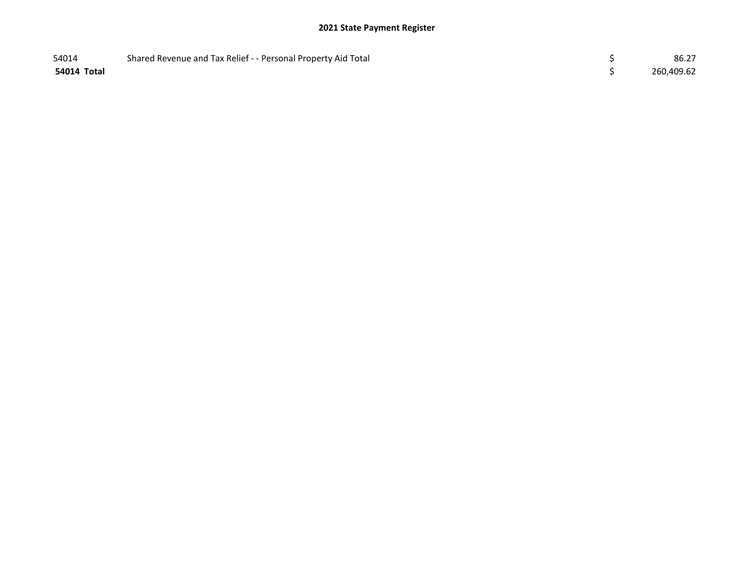**2021 State Payment Register**

| | | | |
|---|---|---|---|
| 54014 | Shared Revenue and Tax Relief - - Personal Property Aid Total | $ | 86.27 |
| **54014 Total** | | $ | 260,409.62 |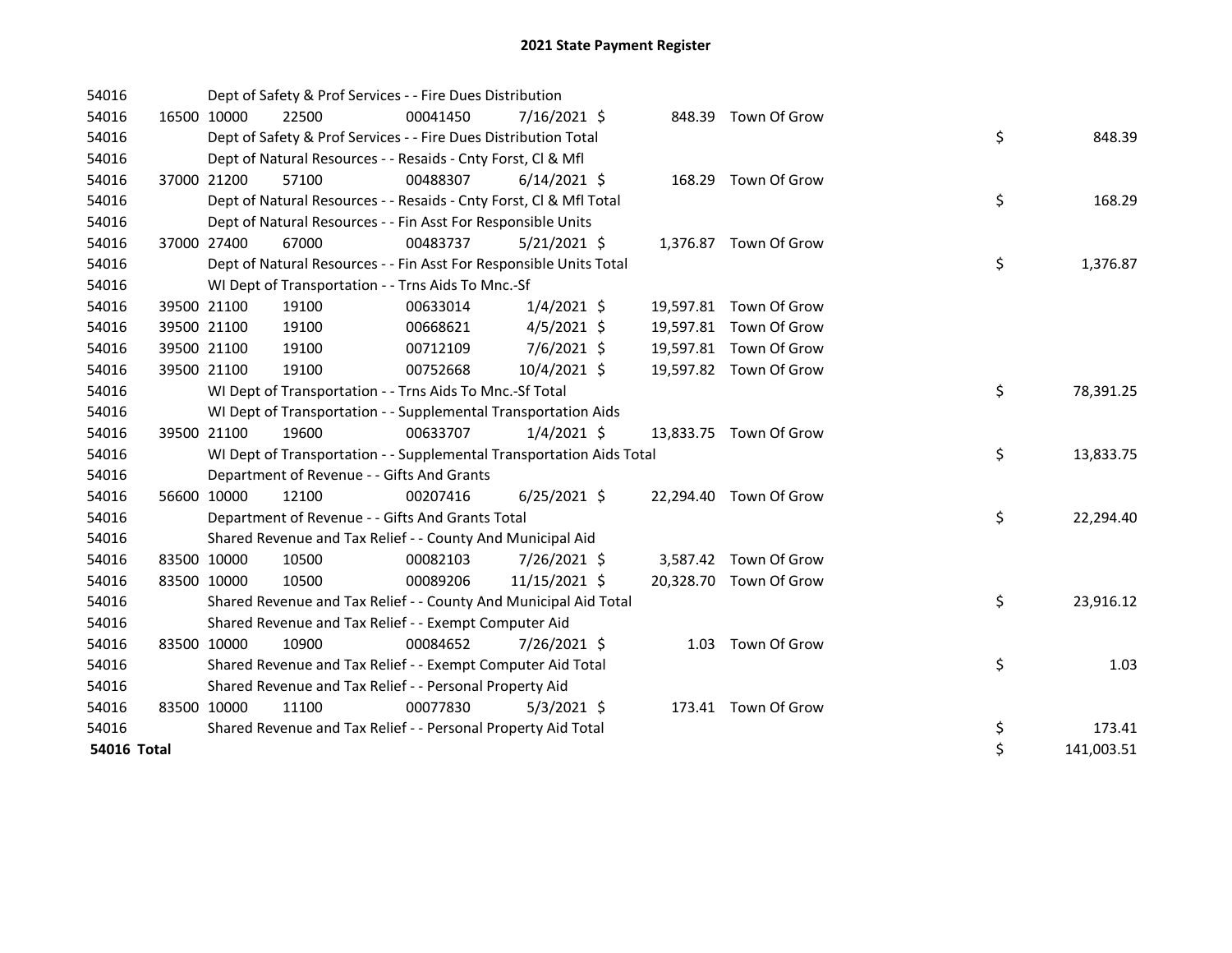# 2021 State Payment Register

| | | | | | | | | | |
|---|---|---|---|---|---|---|---|---|---|
| 54016 | | | Dept of Safety & Prof Services - - Fire Dues Distribution | | | | | | |
| 54016 | 16500 | 10000 | 22500 | 00041450 | 7/16/2021 | $ 848.39 | Town Of Grow | | |
| 54016 | | | Dept of Safety & Prof Services - - Fire Dues Distribution Total | | | | | $ | 848.39 |
| 54016 | | | Dept of Natural Resources - - Resaids - Cnty Forst, Cl & Mfl | | | | | | |
| 54016 | 37000 | 21200 | 57100 | 00488307 | 6/14/2021 | $ 168.29 | Town Of Grow | | |
| 54016 | | | Dept of Natural Resources - - Resaids - Cnty Forst, Cl & Mfl Total | | | | | $ | 168.29 |
| 54016 | | | Dept of Natural Resources - - Fin Asst For Responsible Units | | | | | | |
| 54016 | 37000 | 27400 | 67000 | 00483737 | 5/21/2021 | $ 1,376.87 | Town Of Grow | | |
| 54016 | | | Dept of Natural Resources - - Fin Asst For Responsible Units Total | | | | | $ | 1,376.87 |
| 54016 | | | WI Dept of Transportation - - Trns Aids To Mnc.-Sf | | | | | | |
| 54016 | 39500 | 21100 | 19100 | 00633014 | 1/4/2021 | $ 19,597.81 | Town Of Grow | | |
| 54016 | 39500 | 21100 | 19100 | 00668621 | 4/5/2021 | $ 19,597.81 | Town Of Grow | | |
| 54016 | 39500 | 21100 | 19100 | 00712109 | 7/6/2021 | $ 19,597.81 | Town Of Grow | | |
| 54016 | 39500 | 21100 | 19100 | 00752668 | 10/4/2021 | $ 19,597.82 | Town Of Grow | | |
| 54016 | | | WI Dept of Transportation - - Trns Aids To Mnc.-Sf Total | | | | | $ | 78,391.25 |
| 54016 | | | WI Dept of Transportation - - Supplemental Transportation Aids | | | | | | |
| 54016 | 39500 | 21100 | 19600 | 00633707 | 1/4/2021 | $ 13,833.75 | Town Of Grow | | |
| 54016 | | | WI Dept of Transportation - - Supplemental Transportation Aids Total | | | | | $ | 13,833.75 |
| 54016 | | | Department of Revenue - - Gifts And Grants | | | | | | |
| 54016 | 56600 | 10000 | 12100 | 00207416 | 6/25/2021 | $ 22,294.40 | Town Of Grow | | |
| 54016 | | | Department of Revenue - - Gifts And Grants Total | | | | | $ | 22,294.40 |
| 54016 | | | Shared Revenue and Tax Relief - - County And Municipal Aid | | | | | | |
| 54016 | 83500 | 10000 | 10500 | 00082103 | 7/26/2021 | $ 3,587.42 | Town Of Grow | | |
| 54016 | 83500 | 10000 | 10500 | 00089206 | 11/15/2021 | $ 20,328.70 | Town Of Grow | | |
| 54016 | | | Shared Revenue and Tax Relief - - County And Municipal Aid Total | | | | | $ | 23,916.12 |
| 54016 | | | Shared Revenue and Tax Relief - - Exempt Computer Aid | | | | | | |
| 54016 | 83500 | 10000 | 10900 | 00084652 | 7/26/2021 | $ 1.03 | Town Of Grow | | |
| 54016 | | | Shared Revenue and Tax Relief - - Exempt Computer Aid Total | | | | | $ | 1.03 |
| 54016 | | | Shared Revenue and Tax Relief - - Personal Property Aid | | | | | | |
| 54016 | 83500 | 10000 | 11100 | 00077830 | 5/3/2021 | $ 173.41 | Town Of Grow | | |
| 54016 | | | Shared Revenue and Tax Relief - - Personal Property Aid Total | | | | | $ | 173.41 |
| **54016 Total** | | | | | | | | $ | 141,003.51 |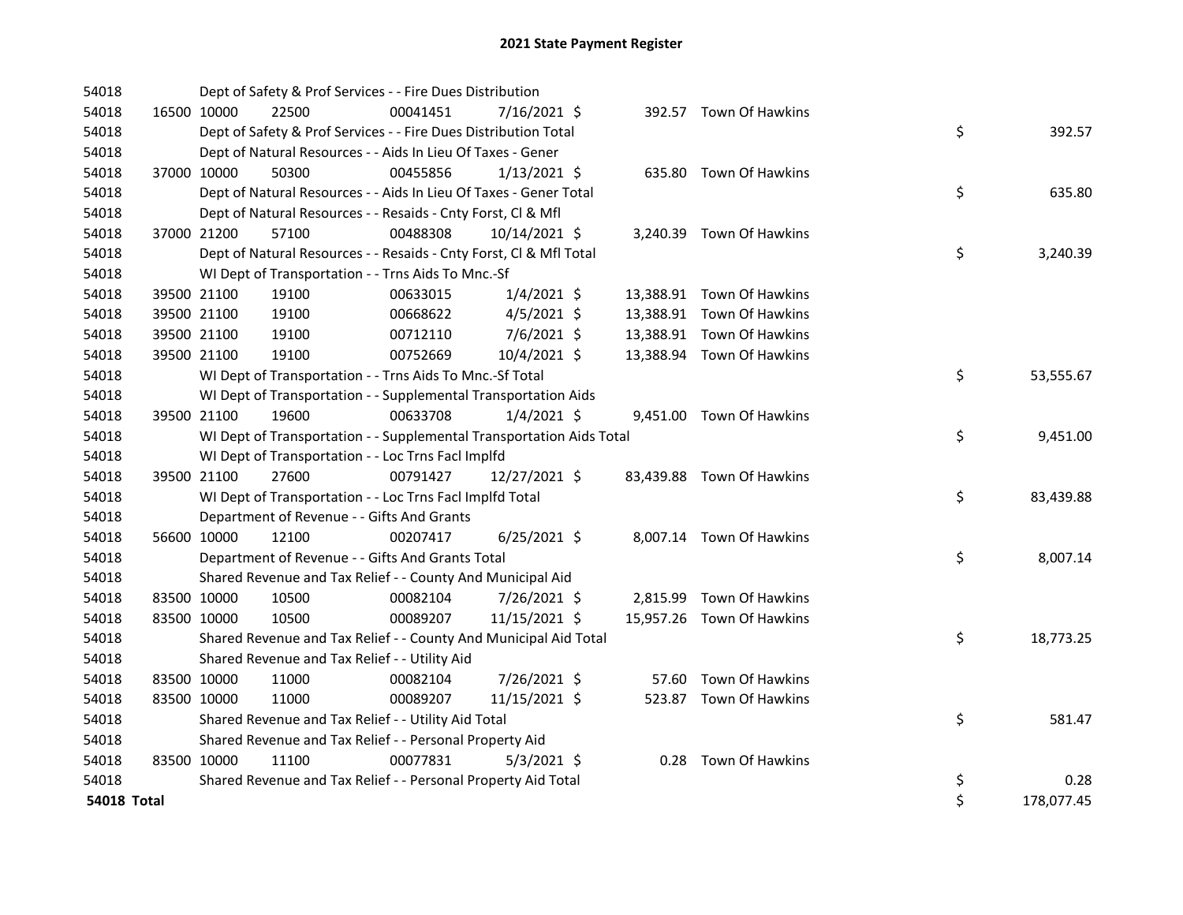# 2021 State Payment Register

| | | | | | | | | | |
|---|---|---|---|---|---|---|---|---|---|
| 54018 | | Dept of Safety & Prof Services - - Fire Dues Distribution | | | | | | | |
| 54018 | 16500 | 10000 | 22500 | 00041451 | 7/16/2021 | $ 392.57 | Town Of Hawkins | | |
| 54018 | | Dept of Safety & Prof Services - - Fire Dues Distribution Total | | | | | | $ | 392.57 |
| 54018 | | Dept of Natural Resources - - Aids In Lieu Of Taxes - Gener | | | | | | | |
| 54018 | 37000 | 10000 | 50300 | 00455856 | 1/13/2021 | $ 635.80 | Town Of Hawkins | | |
| 54018 | | Dept of Natural Resources - - Aids In Lieu Of Taxes - Gener Total | | | | | | $ | 635.80 |
| 54018 | | Dept of Natural Resources - - Resaids - Cnty Forst, Cl & Mfl | | | | | | | |
| 54018 | 37000 | 21200 | 57100 | 00488308 | 10/14/2021 | $ 3,240.39 | Town Of Hawkins | | |
| 54018 | | Dept of Natural Resources - - Resaids - Cnty Forst, Cl & Mfl Total | | | | | | $ | 3,240.39 |
| 54018 | | WI Dept of Transportation - - Trns Aids To Mnc.-Sf | | | | | | | |
| 54018 | 39500 | 21100 | 19100 | 00633015 | 1/4/2021 | $ 13,388.91 | Town Of Hawkins | | |
| 54018 | 39500 | 21100 | 19100 | 00668622 | 4/5/2021 | $ 13,388.91 | Town Of Hawkins | | |
| 54018 | 39500 | 21100 | 19100 | 00712110 | 7/6/2021 | $ 13,388.91 | Town Of Hawkins | | |
| 54018 | 39500 | 21100 | 19100 | 00752669 | 10/4/2021 | $ 13,388.94 | Town Of Hawkins | | |
| 54018 | | WI Dept of Transportation - - Trns Aids To Mnc.-Sf Total | | | | | | $ | 53,555.67 |
| 54018 | | WI Dept of Transportation - - Supplemental Transportation Aids | | | | | | | |
| 54018 | 39500 | 21100 | 19600 | 00633708 | 1/4/2021 | $ 9,451.00 | Town Of Hawkins | | |
| 54018 | | WI Dept of Transportation - - Supplemental Transportation Aids Total | | | | | | $ | 9,451.00 |
| 54018 | | WI Dept of Transportation - - Loc Trns Facl Implfd | | | | | | | |
| 54018 | 39500 | 21100 | 27600 | 00791427 | 12/27/2021 | $ 83,439.88 | Town Of Hawkins | | |
| 54018 | | WI Dept of Transportation - - Loc Trns Facl Implfd Total | | | | | | $ | 83,439.88 |
| 54018 | | Department of Revenue - - Gifts And Grants | | | | | | | |
| 54018 | 56600 | 10000 | 12100 | 00207417 | 6/25/2021 | $ 8,007.14 | Town Of Hawkins | | |
| 54018 | | Department of Revenue - - Gifts And Grants Total | | | | | | $ | 8,007.14 |
| 54018 | | Shared Revenue and Tax Relief - - County And Municipal Aid | | | | | | | |
| 54018 | 83500 | 10000 | 10500 | 00082104 | 7/26/2021 | $ 2,815.99 | Town Of Hawkins | | |
| 54018 | 83500 | 10000 | 10500 | 00089207 | 11/15/2021 | $ 15,957.26 | Town Of Hawkins | | |
| 54018 | | Shared Revenue and Tax Relief - - County And Municipal Aid Total | | | | | | $ | 18,773.25 |
| 54018 | | Shared Revenue and Tax Relief - - Utility Aid | | | | | | | |
| 54018 | 83500 | 10000 | 11000 | 00082104 | 7/26/2021 | $ 57.60 | Town Of Hawkins | | |
| 54018 | 83500 | 10000 | 11000 | 00089207 | 11/15/2021 | $ 523.87 | Town Of Hawkins | | |
| 54018 | | Shared Revenue and Tax Relief - - Utility Aid Total | | | | | | $ | 581.47 |
| 54018 | | Shared Revenue and Tax Relief - - Personal Property Aid | | | | | | | |
| 54018 | 83500 | 10000 | 11100 | 00077831 | 5/3/2021 | $ 0.28 | Town Of Hawkins | | |
| 54018 | | Shared Revenue and Tax Relief - - Personal Property Aid Total | | | | | | $ | 0.28 |
| **54018 Total** | | | | | | | | $ | 178,077.45 |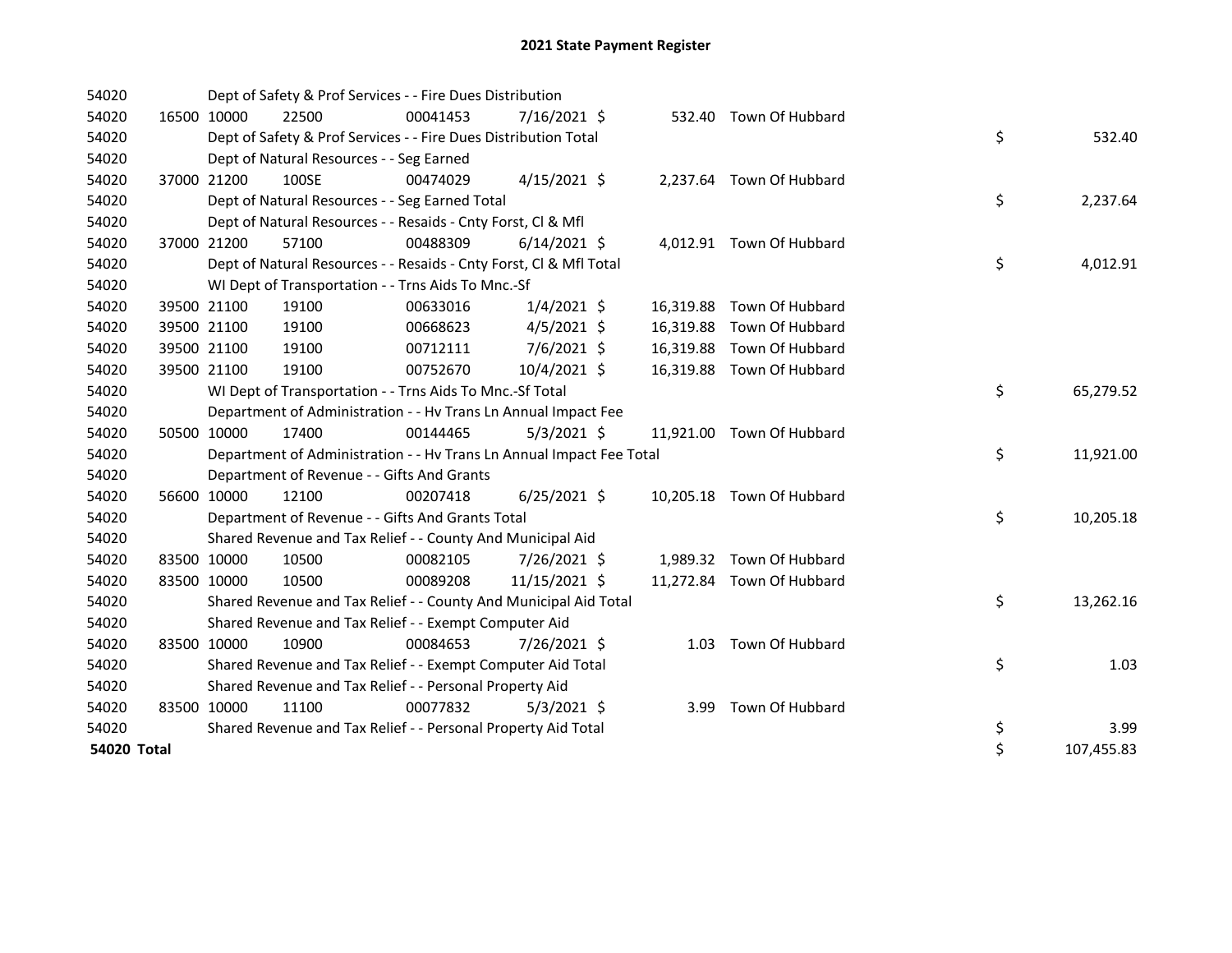# 2021 State Payment Register

| | | | | | | | | | |
|---|---|---|---|---|---|---|---|---|---|
| 54020 | | | Dept of Safety & Prof Services - - Fire Dues Distribution | | | | | | |
| 54020 | 16500 | 10000 | 22500 | 00041453 | 7/16/2021 | $ | 532.40 | Town Of Hubbard | |
| 54020 | | | Dept of Safety & Prof Services - - Fire Dues Distribution Total | | | | | | $ 532.40 |
| 54020 | | | Dept of Natural Resources - - Seg Earned | | | | | | |
| 54020 | 37000 | 21200 | 100SE | 00474029 | 4/15/2021 | $ | 2,237.64 | Town Of Hubbard | |
| 54020 | | | Dept of Natural Resources - - Seg Earned Total | | | | | | $ 2,237.64 |
| 54020 | | | Dept of Natural Resources - - Resaids - Cnty Forst, Cl & Mfl | | | | | | |
| 54020 | 37000 | 21200 | 57100 | 00488309 | 6/14/2021 | $ | 4,012.91 | Town Of Hubbard | |
| 54020 | | | Dept of Natural Resources - - Resaids - Cnty Forst, Cl & Mfl Total | | | | | | $ 4,012.91 |
| 54020 | | | WI Dept of Transportation - - Trns Aids To Mnc.-Sf | | | | | | |
| 54020 | 39500 | 21100 | 19100 | 00633016 | 1/4/2021 | $ | 16,319.88 | Town Of Hubbard | |
| 54020 | 39500 | 21100 | 19100 | 00668623 | 4/5/2021 | $ | 16,319.88 | Town Of Hubbard | |
| 54020 | 39500 | 21100 | 19100 | 00712111 | 7/6/2021 | $ | 16,319.88 | Town Of Hubbard | |
| 54020 | 39500 | 21100 | 19100 | 00752670 | 10/4/2021 | $ | 16,319.88 | Town Of Hubbard | |
| 54020 | | | WI Dept of Transportation - - Trns Aids To Mnc.-Sf Total | | | | | | $ 65,279.52 |
| 54020 | | | Department of Administration - - Hv Trans Ln Annual Impact Fee | | | | | | |
| 54020 | 50500 | 10000 | 17400 | 00144465 | 5/3/2021 | $ | 11,921.00 | Town Of Hubbard | |
| 54020 | | | Department of Administration - - Hv Trans Ln Annual Impact Fee Total | | | | | | $ 11,921.00 |
| 54020 | | | Department of Revenue - - Gifts And Grants | | | | | | |
| 54020 | 56600 | 10000 | 12100 | 00207418 | 6/25/2021 | $ | 10,205.18 | Town Of Hubbard | |
| 54020 | | | Department of Revenue - - Gifts And Grants Total | | | | | | $ 10,205.18 |
| 54020 | | | Shared Revenue and Tax Relief - - County And Municipal Aid | | | | | | |
| 54020 | 83500 | 10000 | 10500 | 00082105 | 7/26/2021 | $ | 1,989.32 | Town Of Hubbard | |
| 54020 | 83500 | 10000 | 10500 | 00089208 | 11/15/2021 | $ | 11,272.84 | Town Of Hubbard | |
| 54020 | | | Shared Revenue and Tax Relief - - County And Municipal Aid Total | | | | | | $ 13,262.16 |
| 54020 | | | Shared Revenue and Tax Relief - - Exempt Computer Aid | | | | | | |
| 54020 | 83500 | 10000 | 10900 | 00084653 | 7/26/2021 | $ | 1.03 | Town Of Hubbard | |
| 54020 | | | Shared Revenue and Tax Relief - - Exempt Computer Aid Total | | | | | | $ 1.03 |
| 54020 | | | Shared Revenue and Tax Relief - - Personal Property Aid | | | | | | |
| 54020 | 83500 | 10000 | 11100 | 00077832 | 5/3/2021 | $ | 3.99 | Town Of Hubbard | |
| 54020 | | | Shared Revenue and Tax Relief - - Personal Property Aid Total | | | | | | $ 3.99 |
| **54020 Total** | | | | | | | | | $ 107,455.83 |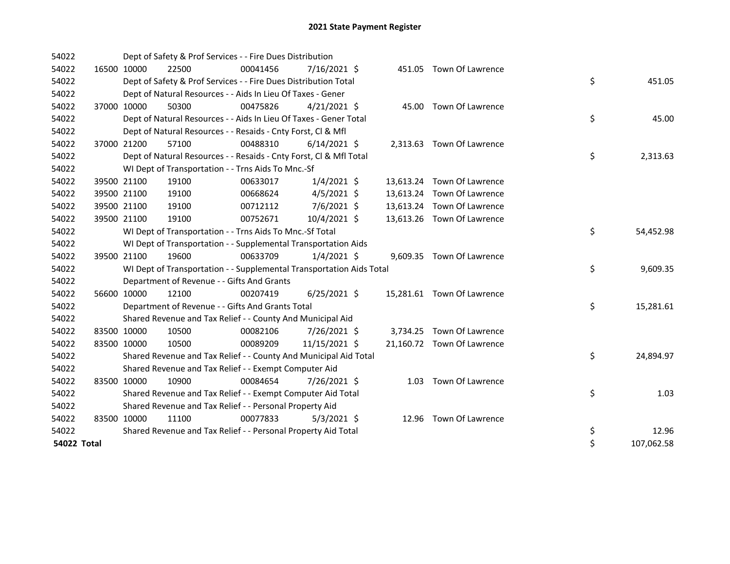# 2021 State Payment Register

| | | | | | | | | | |
|---|---|---|---|---|---|---|---|---|---|
| 54022 | | | Dept of Safety & Prof Services - - Fire Dues Distribution | | | | | | |
| 54022 | 16500 | 10000 | 22500 | 00041456 | 7/16/2021 | $ | 451.05 | Town Of Lawrence | |
| 54022 | | | Dept of Safety & Prof Services - - Fire Dues Distribution Total | | | | | | $ 451.05 |
| 54022 | | | Dept of Natural Resources - - Aids In Lieu Of Taxes - Gener | | | | | | |
| 54022 | 37000 | 10000 | 50300 | 00475826 | 4/21/2021 | $ | 45.00 | Town Of Lawrence | |
| 54022 | | | Dept of Natural Resources - - Aids In Lieu Of Taxes - Gener Total | | | | | | $ 45.00 |
| 54022 | | | Dept of Natural Resources - - Resaids - Cnty Forst, Cl & Mfl | | | | | | |
| 54022 | 37000 | 21200 | 57100 | 00488310 | 6/14/2021 | $ | 2,313.63 | Town Of Lawrence | |
| 54022 | | | Dept of Natural Resources - - Resaids - Cnty Forst, Cl & Mfl Total | | | | | | $ 2,313.63 |
| 54022 | | | WI Dept of Transportation - - Trns Aids To Mnc.-Sf | | | | | | |
| 54022 | 39500 | 21100 | 19100 | 00633017 | 1/4/2021 | $ | 13,613.24 | Town Of Lawrence | |
| 54022 | 39500 | 21100 | 19100 | 00668624 | 4/5/2021 | $ | 13,613.24 | Town Of Lawrence | |
| 54022 | 39500 | 21100 | 19100 | 00712112 | 7/6/2021 | $ | 13,613.24 | Town Of Lawrence | |
| 54022 | 39500 | 21100 | 19100 | 00752671 | 10/4/2021 | $ | 13,613.26 | Town Of Lawrence | |
| 54022 | | | WI Dept of Transportation - - Trns Aids To Mnc.-Sf Total | | | | | | $ 54,452.98 |
| 54022 | | | WI Dept of Transportation - - Supplemental Transportation Aids | | | | | | |
| 54022 | 39500 | 21100 | 19600 | 00633709 | 1/4/2021 | $ | 9,609.35 | Town Of Lawrence | |
| 54022 | | | WI Dept of Transportation - - Supplemental Transportation Aids Total | | | | | | $ 9,609.35 |
| 54022 | | | Department of Revenue - - Gifts And Grants | | | | | | |
| 54022 | 56600 | 10000 | 12100 | 00207419 | 6/25/2021 | $ | 15,281.61 | Town Of Lawrence | |
| 54022 | | | Department of Revenue - - Gifts And Grants Total | | | | | | $ 15,281.61 |
| 54022 | | | Shared Revenue and Tax Relief - - County And Municipal Aid | | | | | | |
| 54022 | 83500 | 10000 | 10500 | 00082106 | 7/26/2021 | $ | 3,734.25 | Town Of Lawrence | |
| 54022 | 83500 | 10000 | 10500 | 00089209 | 11/15/2021 | $ | 21,160.72 | Town Of Lawrence | |
| 54022 | | | Shared Revenue and Tax Relief - - County And Municipal Aid Total | | | | | | $ 24,894.97 |
| 54022 | | | Shared Revenue and Tax Relief - - Exempt Computer Aid | | | | | | |
| 54022 | 83500 | 10000 | 10900 | 00084654 | 7/26/2021 | $ | 1.03 | Town Of Lawrence | |
| 54022 | | | Shared Revenue and Tax Relief - - Exempt Computer Aid Total | | | | | | $ 1.03 |
| 54022 | | | Shared Revenue and Tax Relief - - Personal Property Aid | | | | | | |
| 54022 | 83500 | 10000 | 11100 | 00077833 | 5/3/2021 | $ | 12.96 | Town Of Lawrence | |
| 54022 | | | Shared Revenue and Tax Relief - - Personal Property Aid Total | | | | | | $ 12.96 |
| **54022 Total** | | | | | | | | | $ 107,062.58 |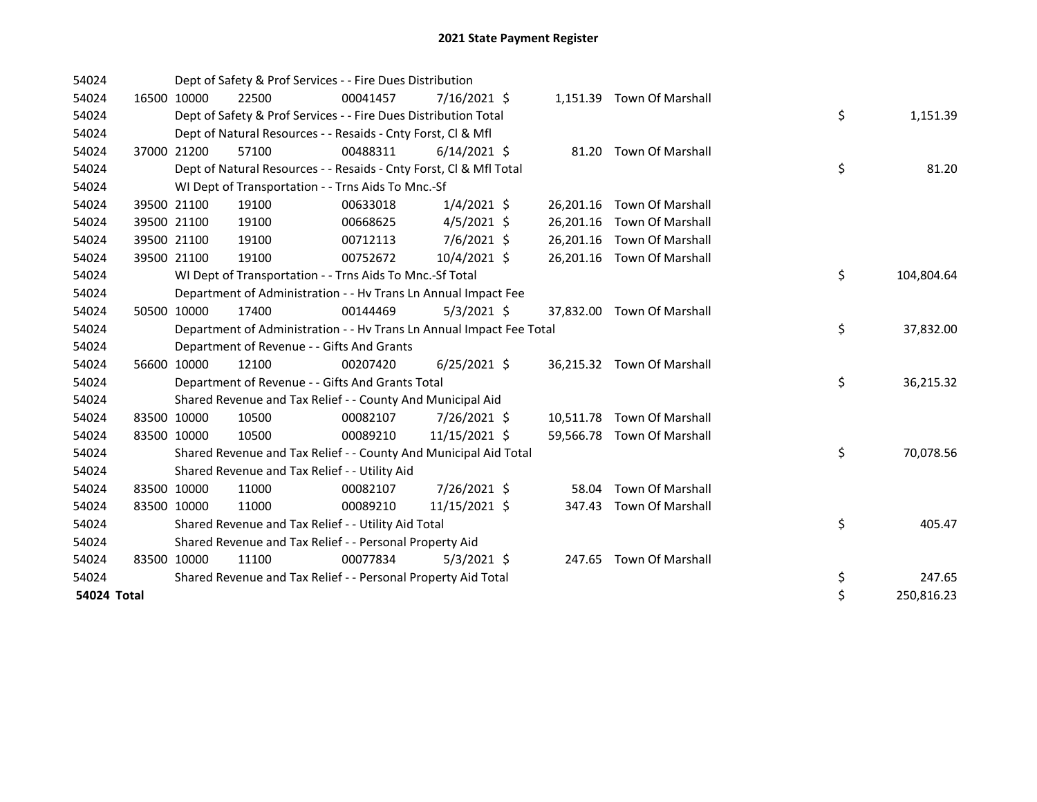## 2021 State Payment Register

| | | | | | | | | | |
|---|---|---|---|---|---|---|---|---|---|
| 54024 | | | Dept of Safety & Prof Services - - Fire Dues Distribution | | | | | | |
| 54024 | 16500 | 10000 | 22500 | 00041457 | 7/16/2021 | $ | 1,151.39 | Town Of Marshall | |
| 54024 | | | Dept of Safety & Prof Services - - Fire Dues Distribution Total | | | | | | $ 1,151.39 |
| 54024 | | | Dept of Natural Resources - - Resaids - Cnty Forst, Cl & Mfl | | | | | | |
| 54024 | 37000 | 21200 | 57100 | 00488311 | 6/14/2021 | $ | 81.20 | Town Of Marshall | |
| 54024 | | | Dept of Natural Resources - - Resaids - Cnty Forst, Cl & Mfl Total | | | | | | $ 81.20 |
| 54024 | | | WI Dept of Transportation - - Trns Aids To Mnc.-Sf | | | | | | |
| 54024 | 39500 | 21100 | 19100 | 00633018 | 1/4/2021 | $ | 26,201.16 | Town Of Marshall | |
| 54024 | 39500 | 21100 | 19100 | 00668625 | 4/5/2021 | $ | 26,201.16 | Town Of Marshall | |
| 54024 | 39500 | 21100 | 19100 | 00712113 | 7/6/2021 | $ | 26,201.16 | Town Of Marshall | |
| 54024 | 39500 | 21100 | 19100 | 00752672 | 10/4/2021 | $ | 26,201.16 | Town Of Marshall | |
| 54024 | | | WI Dept of Transportation - - Trns Aids To Mnc.-Sf Total | | | | | | $ 104,804.64 |
| 54024 | | | Department of Administration - - Hv Trans Ln Annual Impact Fee | | | | | | |
| 54024 | 50500 | 10000 | 17400 | 00144469 | 5/3/2021 | $ | 37,832.00 | Town Of Marshall | |
| 54024 | | | Department of Administration - - Hv Trans Ln Annual Impact Fee Total | | | | | | $ 37,832.00 |
| 54024 | | | Department of Revenue - - Gifts And Grants | | | | | | |
| 54024 | 56600 | 10000 | 12100 | 00207420 | 6/25/2021 | $ | 36,215.32 | Town Of Marshall | |
| 54024 | | | Department of Revenue - - Gifts And Grants Total | | | | | | $ 36,215.32 |
| 54024 | | | Shared Revenue and Tax Relief - - County And Municipal Aid | | | | | | |
| 54024 | 83500 | 10000 | 10500 | 00082107 | 7/26/2021 | $ | 10,511.78 | Town Of Marshall | |
| 54024 | 83500 | 10000 | 10500 | 00089210 | 11/15/2021 | $ | 59,566.78 | Town Of Marshall | |
| 54024 | | | Shared Revenue and Tax Relief - - County And Municipal Aid Total | | | | | | $ 70,078.56 |
| 54024 | | | Shared Revenue and Tax Relief - - Utility Aid | | | | | | |
| 54024 | 83500 | 10000 | 11000 | 00082107 | 7/26/2021 | $ | 58.04 | Town Of Marshall | |
| 54024 | 83500 | 10000 | 11000 | 00089210 | 11/15/2021 | $ | 347.43 | Town Of Marshall | |
| 54024 | | | Shared Revenue and Tax Relief - - Utility Aid Total | | | | | | $ 405.47 |
| 54024 | | | Shared Revenue and Tax Relief - - Personal Property Aid | | | | | | |
| 54024 | 83500 | 10000 | 11100 | 00077834 | 5/3/2021 | $ | 247.65 | Town Of Marshall | |
| 54024 | | | Shared Revenue and Tax Relief - - Personal Property Aid Total | | | | | | $ 247.65 |
| **54024 Total** | | | | | | | | | $ 250,816.23 |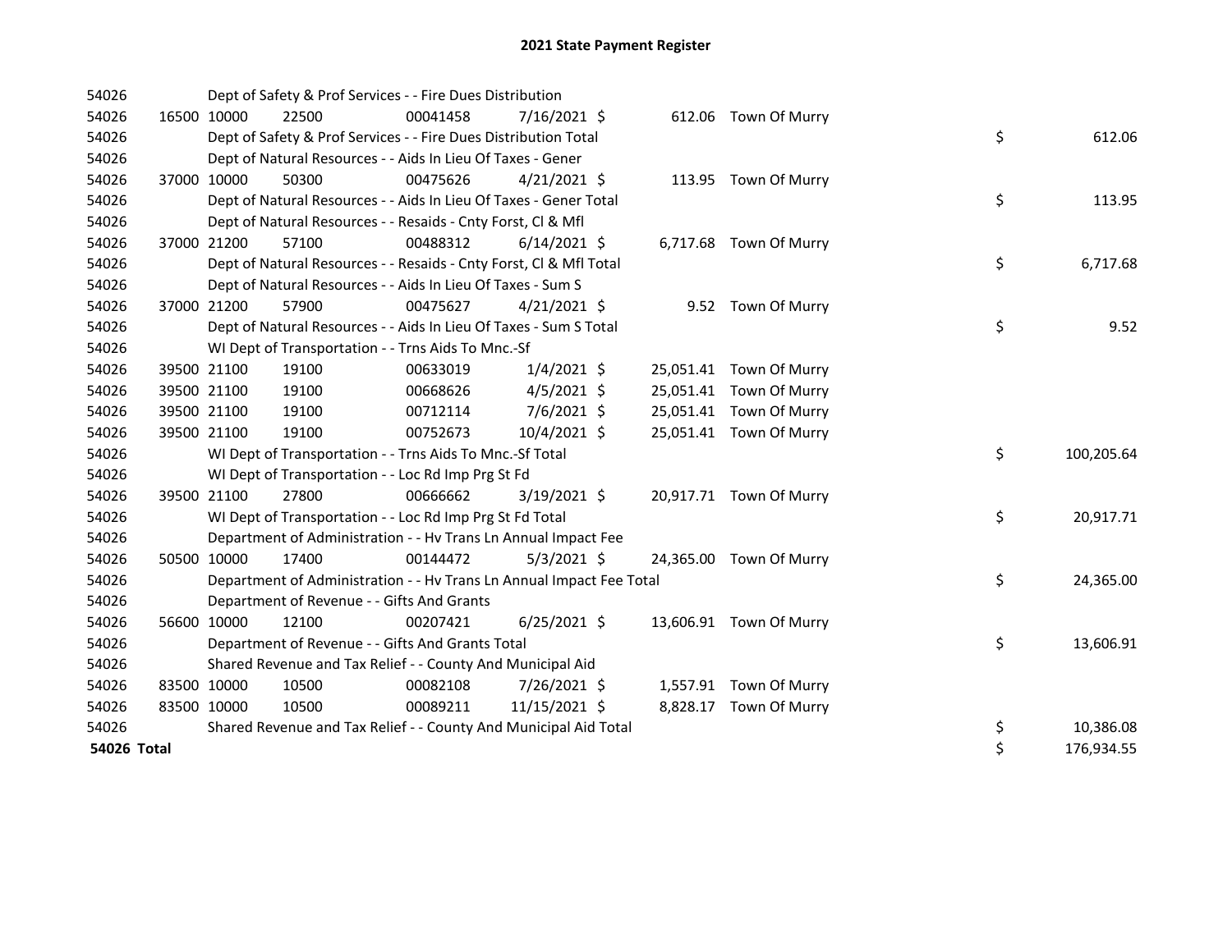# 2021 State Payment Register

| | | | | | | | | | |
|---|---|---|---|---|---|---|---|---|---|
| 54026 | | | Dept of Safety & Prof Services - - Fire Dues Distribution | | | | | | |
| 54026 | 16500 | 10000 | 22500 | 00041458 | 7/16/2021 | $ 612.06 | Town Of Murry | | |
| 54026 | | | Dept of Safety & Prof Services - - Fire Dues Distribution Total | | | | | $ | 612.06 |
| 54026 | | | Dept of Natural Resources - - Aids In Lieu Of Taxes - Gener | | | | | | |
| 54026 | 37000 | 10000 | 50300 | 00475626 | 4/21/2021 | $ 113.95 | Town Of Murry | | |
| 54026 | | | Dept of Natural Resources - - Aids In Lieu Of Taxes - Gener Total | | | | | $ | 113.95 |
| 54026 | | | Dept of Natural Resources - - Resaids - Cnty Forst, Cl & Mfl | | | | | | |
| 54026 | 37000 | 21200 | 57100 | 00488312 | 6/14/2021 | $ 6,717.68 | Town Of Murry | | |
| 54026 | | | Dept of Natural Resources - - Resaids - Cnty Forst, Cl & Mfl Total | | | | | $ | 6,717.68 |
| 54026 | | | Dept of Natural Resources - - Aids In Lieu Of Taxes - Sum S | | | | | | |
| 54026 | 37000 | 21200 | 57900 | 00475627 | 4/21/2021 | $ 9.52 | Town Of Murry | | |
| 54026 | | | Dept of Natural Resources - - Aids In Lieu Of Taxes - Sum S Total | | | | | $ | 9.52 |
| 54026 | | | WI Dept of Transportation - - Trns Aids To Mnc.-Sf | | | | | | |
| 54026 | 39500 | 21100 | 19100 | 00633019 | 1/4/2021 | $ 25,051.41 | Town Of Murry | | |
| 54026 | 39500 | 21100 | 19100 | 00668626 | 4/5/2021 | $ 25,051.41 | Town Of Murry | | |
| 54026 | 39500 | 21100 | 19100 | 00712114 | 7/6/2021 | $ 25,051.41 | Town Of Murry | | |
| 54026 | 39500 | 21100 | 19100 | 00752673 | 10/4/2021 | $ 25,051.41 | Town Of Murry | | |
| 54026 | | | WI Dept of Transportation - - Trns Aids To Mnc.-Sf Total | | | | | $ | 100,205.64 |
| 54026 | | | WI Dept of Transportation - - Loc Rd Imp Prg St Fd | | | | | | |
| 54026 | 39500 | 21100 | 27800 | 00666662 | 3/19/2021 | $ 20,917.71 | Town Of Murry | | |
| 54026 | | | WI Dept of Transportation - - Loc Rd Imp Prg St Fd Total | | | | | $ | 20,917.71 |
| 54026 | | | Department of Administration - - Hv Trans Ln Annual Impact Fee | | | | | | |
| 54026 | 50500 | 10000 | 17400 | 00144472 | 5/3/2021 | $ 24,365.00 | Town Of Murry | | |
| 54026 | | | Department of Administration - - Hv Trans Ln Annual Impact Fee Total | | | | | $ | 24,365.00 |
| 54026 | | | Department of Revenue - - Gifts And Grants | | | | | | |
| 54026 | 56600 | 10000 | 12100 | 00207421 | 6/25/2021 | $ 13,606.91 | Town Of Murry | | |
| 54026 | | | Department of Revenue - - Gifts And Grants Total | | | | | $ | 13,606.91 |
| 54026 | | | Shared Revenue and Tax Relief - - County And Municipal Aid | | | | | | |
| 54026 | 83500 | 10000 | 10500 | 00082108 | 7/26/2021 | $ 1,557.91 | Town Of Murry | | |
| 54026 | 83500 | 10000 | 10500 | 00089211 | 11/15/2021 | $ 8,828.17 | Town Of Murry | | |
| 54026 | | | Shared Revenue and Tax Relief - - County And Municipal Aid Total | | | | | $ | 10,386.08 |
| **54026 Total** | | | | | | | | $ | 176,934.55 |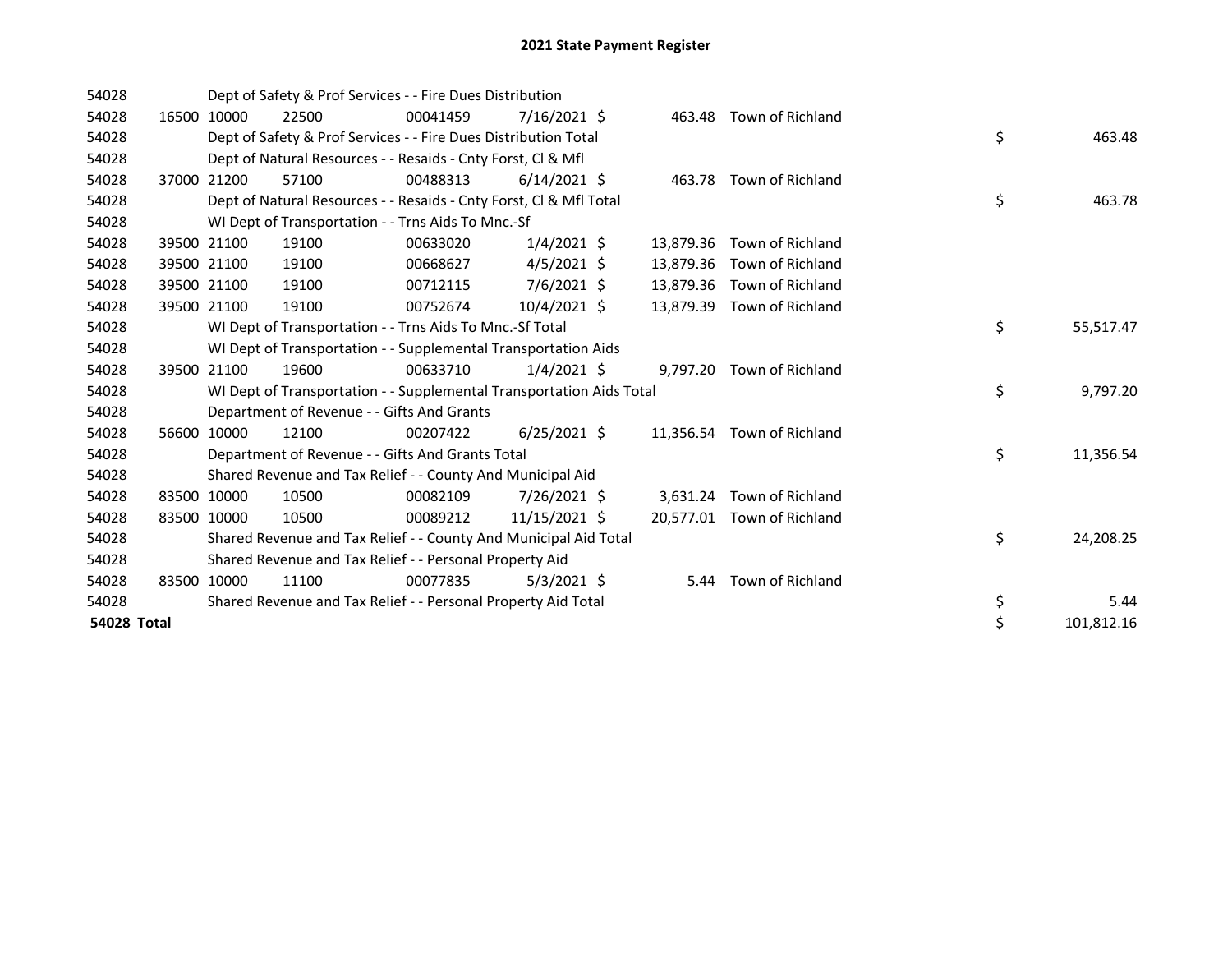# 2021 State Payment Register

| | | | | | | | | | |
|---|---|---|---|---|---|---|---|---|---|
| 54028 | | | Dept of Safety & Prof Services - - Fire Dues Distribution | | | | | | |
| 54028 | 16500 | 10000 | 22500 | 00041459 | 7/16/2021 | $ | 463.48 | Town of Richland | |
| 54028 | | | Dept of Safety & Prof Services - - Fire Dues Distribution Total | | | | | | $ 463.48 |
| 54028 | | | Dept of Natural Resources - - Resaids - Cnty Forst, Cl & Mfl | | | | | | |
| 54028 | 37000 | 21200 | 57100 | 00488313 | 6/14/2021 | $ | 463.78 | Town of Richland | |
| 54028 | | | Dept of Natural Resources - - Resaids - Cnty Forst, Cl & Mfl Total | | | | | | $ 463.78 |
| 54028 | | | WI Dept of Transportation - - Trns Aids To Mnc.-Sf | | | | | | |
| 54028 | 39500 | 21100 | 19100 | 00633020 | 1/4/2021 | $ | 13,879.36 | Town of Richland | |
| 54028 | 39500 | 21100 | 19100 | 00668627 | 4/5/2021 | $ | 13,879.36 | Town of Richland | |
| 54028 | 39500 | 21100 | 19100 | 00712115 | 7/6/2021 | $ | 13,879.36 | Town of Richland | |
| 54028 | 39500 | 21100 | 19100 | 00752674 | 10/4/2021 | $ | 13,879.39 | Town of Richland | |
| 54028 | | | WI Dept of Transportation - - Trns Aids To Mnc.-Sf Total | | | | | | $ 55,517.47 |
| 54028 | | | WI Dept of Transportation - - Supplemental Transportation Aids | | | | | | |
| 54028 | 39500 | 21100 | 19600 | 00633710 | 1/4/2021 | $ | 9,797.20 | Town of Richland | |
| 54028 | | | WI Dept of Transportation - - Supplemental Transportation Aids Total | | | | | | $ 9,797.20 |
| 54028 | | | Department of Revenue - - Gifts And Grants | | | | | | |
| 54028 | 56600 | 10000 | 12100 | 00207422 | 6/25/2021 | $ | 11,356.54 | Town of Richland | |
| 54028 | | | Department of Revenue - - Gifts And Grants Total | | | | | | $ 11,356.54 |
| 54028 | | | Shared Revenue and Tax Relief - - County And Municipal Aid | | | | | | |
| 54028 | 83500 | 10000 | 10500 | 00082109 | 7/26/2021 | $ | 3,631.24 | Town of Richland | |
| 54028 | 83500 | 10000 | 10500 | 00089212 | 11/15/2021 | $ | 20,577.01 | Town of Richland | |
| 54028 | | | Shared Revenue and Tax Relief - - County And Municipal Aid Total | | | | | | $ 24,208.25 |
| 54028 | | | Shared Revenue and Tax Relief - - Personal Property Aid | | | | | | |
| 54028 | 83500 | 10000 | 11100 | 00077835 | 5/3/2021 | $ | 5.44 | Town of Richland | |
| 54028 | | | Shared Revenue and Tax Relief - - Personal Property Aid Total | | | | | | $ 5.44 |
| **54028 Total** | | | | | | | | | $ 101,812.16 |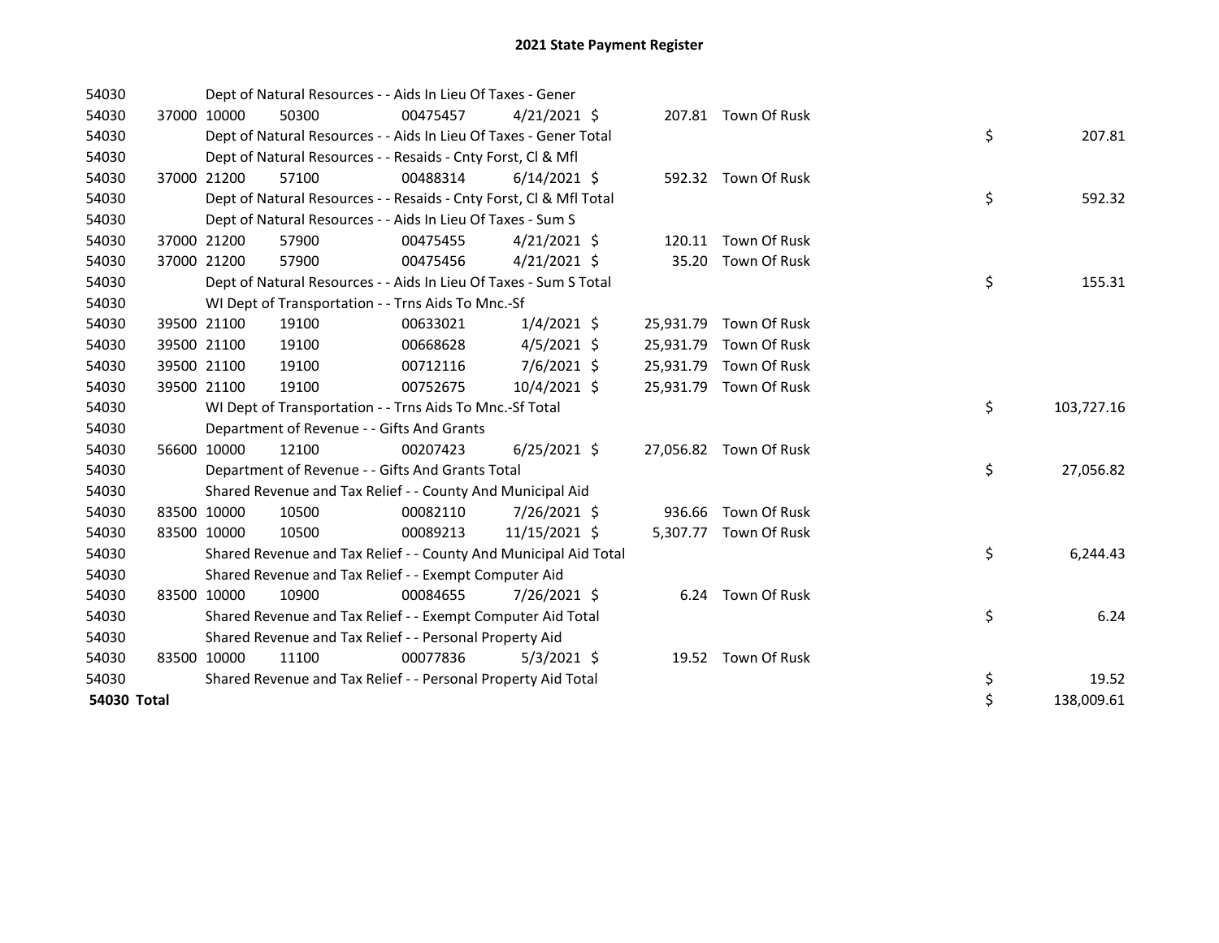# 2021 State Payment Register

| | | | | | | | | | |
|---|---|---|---|---|---|---|---|---|---|
| 54030 | | | Dept of Natural Resources - - Aids In Lieu Of Taxes - Gener | | | | | | |
| 54030 | 37000 | 10000 | 50300 | 00475457 | 4/21/2021 $ | 207.81 | Town Of Rusk | | |
| 54030 | | | Dept of Natural Resources - - Aids In Lieu Of Taxes - Gener Total | | | | | $ | 207.81 |
| 54030 | | | Dept of Natural Resources - - Resaids - Cnty Forst, Cl & Mfl | | | | | | |
| 54030 | 37000 | 21200 | 57100 | 00488314 | 6/14/2021 $ | 592.32 | Town Of Rusk | | |
| 54030 | | | Dept of Natural Resources - - Resaids - Cnty Forst, Cl & Mfl Total | | | | | $ | 592.32 |
| 54030 | | | Dept of Natural Resources - - Aids In Lieu Of Taxes - Sum S | | | | | | |
| 54030 | 37000 | 21200 | 57900 | 00475455 | 4/21/2021 $ | 120.11 | Town Of Rusk | | |
| 54030 | 37000 | 21200 | 57900 | 00475456 | 4/21/2021 $ | 35.20 | Town Of Rusk | | |
| 54030 | | | Dept of Natural Resources - - Aids In Lieu Of Taxes - Sum S Total | | | | | $ | 155.31 |
| 54030 | | | WI Dept of Transportation - - Trns Aids To Mnc.-Sf | | | | | | |
| 54030 | 39500 | 21100 | 19100 | 00633021 | 1/4/2021 $ | 25,931.79 | Town Of Rusk | | |
| 54030 | 39500 | 21100 | 19100 | 00668628 | 4/5/2021 $ | 25,931.79 | Town Of Rusk | | |
| 54030 | 39500 | 21100 | 19100 | 00712116 | 7/6/2021 $ | 25,931.79 | Town Of Rusk | | |
| 54030 | 39500 | 21100 | 19100 | 00752675 | 10/4/2021 $ | 25,931.79 | Town Of Rusk | | |
| 54030 | | | WI Dept of Transportation - - Trns Aids To Mnc.-Sf Total | | | | | $ | 103,727.16 |
| 54030 | | | Department of Revenue - - Gifts And Grants | | | | | | |
| 54030 | 56600 | 10000 | 12100 | 00207423 | 6/25/2021 $ | 27,056.82 | Town Of Rusk | | |
| 54030 | | | Department of Revenue - - Gifts And Grants Total | | | | | $ | 27,056.82 |
| 54030 | | | Shared Revenue and Tax Relief - - County And Municipal Aid | | | | | | |
| 54030 | 83500 | 10000 | 10500 | 00082110 | 7/26/2021 $ | 936.66 | Town Of Rusk | | |
| 54030 | 83500 | 10000 | 10500 | 00089213 | 11/15/2021 $ | 5,307.77 | Town Of Rusk | | |
| 54030 | | | Shared Revenue and Tax Relief - - County And Municipal Aid Total | | | | | $ | 6,244.43 |
| 54030 | | | Shared Revenue and Tax Relief - - Exempt Computer Aid | | | | | | |
| 54030 | 83500 | 10000 | 10900 | 00084655 | 7/26/2021 $ | 6.24 | Town Of Rusk | | |
| 54030 | | | Shared Revenue and Tax Relief - - Exempt Computer Aid Total | | | | | $ | 6.24 |
| 54030 | | | Shared Revenue and Tax Relief - - Personal Property Aid | | | | | | |
| 54030 | 83500 | 10000 | 11100 | 00077836 | 5/3/2021 $ | 19.52 | Town Of Rusk | | |
| 54030 | | | Shared Revenue and Tax Relief - - Personal Property Aid Total | | | | | $ | 19.52 |
| **54030 Total** | | | | | | | | $ | 138,009.61 |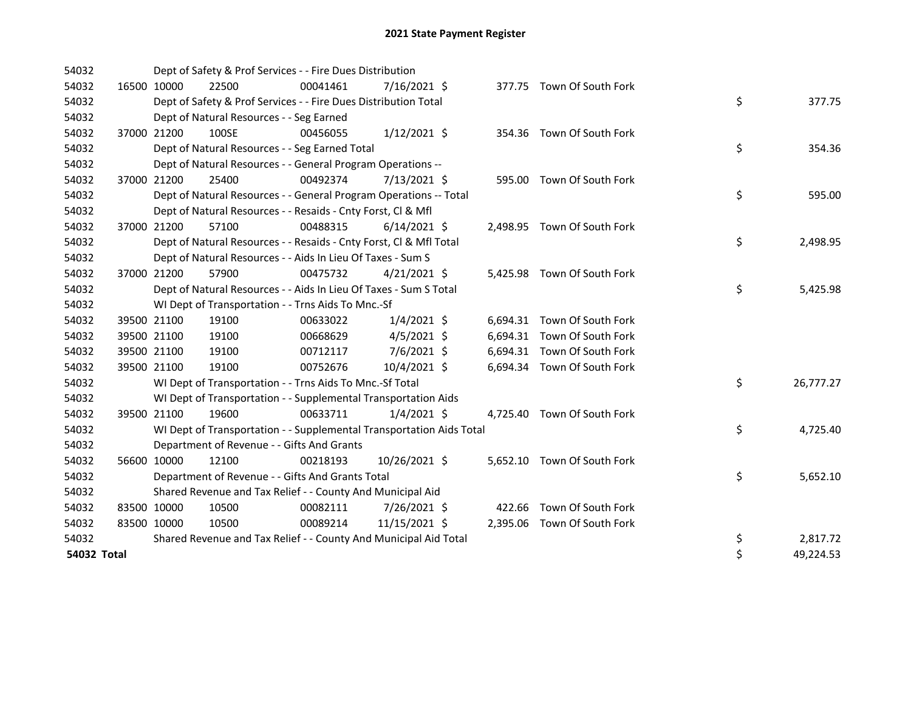# 2021 State Payment Register

| | | | | | | | | | |
|---|---|---|---|---|---|---|---|---|---|
| 54032 | | | Dept of Safety & Prof Services - - Fire Dues Distribution | | | | | | |
| 54032 | 16500 | 10000 | 22500 | 00041461 | 7/16/2021 | $ | 377.75 | Town Of South Fork | |
| 54032 | | | Dept of Safety & Prof Services - - Fire Dues Distribution Total | | | | | | $ 377.75 |
| 54032 | | | Dept of Natural Resources - - Seg Earned | | | | | | |
| 54032 | 37000 | 21200 | 100SE | 00456055 | 1/12/2021 | $ | 354.36 | Town Of South Fork | |
| 54032 | | | Dept of Natural Resources - - Seg Earned Total | | | | | | $ 354.36 |
| 54032 | | | Dept of Natural Resources - - General Program Operations -- | | | | | | |
| 54032 | 37000 | 21200 | 25400 | 00492374 | 7/13/2021 | $ | 595.00 | Town Of South Fork | |
| 54032 | | | Dept of Natural Resources - - General Program Operations -- Total | | | | | | $ 595.00 |
| 54032 | | | Dept of Natural Resources - - Resaids - Cnty Forst, Cl & Mfl | | | | | | |
| 54032 | 37000 | 21200 | 57100 | 00488315 | 6/14/2021 | $ | 2,498.95 | Town Of South Fork | |
| 54032 | | | Dept of Natural Resources - - Resaids - Cnty Forst, Cl & Mfl Total | | | | | | $ 2,498.95 |
| 54032 | | | Dept of Natural Resources - - Aids In Lieu Of Taxes - Sum S | | | | | | |
| 54032 | 37000 | 21200 | 57900 | 00475732 | 4/21/2021 | $ | 5,425.98 | Town Of South Fork | |
| 54032 | | | Dept of Natural Resources - - Aids In Lieu Of Taxes - Sum S Total | | | | | | $ 5,425.98 |
| 54032 | | | WI Dept of Transportation - - Trns Aids To Mnc.-Sf | | | | | | |
| 54032 | 39500 | 21100 | 19100 | 00633022 | 1/4/2021 | $ | 6,694.31 | Town Of South Fork | |
| 54032 | 39500 | 21100 | 19100 | 00668629 | 4/5/2021 | $ | 6,694.31 | Town Of South Fork | |
| 54032 | 39500 | 21100 | 19100 | 00712117 | 7/6/2021 | $ | 6,694.31 | Town Of South Fork | |
| 54032 | 39500 | 21100 | 19100 | 00752676 | 10/4/2021 | $ | 6,694.34 | Town Of South Fork | |
| 54032 | | | WI Dept of Transportation - - Trns Aids To Mnc.-Sf Total | | | | | | $ 26,777.27 |
| 54032 | | | WI Dept of Transportation - - Supplemental Transportation Aids | | | | | | |
| 54032 | 39500 | 21100 | 19600 | 00633711 | 1/4/2021 | $ | 4,725.40 | Town Of South Fork | |
| 54032 | | | WI Dept of Transportation - - Supplemental Transportation Aids Total | | | | | | $ 4,725.40 |
| 54032 | | | Department of Revenue - - Gifts And Grants | | | | | | |
| 54032 | 56600 | 10000 | 12100 | 00218193 | 10/26/2021 | $ | 5,652.10 | Town Of South Fork | |
| 54032 | | | Department of Revenue - - Gifts And Grants Total | | | | | | $ 5,652.10 |
| 54032 | | | Shared Revenue and Tax Relief - - County And Municipal Aid | | | | | | |
| 54032 | 83500 | 10000 | 10500 | 00082111 | 7/26/2021 | $ | 422.66 | Town Of South Fork | |
| 54032 | 83500 | 10000 | 10500 | 00089214 | 11/15/2021 | $ | 2,395.06 | Town Of South Fork | |
| 54032 | | | Shared Revenue and Tax Relief - - County And Municipal Aid Total | | | | | | $ 2,817.72 |
| **54032 Total** | | | | | | | | | $ 49,224.53 |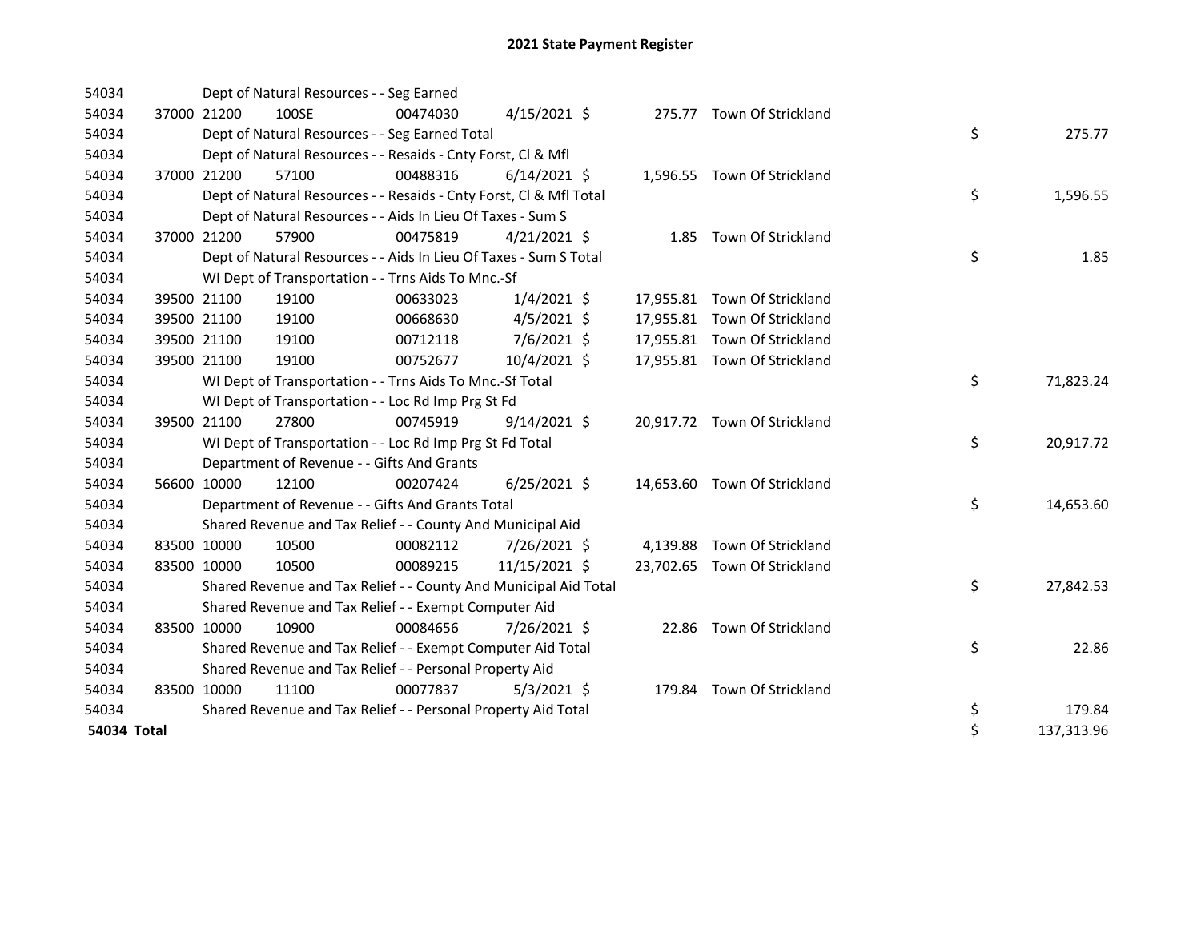# 2021 State Payment Register

| | | | | | | | | |
|---|---|---|---|---|---|---|---|---|
| 54034 | | Dept of Natural Resources - - Seg Earned | | | | | | |
| 54034 | 37000 | 21200 | 100SE | 00474030 | 4/15/2021 | $ 275.77 | Town Of Strickland | |
| 54034 | | Dept of Natural Resources - - Seg Earned Total | | | | | | $ 275.77 |
| 54034 | | Dept of Natural Resources - - Resaids - Cnty Forst, Cl & Mfl | | | | | | |
| 54034 | 37000 | 21200 | 57100 | 00488316 | 6/14/2021 | $ 1,596.55 | Town Of Strickland | |
| 54034 | | Dept of Natural Resources - - Resaids - Cnty Forst, Cl & Mfl Total | | | | | | $ 1,596.55 |
| 54034 | | Dept of Natural Resources - - Aids In Lieu Of Taxes - Sum S | | | | | | |
| 54034 | 37000 | 21200 | 57900 | 00475819 | 4/21/2021 | $ 1.85 | Town Of Strickland | |
| 54034 | | Dept of Natural Resources - - Aids In Lieu Of Taxes - Sum S Total | | | | | | $ 1.85 |
| 54034 | | WI Dept of Transportation - - Trns Aids To Mnc.-Sf | | | | | | |
| 54034 | 39500 | 21100 | 19100 | 00633023 | 1/4/2021 | $ 17,955.81 | Town Of Strickland | |
| 54034 | 39500 | 21100 | 19100 | 00668630 | 4/5/2021 | $ 17,955.81 | Town Of Strickland | |
| 54034 | 39500 | 21100 | 19100 | 00712118 | 7/6/2021 | $ 17,955.81 | Town Of Strickland | |
| 54034 | 39500 | 21100 | 19100 | 00752677 | 10/4/2021 | $ 17,955.81 | Town Of Strickland | |
| 54034 | | WI Dept of Transportation - - Trns Aids To Mnc.-Sf Total | | | | | | $ 71,823.24 |
| 54034 | | WI Dept of Transportation - - Loc Rd Imp Prg St Fd | | | | | | |
| 54034 | 39500 | 21100 | 27800 | 00745919 | 9/14/2021 | $ 20,917.72 | Town Of Strickland | |
| 54034 | | WI Dept of Transportation - - Loc Rd Imp Prg St Fd Total | | | | | | $ 20,917.72 |
| 54034 | | Department of Revenue - - Gifts And Grants | | | | | | |
| 54034 | 56600 | 10000 | 12100 | 00207424 | 6/25/2021 | $ 14,653.60 | Town Of Strickland | |
| 54034 | | Department of Revenue - - Gifts And Grants Total | | | | | | $ 14,653.60 |
| 54034 | | Shared Revenue and Tax Relief - - County And Municipal Aid | | | | | | |
| 54034 | 83500 | 10000 | 10500 | 00082112 | 7/26/2021 | $ 4,139.88 | Town Of Strickland | |
| 54034 | 83500 | 10000 | 10500 | 00089215 | 11/15/2021 | $ 23,702.65 | Town Of Strickland | |
| 54034 | | Shared Revenue and Tax Relief - - County And Municipal Aid Total | | | | | | $ 27,842.53 |
| 54034 | | Shared Revenue and Tax Relief - - Exempt Computer Aid | | | | | | |
| 54034 | 83500 | 10000 | 10900 | 00084656 | 7/26/2021 | $ 22.86 | Town Of Strickland | |
| 54034 | | Shared Revenue and Tax Relief - - Exempt Computer Aid Total | | | | | | $ 22.86 |
| 54034 | | Shared Revenue and Tax Relief - - Personal Property Aid | | | | | | |
| 54034 | 83500 | 10000 | 11100 | 00077837 | 5/3/2021 | $ 179.84 | Town Of Strickland | |
| 54034 | | Shared Revenue and Tax Relief - - Personal Property Aid Total | | | | | | $ 179.84 |
| **54034 Total** | | | | | | | | $ 137,313.96 |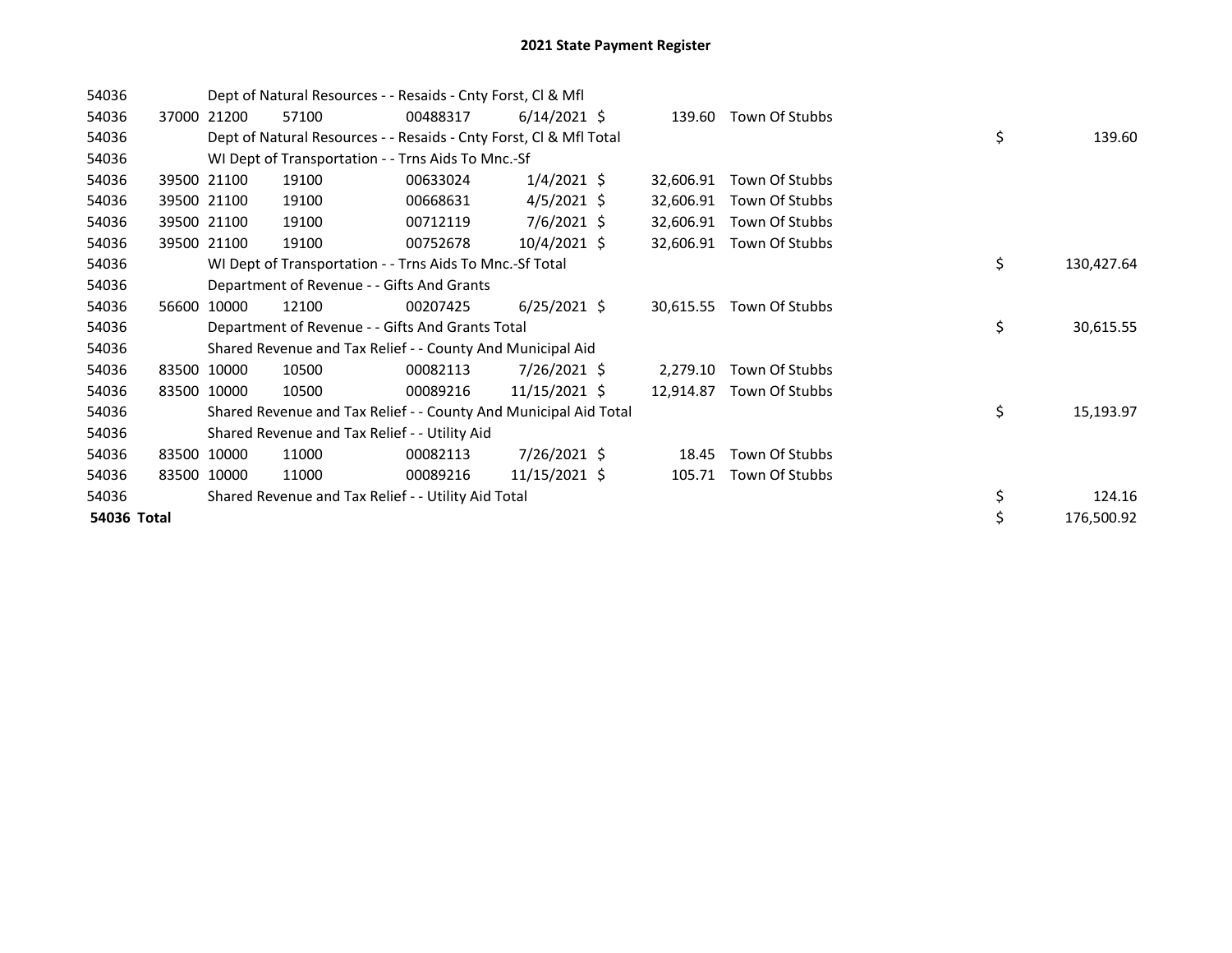# 2021 State Payment Register

| | | | | | | | | | |
|---|---|---|---|---|---|---|---|---|---|
| 54036 | | | Dept of Natural Resources - - Resaids - Cnty Forst, Cl & Mfl | | | | | | |
| 54036 | 37000 | 21200 | 57100 | 00488317 | 6/14/2021 | $ | 139.60 | Town Of Stubbs | |
| 54036 | | | Dept of Natural Resources - - Resaids - Cnty Forst, Cl & Mfl Total | | | | | | $ 139.60 |
| 54036 | | | WI Dept of Transportation - - Trns Aids To Mnc.-Sf | | | | | | |
| 54036 | 39500 | 21100 | 19100 | 00633024 | 1/4/2021 | $ | 32,606.91 | Town Of Stubbs | |
| 54036 | 39500 | 21100 | 19100 | 00668631 | 4/5/2021 | $ | 32,606.91 | Town Of Stubbs | |
| 54036 | 39500 | 21100 | 19100 | 00712119 | 7/6/2021 | $ | 32,606.91 | Town Of Stubbs | |
| 54036 | 39500 | 21100 | 19100 | 00752678 | 10/4/2021 | $ | 32,606.91 | Town Of Stubbs | |
| 54036 | | | WI Dept of Transportation - - Trns Aids To Mnc.-Sf Total | | | | | | $ 130,427.64 |
| 54036 | | | Department of Revenue - - Gifts And Grants | | | | | | |
| 54036 | 56600 | 10000 | 12100 | 00207425 | 6/25/2021 | $ | 30,615.55 | Town Of Stubbs | |
| 54036 | | | Department of Revenue - - Gifts And Grants Total | | | | | | $ 30,615.55 |
| 54036 | | | Shared Revenue and Tax Relief - - County And Municipal Aid | | | | | | |
| 54036 | 83500 | 10000 | 10500 | 00082113 | 7/26/2021 | $ | 2,279.10 | Town Of Stubbs | |
| 54036 | 83500 | 10000 | 10500 | 00089216 | 11/15/2021 | $ | 12,914.87 | Town Of Stubbs | |
| 54036 | | | Shared Revenue and Tax Relief - - County And Municipal Aid Total | | | | | | $ 15,193.97 |
| 54036 | | | Shared Revenue and Tax Relief - - Utility Aid | | | | | | |
| 54036 | 83500 | 10000 | 11000 | 00082113 | 7/26/2021 | $ | 18.45 | Town Of Stubbs | |
| 54036 | 83500 | 10000 | 11000 | 00089216 | 11/15/2021 | $ | 105.71 | Town Of Stubbs | |
| 54036 | | | Shared Revenue and Tax Relief - - Utility Aid Total | | | | | | $ 124.16 |
| **54036 Total** | | | | | | | | | $ 176,500.92 |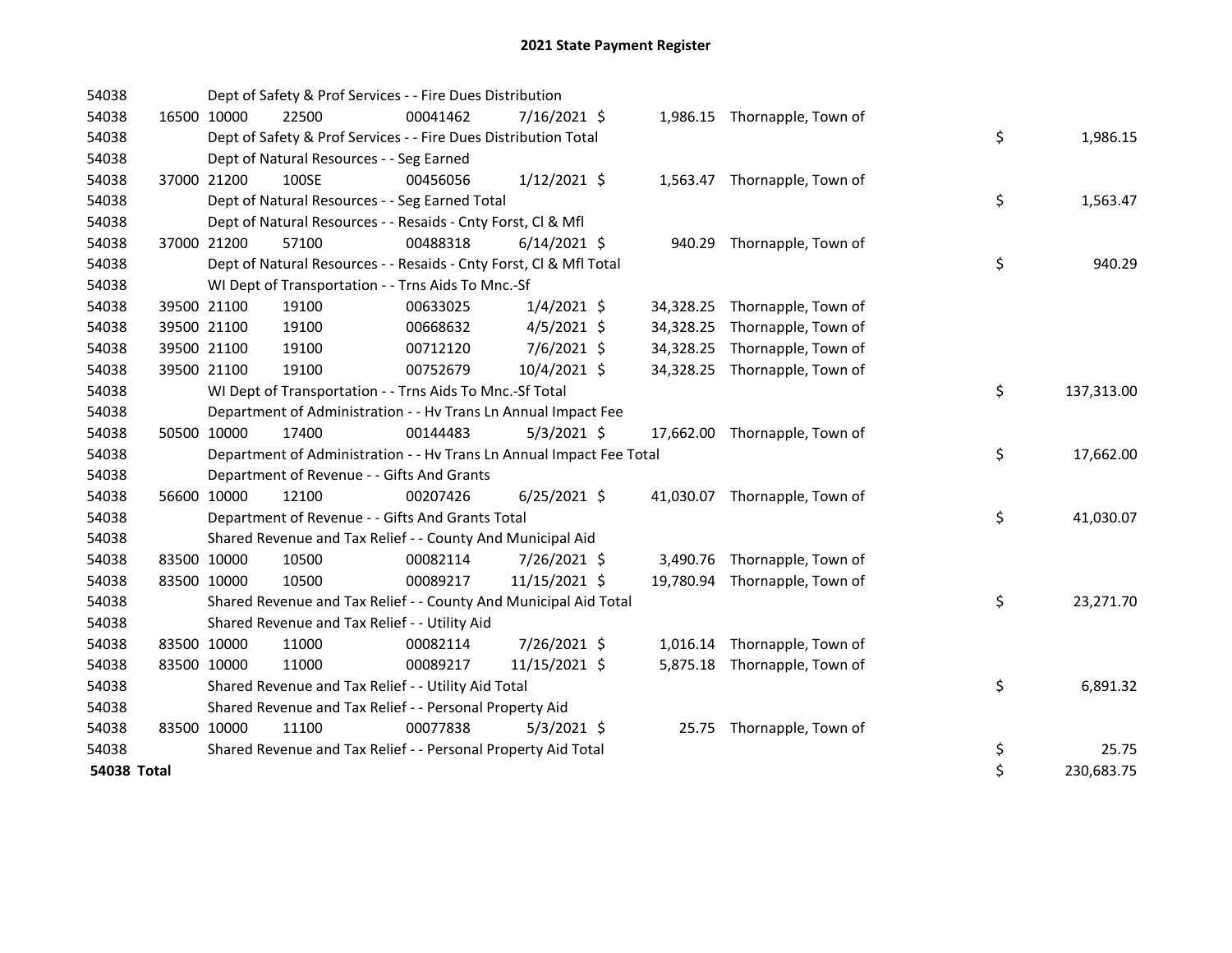# 2021 State Payment Register

| | | | | | | | | | |
|---|---|---|---|---|---|---|---|---|---|
| 54038 | | | Dept of Safety & Prof Services - - Fire Dues Distribution | | | | | | |
| 54038 | 16500 | 10000 | 22500 | 00041462 | 7/16/2021 | $ | 1,986.15 | Thornapple, Town of | |
| 54038 | | | Dept of Safety & Prof Services - - Fire Dues Distribution Total | | | | | | $ 1,986.15 |
| 54038 | | | Dept of Natural Resources - - Seg Earned | | | | | | |
| 54038 | 37000 | 21200 | 100SE | 00456056 | 1/12/2021 | $ | 1,563.47 | Thornapple, Town of | |
| 54038 | | | Dept of Natural Resources - - Seg Earned Total | | | | | | $ 1,563.47 |
| 54038 | | | Dept of Natural Resources - - Resaids - Cnty Forst, Cl & Mfl | | | | | | |
| 54038 | 37000 | 21200 | 57100 | 00488318 | 6/14/2021 | $ | 940.29 | Thornapple, Town of | |
| 54038 | | | Dept of Natural Resources - - Resaids - Cnty Forst, Cl & Mfl Total | | | | | | $ 940.29 |
| 54038 | | | WI Dept of Transportation - - Trns Aids To Mnc.-Sf | | | | | | |
| 54038 | 39500 | 21100 | 19100 | 00633025 | 1/4/2021 | $ | 34,328.25 | Thornapple, Town of | |
| 54038 | 39500 | 21100 | 19100 | 00668632 | 4/5/2021 | $ | 34,328.25 | Thornapple, Town of | |
| 54038 | 39500 | 21100 | 19100 | 00712120 | 7/6/2021 | $ | 34,328.25 | Thornapple, Town of | |
| 54038 | 39500 | 21100 | 19100 | 00752679 | 10/4/2021 | $ | 34,328.25 | Thornapple, Town of | |
| 54038 | | | WI Dept of Transportation - - Trns Aids To Mnc.-Sf Total | | | | | | $ 137,313.00 |
| 54038 | | | Department of Administration - - Hv Trans Ln Annual Impact Fee | | | | | | |
| 54038 | 50500 | 10000 | 17400 | 00144483 | 5/3/2021 | $ | 17,662.00 | Thornapple, Town of | |
| 54038 | | | Department of Administration - - Hv Trans Ln Annual Impact Fee Total | | | | | | $ 17,662.00 |
| 54038 | | | Department of Revenue - - Gifts And Grants | | | | | | |
| 54038 | 56600 | 10000 | 12100 | 00207426 | 6/25/2021 | $ | 41,030.07 | Thornapple, Town of | |
| 54038 | | | Department of Revenue - - Gifts And Grants Total | | | | | | $ 41,030.07 |
| 54038 | | | Shared Revenue and Tax Relief - - County And Municipal Aid | | | | | | |
| 54038 | 83500 | 10000 | 10500 | 00082114 | 7/26/2021 | $ | 3,490.76 | Thornapple, Town of | |
| 54038 | 83500 | 10000 | 10500 | 00089217 | 11/15/2021 | $ | 19,780.94 | Thornapple, Town of | |
| 54038 | | | Shared Revenue and Tax Relief - - County And Municipal Aid Total | | | | | | $ 23,271.70 |
| 54038 | | | Shared Revenue and Tax Relief - - Utility Aid | | | | | | |
| 54038 | 83500 | 10000 | 11000 | 00082114 | 7/26/2021 | $ | 1,016.14 | Thornapple, Town of | |
| 54038 | 83500 | 10000 | 11000 | 00089217 | 11/15/2021 | $ | 5,875.18 | Thornapple, Town of | |
| 54038 | | | Shared Revenue and Tax Relief - - Utility Aid Total | | | | | | $ 6,891.32 |
| 54038 | | | Shared Revenue and Tax Relief - - Personal Property Aid | | | | | | |
| 54038 | 83500 | 10000 | 11100 | 00077838 | 5/3/2021 | $ | 25.75 | Thornapple, Town of | |
| 54038 | | | Shared Revenue and Tax Relief - - Personal Property Aid Total | | | | | | $ 25.75 |
| **54038 Total** | | | | | | | | | $ 230,683.75 |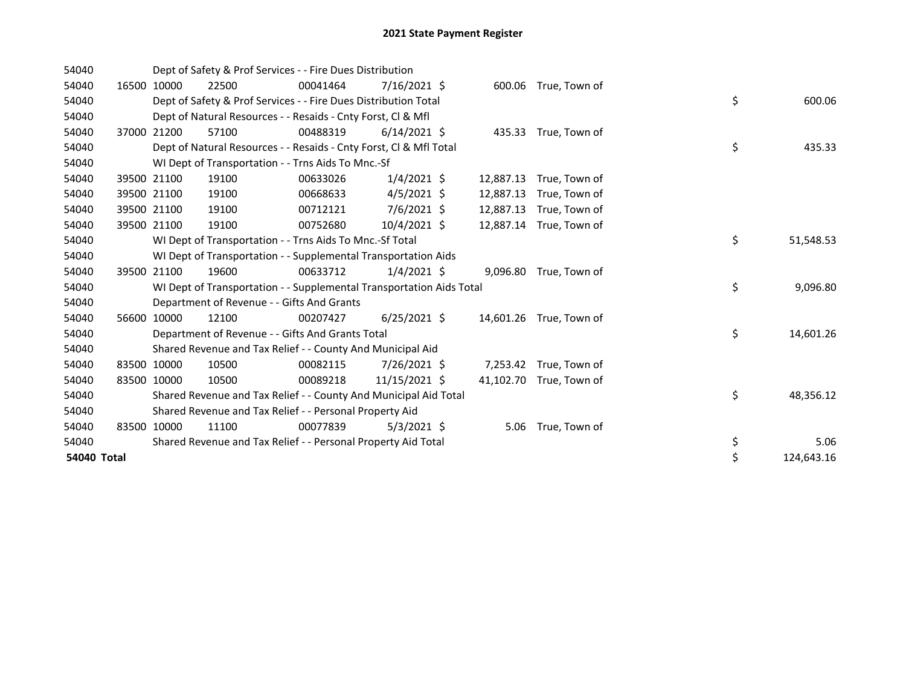# 2021 State Payment Register

| | | | | | | | | | |
|---|---|---|---|---|---|---|---|---|---|
| 54040 | | | Dept of Safety & Prof Services - - Fire Dues Distribution | | | | | | |
| 54040 | 16500 | 10000 | 22500 | 00041464 | 7/16/2021 | $ | 600.06 | True, Town of | |
| 54040 | | | Dept of Safety & Prof Services - - Fire Dues Distribution Total | | | | | | $ 600.06 |
| 54040 | | | Dept of Natural Resources - - Resaids - Cnty Forst, Cl & Mfl | | | | | | |
| 54040 | 37000 | 21200 | 57100 | 00488319 | 6/14/2021 | $ | 435.33 | True, Town of | |
| 54040 | | | Dept of Natural Resources - - Resaids - Cnty Forst, Cl & Mfl Total | | | | | | $ 435.33 |
| 54040 | | | WI Dept of Transportation - - Trns Aids To Mnc.-Sf | | | | | | |
| 54040 | 39500 | 21100 | 19100 | 00633026 | 1/4/2021 | $ | 12,887.13 | True, Town of | |
| 54040 | 39500 | 21100 | 19100 | 00668633 | 4/5/2021 | $ | 12,887.13 | True, Town of | |
| 54040 | 39500 | 21100 | 19100 | 00712121 | 7/6/2021 | $ | 12,887.13 | True, Town of | |
| 54040 | 39500 | 21100 | 19100 | 00752680 | 10/4/2021 | $ | 12,887.14 | True, Town of | |
| 54040 | | | WI Dept of Transportation - - Trns Aids To Mnc.-Sf Total | | | | | | $ 51,548.53 |
| 54040 | | | WI Dept of Transportation - - Supplemental Transportation Aids | | | | | | |
| 54040 | 39500 | 21100 | 19600 | 00633712 | 1/4/2021 | $ | 9,096.80 | True, Town of | |
| 54040 | | | WI Dept of Transportation - - Supplemental Transportation Aids Total | | | | | | $ 9,096.80 |
| 54040 | | | Department of Revenue - - Gifts And Grants | | | | | | |
| 54040 | 56600 | 10000 | 12100 | 00207427 | 6/25/2021 | $ | 14,601.26 | True, Town of | |
| 54040 | | | Department of Revenue - - Gifts And Grants Total | | | | | | $ 14,601.26 |
| 54040 | | | Shared Revenue and Tax Relief - - County And Municipal Aid | | | | | | |
| 54040 | 83500 | 10000 | 10500 | 00082115 | 7/26/2021 | $ | 7,253.42 | True, Town of | |
| 54040 | 83500 | 10000 | 10500 | 00089218 | 11/15/2021 | $ | 41,102.70 | True, Town of | |
| 54040 | | | Shared Revenue and Tax Relief - - County And Municipal Aid Total | | | | | | $ 48,356.12 |
| 54040 | | | Shared Revenue and Tax Relief - - Personal Property Aid | | | | | | |
| 54040 | 83500 | 10000 | 11100 | 00077839 | 5/3/2021 | $ | 5.06 | True, Town of | |
| 54040 | | | Shared Revenue and Tax Relief - - Personal Property Aid Total | | | | | | $ 5.06 |
| **54040 Total** | | | | | | | | | $ 124,643.16 |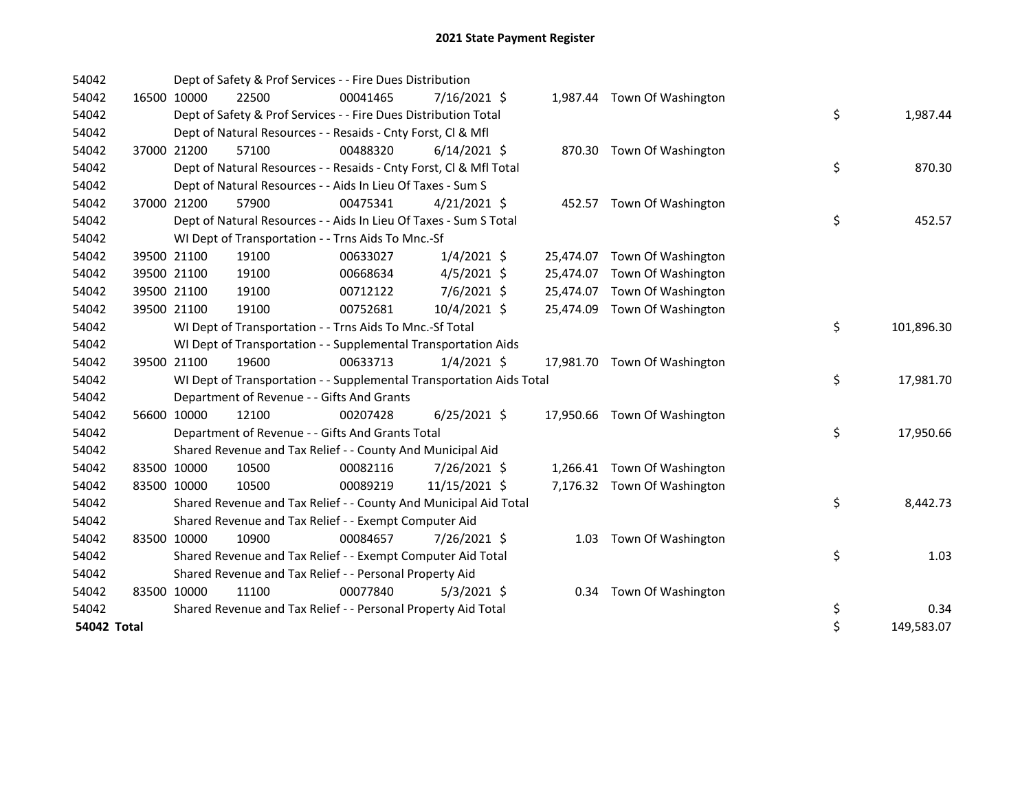# 2021 State Payment Register

| | | | | | | | | | |
|---|---|---|---|---|---|---|---|---|---|
| 54042 | | Dept of Safety & Prof Services - - Fire Dues Distribution | | | | | | | |
| 54042 | 16500 | 10000 | 22500 | 00041465 | 7/16/2021 | $ 1,987.44 | Town Of Washington | | |
| 54042 | | Dept of Safety & Prof Services - - Fire Dues Distribution Total | | | | | | $ | 1,987.44 |
| 54042 | | Dept of Natural Resources - - Resaids - Cnty Forst, Cl & Mfl | | | | | | | |
| 54042 | 37000 | 21200 | 57100 | 00488320 | 6/14/2021 | $ 870.30 | Town Of Washington | | |
| 54042 | | Dept of Natural Resources - - Resaids - Cnty Forst, Cl & Mfl Total | | | | | | $ | 870.30 |
| 54042 | | Dept of Natural Resources - - Aids In Lieu Of Taxes - Sum S | | | | | | | |
| 54042 | 37000 | 21200 | 57900 | 00475341 | 4/21/2021 | $ 452.57 | Town Of Washington | | |
| 54042 | | Dept of Natural Resources - - Aids In Lieu Of Taxes - Sum S Total | | | | | | $ | 452.57 |
| 54042 | | WI Dept of Transportation - - Trns Aids To Mnc.-Sf | | | | | | | |
| 54042 | 39500 | 21100 | 19100 | 00633027 | 1/4/2021 | $ 25,474.07 | Town Of Washington | | |
| 54042 | 39500 | 21100 | 19100 | 00668634 | 4/5/2021 | $ 25,474.07 | Town Of Washington | | |
| 54042 | 39500 | 21100 | 19100 | 00712122 | 7/6/2021 | $ 25,474.07 | Town Of Washington | | |
| 54042 | 39500 | 21100 | 19100 | 00752681 | 10/4/2021 | $ 25,474.09 | Town Of Washington | | |
| 54042 | | WI Dept of Transportation - - Trns Aids To Mnc.-Sf Total | | | | | | $ | 101,896.30 |
| 54042 | | WI Dept of Transportation - - Supplemental Transportation Aids | | | | | | | |
| 54042 | 39500 | 21100 | 19600 | 00633713 | 1/4/2021 | $ 17,981.70 | Town Of Washington | | |
| 54042 | | WI Dept of Transportation - - Supplemental Transportation Aids Total | | | | | | $ | 17,981.70 |
| 54042 | | Department of Revenue - - Gifts And Grants | | | | | | | |
| 54042 | 56600 | 10000 | 12100 | 00207428 | 6/25/2021 | $ 17,950.66 | Town Of Washington | | |
| 54042 | | Department of Revenue - - Gifts And Grants Total | | | | | | $ | 17,950.66 |
| 54042 | | Shared Revenue and Tax Relief - - County And Municipal Aid | | | | | | | |
| 54042 | 83500 | 10000 | 10500 | 00082116 | 7/26/2021 | $ 1,266.41 | Town Of Washington | | |
| 54042 | 83500 | 10000 | 10500 | 00089219 | 11/15/2021 | $ 7,176.32 | Town Of Washington | | |
| 54042 | | Shared Revenue and Tax Relief - - County And Municipal Aid Total | | | | | | $ | 8,442.73 |
| 54042 | | Shared Revenue and Tax Relief - - Exempt Computer Aid | | | | | | | |
| 54042 | 83500 | 10000 | 10900 | 00084657 | 7/26/2021 | $ 1.03 | Town Of Washington | | |
| 54042 | | Shared Revenue and Tax Relief - - Exempt Computer Aid Total | | | | | | $ | 1.03 |
| 54042 | | Shared Revenue and Tax Relief - - Personal Property Aid | | | | | | | |
| 54042 | 83500 | 10000 | 11100 | 00077840 | 5/3/2021 | $ 0.34 | Town Of Washington | | |
| 54042 | | Shared Revenue and Tax Relief - - Personal Property Aid Total | | | | | | $ | 0.34 |
| **54042 Total** | | | | | | | | $ | 149,583.07 |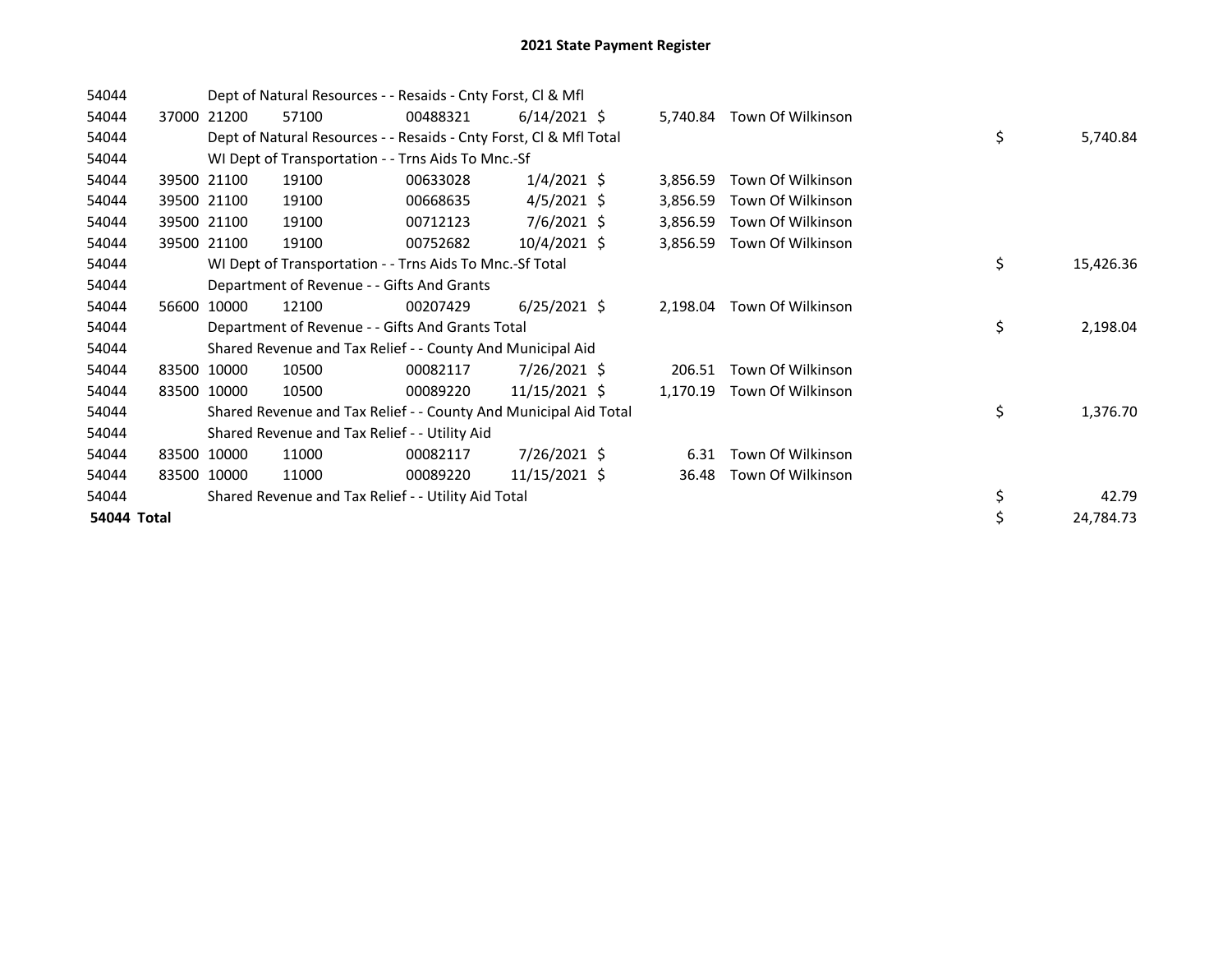# 2021 State Payment Register

| | | | | | | | | | |
|---|---|---|---|---|---|---|---|---|---|
| 54044 | | | Dept of Natural Resources - - Resaids - Cnty Forst, Cl & Mfl | | | | | | |
| 54044 | 37000 | 21200 | 57100 | 00488321 | 6/14/2021 | $ | 5,740.84 | Town Of Wilkinson | |
| 54044 | | | Dept of Natural Resources - - Resaids - Cnty Forst, Cl & Mfl Total | | | | | | $ 5,740.84 |
| 54044 | | | WI Dept of Transportation - - Trns Aids To Mnc.-Sf | | | | | | |
| 54044 | 39500 | 21100 | 19100 | 00633028 | 1/4/2021 | $ | 3,856.59 | Town Of Wilkinson | |
| 54044 | 39500 | 21100 | 19100 | 00668635 | 4/5/2021 | $ | 3,856.59 | Town Of Wilkinson | |
| 54044 | 39500 | 21100 | 19100 | 00712123 | 7/6/2021 | $ | 3,856.59 | Town Of Wilkinson | |
| 54044 | 39500 | 21100 | 19100 | 00752682 | 10/4/2021 | $ | 3,856.59 | Town Of Wilkinson | |
| 54044 | | | WI Dept of Transportation - - Trns Aids To Mnc.-Sf Total | | | | | | $ 15,426.36 |
| 54044 | | | Department of Revenue - - Gifts And Grants | | | | | | |
| 54044 | 56600 | 10000 | 12100 | 00207429 | 6/25/2021 | $ | 2,198.04 | Town Of Wilkinson | |
| 54044 | | | Department of Revenue - - Gifts And Grants Total | | | | | | $ 2,198.04 |
| 54044 | | | Shared Revenue and Tax Relief - - County And Municipal Aid | | | | | | |
| 54044 | 83500 | 10000 | 10500 | 00082117 | 7/26/2021 | $ | 206.51 | Town Of Wilkinson | |
| 54044 | 83500 | 10000 | 10500 | 00089220 | 11/15/2021 | $ | 1,170.19 | Town Of Wilkinson | |
| 54044 | | | Shared Revenue and Tax Relief - - County And Municipal Aid Total | | | | | | $ 1,376.70 |
| 54044 | | | Shared Revenue and Tax Relief - - Utility Aid | | | | | | |
| 54044 | 83500 | 10000 | 11000 | 00082117 | 7/26/2021 | $ | 6.31 | Town Of Wilkinson | |
| 54044 | 83500 | 10000 | 11000 | 00089220 | 11/15/2021 | $ | 36.48 | Town Of Wilkinson | |
| 54044 | | | Shared Revenue and Tax Relief - - Utility Aid Total | | | | | | $ 42.79 |
| **54044 Total** | | | | | | | | | $ 24,784.73 |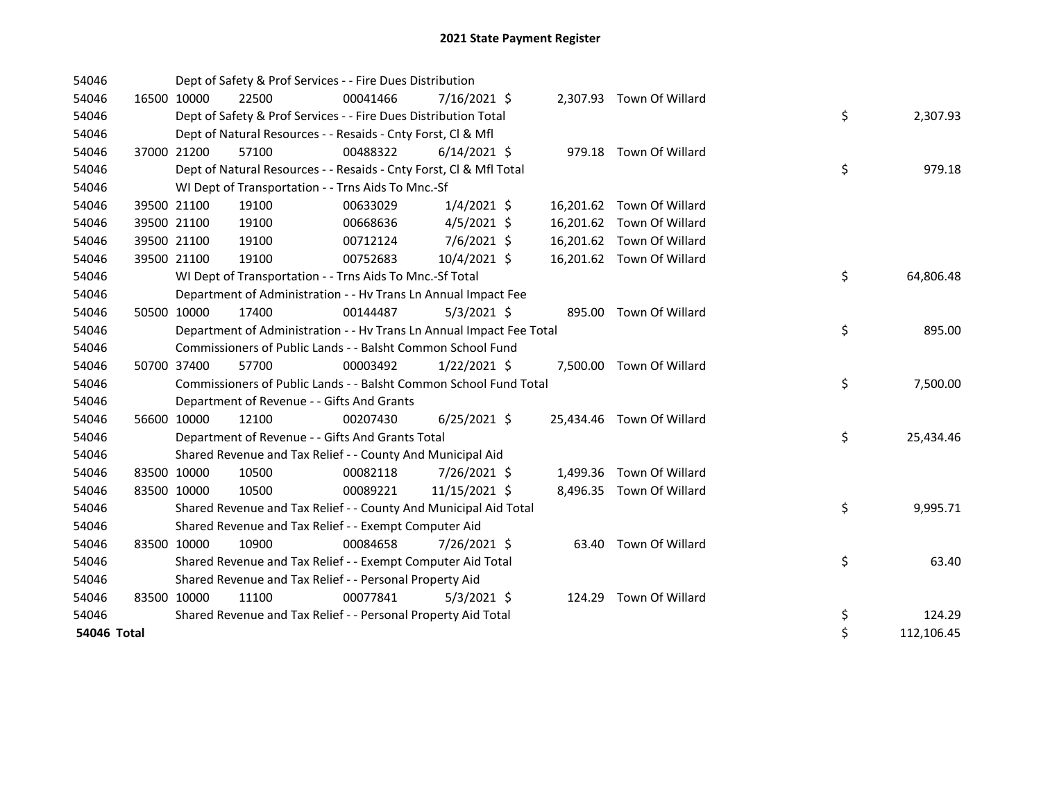# 2021 State Payment Register

| | | | | | | | | | |
|---|---|---|---|---|---|---|---|---|---|
| 54046 | | | Dept of Safety & Prof Services - - Fire Dues Distribution | | | | | | |
| 54046 | 16500 | 10000 | 22500 | 00041466 | 7/16/2021 | $ 2,307.93 | Town Of Willard | | |
| 54046 | | | Dept of Safety & Prof Services - - Fire Dues Distribution Total | | | | | $ | 2,307.93 |
| 54046 | | | Dept of Natural Resources - - Resaids - Cnty Forst, Cl & Mfl | | | | | | |
| 54046 | 37000 | 21200 | 57100 | 00488322 | 6/14/2021 | $ 979.18 | Town Of Willard | | |
| 54046 | | | Dept of Natural Resources - - Resaids - Cnty Forst, Cl & Mfl Total | | | | | $ | 979.18 |
| 54046 | | | WI Dept of Transportation - - Trns Aids To Mnc.-Sf | | | | | | |
| 54046 | 39500 | 21100 | 19100 | 00633029 | 1/4/2021 | $ 16,201.62 | Town Of Willard | | |
| 54046 | 39500 | 21100 | 19100 | 00668636 | 4/5/2021 | $ 16,201.62 | Town Of Willard | | |
| 54046 | 39500 | 21100 | 19100 | 00712124 | 7/6/2021 | $ 16,201.62 | Town Of Willard | | |
| 54046 | 39500 | 21100 | 19100 | 00752683 | 10/4/2021 | $ 16,201.62 | Town Of Willard | | |
| 54046 | | | WI Dept of Transportation - - Trns Aids To Mnc.-Sf Total | | | | | $ | 64,806.48 |
| 54046 | | | Department of Administration - - Hv Trans Ln Annual Impact Fee | | | | | | |
| 54046 | 50500 | 10000 | 17400 | 00144487 | 5/3/2021 | $ 895.00 | Town Of Willard | | |
| 54046 | | | Department of Administration - - Hv Trans Ln Annual Impact Fee Total | | | | | $ | 895.00 |
| 54046 | | | Commissioners of Public Lands - - Balsht Common School Fund | | | | | | |
| 54046 | 50700 | 37400 | 57700 | 00003492 | 1/22/2021 | $ 7,500.00 | Town Of Willard | | |
| 54046 | | | Commissioners of Public Lands - - Balsht Common School Fund Total | | | | | $ | 7,500.00 |
| 54046 | | | Department of Revenue - - Gifts And Grants | | | | | | |
| 54046 | 56600 | 10000 | 12100 | 00207430 | 6/25/2021 | $ 25,434.46 | Town Of Willard | | |
| 54046 | | | Department of Revenue - - Gifts And Grants Total | | | | | $ | 25,434.46 |
| 54046 | | | Shared Revenue and Tax Relief - - County And Municipal Aid | | | | | | |
| 54046 | 83500 | 10000 | 10500 | 00082118 | 7/26/2021 | $ 1,499.36 | Town Of Willard | | |
| 54046 | 83500 | 10000 | 10500 | 00089221 | 11/15/2021 | $ 8,496.35 | Town Of Willard | | |
| 54046 | | | Shared Revenue and Tax Relief - - County And Municipal Aid Total | | | | | $ | 9,995.71 |
| 54046 | | | Shared Revenue and Tax Relief - - Exempt Computer Aid | | | | | | |
| 54046 | 83500 | 10000 | 10900 | 00084658 | 7/26/2021 | $ 63.40 | Town Of Willard | | |
| 54046 | | | Shared Revenue and Tax Relief - - Exempt Computer Aid Total | | | | | $ | 63.40 |
| 54046 | | | Shared Revenue and Tax Relief - - Personal Property Aid | | | | | | |
| 54046 | 83500 | 10000 | 11100 | 00077841 | 5/3/2021 | $ 124.29 | Town Of Willard | | |
| 54046 | | | Shared Revenue and Tax Relief - - Personal Property Aid Total | | | | | $ | 124.29 |
| **54046 Total** | | | | | | | | $ | 112,106.45 |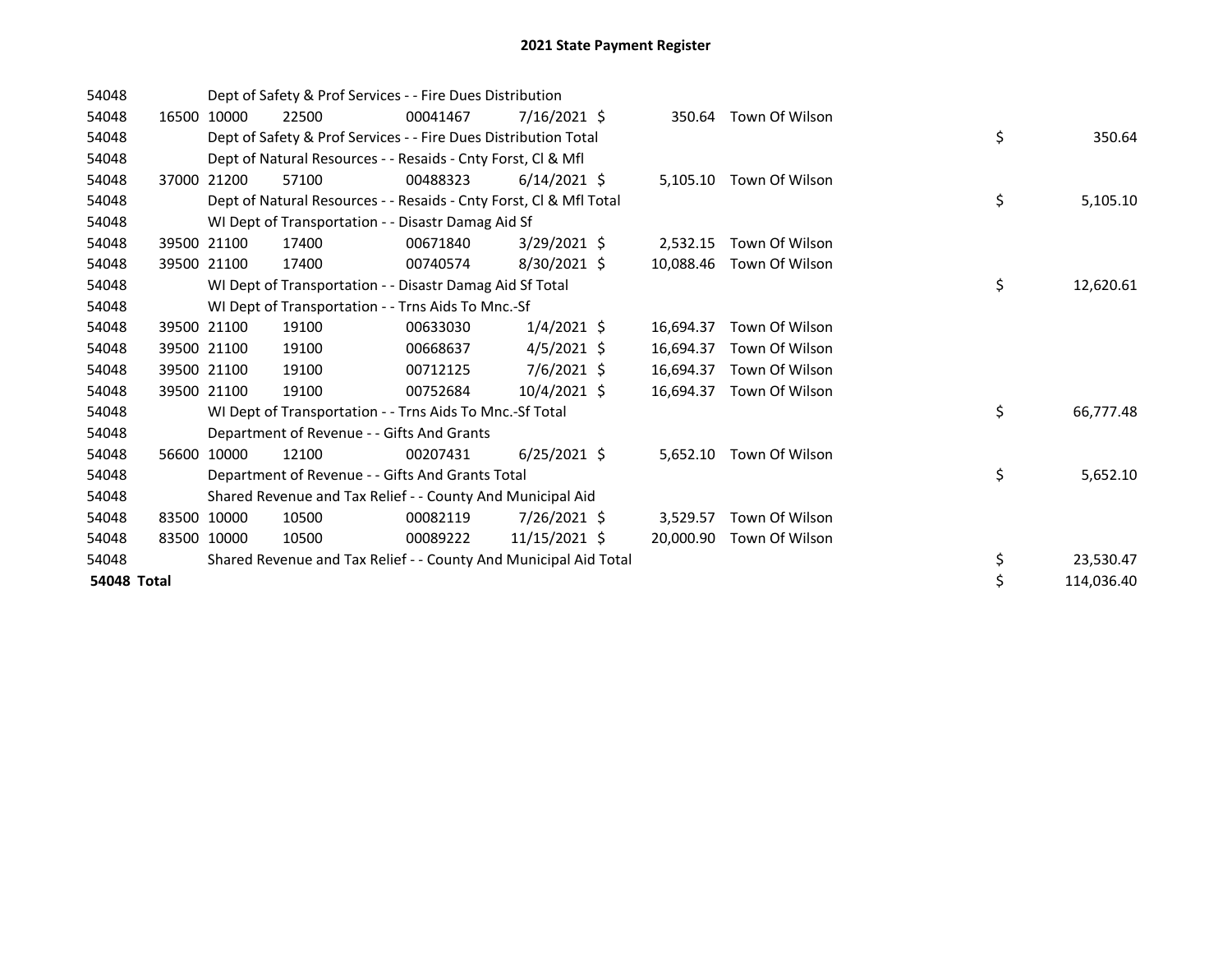# 2021 State Payment Register

| | | | | | | | | | |
|---|---|---|---|---|---|---|---|---|---|
| 54048 | | | Dept of Safety & Prof Services - - Fire Dues Distribution | | | | | | |
| 54048 | 16500 | 10000 | 22500 | 00041467 | 7/16/2021 | $ | 350.64 | Town Of Wilson | |
| 54048 | | | Dept of Safety & Prof Services - - Fire Dues Distribution Total | | | | | | $ 350.64 |
| 54048 | | | Dept of Natural Resources - - Resaids - Cnty Forst, Cl & Mfl | | | | | | |
| 54048 | 37000 | 21200 | 57100 | 00488323 | 6/14/2021 | $ | 5,105.10 | Town Of Wilson | |
| 54048 | | | Dept of Natural Resources - - Resaids - Cnty Forst, Cl & Mfl Total | | | | | | $ 5,105.10 |
| 54048 | | | WI Dept of Transportation - - Disastr Damag Aid Sf | | | | | | |
| 54048 | 39500 | 21100 | 17400 | 00671840 | 3/29/2021 | $ | 2,532.15 | Town Of Wilson | |
| 54048 | 39500 | 21100 | 17400 | 00740574 | 8/30/2021 | $ | 10,088.46 | Town Of Wilson | |
| 54048 | | | WI Dept of Transportation - - Disastr Damag Aid Sf Total | | | | | | $ 12,620.61 |
| 54048 | | | WI Dept of Transportation - - Trns Aids To Mnc.-Sf | | | | | | |
| 54048 | 39500 | 21100 | 19100 | 00633030 | 1/4/2021 | $ | 16,694.37 | Town Of Wilson | |
| 54048 | 39500 | 21100 | 19100 | 00668637 | 4/5/2021 | $ | 16,694.37 | Town Of Wilson | |
| 54048 | 39500 | 21100 | 19100 | 00712125 | 7/6/2021 | $ | 16,694.37 | Town Of Wilson | |
| 54048 | 39500 | 21100 | 19100 | 00752684 | 10/4/2021 | $ | 16,694.37 | Town Of Wilson | |
| 54048 | | | WI Dept of Transportation - - Trns Aids To Mnc.-Sf Total | | | | | | $ 66,777.48 |
| 54048 | | | Department of Revenue - - Gifts And Grants | | | | | | |
| 54048 | 56600 | 10000 | 12100 | 00207431 | 6/25/2021 | $ | 5,652.10 | Town Of Wilson | |
| 54048 | | | Department of Revenue - - Gifts And Grants Total | | | | | | $ 5,652.10 |
| 54048 | | | Shared Revenue and Tax Relief - - County And Municipal Aid | | | | | | |
| 54048 | 83500 | 10000 | 10500 | 00082119 | 7/26/2021 | $ | 3,529.57 | Town Of Wilson | |
| 54048 | 83500 | 10000 | 10500 | 00089222 | 11/15/2021 | $ | 20,000.90 | Town Of Wilson | |
| 54048 | | | Shared Revenue and Tax Relief - - County And Municipal Aid Total | | | | | | $ 23,530.47 |
| **54048 Total** | | | | | | | | | $ 114,036.40 |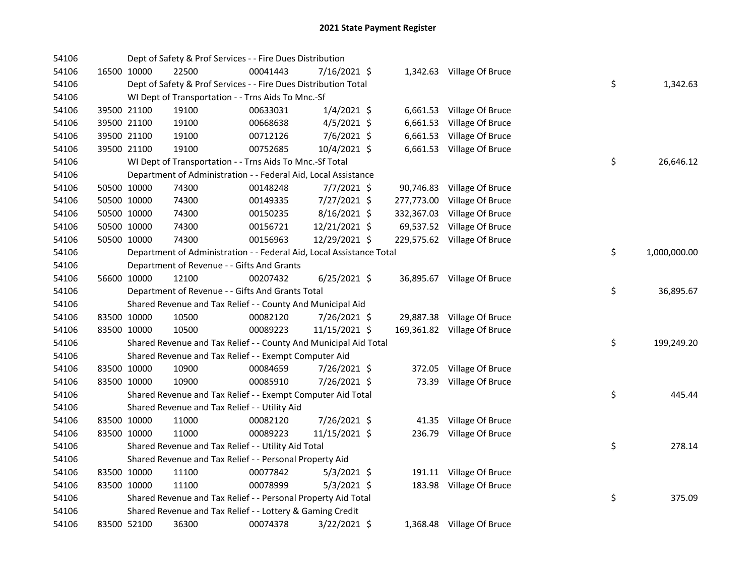# 2021 State Payment Register

| | | | | | | | | | |
|---|---|---|---|---|---|---|---|---|---|
| 54106 | | | Dept of Safety & Prof Services - - Fire Dues Distribution | | | | | | |
| 54106 | 16500 | 10000 | 22500 | 00041443 | 7/16/2021 | $ 1,342.63 | Village Of Bruce | | |
| 54106 | | | Dept of Safety & Prof Services - - Fire Dues Distribution Total | | | | | $ | 1,342.63 |
| 54106 | | | WI Dept of Transportation - - Trns Aids To Mnc.-Sf | | | | | | |
| 54106 | 39500 | 21100 | 19100 | 00633031 | 1/4/2021 | $ 6,661.53 | Village Of Bruce | | |
| 54106 | 39500 | 21100 | 19100 | 00668638 | 4/5/2021 | $ 6,661.53 | Village Of Bruce | | |
| 54106 | 39500 | 21100 | 19100 | 00712126 | 7/6/2021 | $ 6,661.53 | Village Of Bruce | | |
| 54106 | 39500 | 21100 | 19100 | 00752685 | 10/4/2021 | $ 6,661.53 | Village Of Bruce | | |
| 54106 | | | WI Dept of Transportation - - Trns Aids To Mnc.-Sf Total | | | | | $ | 26,646.12 |
| 54106 | | | Department of Administration - - Federal Aid, Local Assistance | | | | | | |
| 54106 | 50500 | 10000 | 74300 | 00148248 | 7/7/2021 | $ 90,746.83 | Village Of Bruce | | |
| 54106 | 50500 | 10000 | 74300 | 00149335 | 7/27/2021 | $ 277,773.00 | Village Of Bruce | | |
| 54106 | 50500 | 10000 | 74300 | 00150235 | 8/16/2021 | $ 332,367.03 | Village Of Bruce | | |
| 54106 | 50500 | 10000 | 74300 | 00156721 | 12/21/2021 | $ 69,537.52 | Village Of Bruce | | |
| 54106 | 50500 | 10000 | 74300 | 00156963 | 12/29/2021 | $ 229,575.62 | Village Of Bruce | | |
| 54106 | | | Department of Administration - - Federal Aid, Local Assistance Total | | | | | $ | 1,000,000.00 |
| 54106 | | | Department of Revenue - - Gifts And Grants | | | | | | |
| 54106 | 56600 | 10000 | 12100 | 00207432 | 6/25/2021 | $ 36,895.67 | Village Of Bruce | | |
| 54106 | | | Department of Revenue - - Gifts And Grants Total | | | | | $ | 36,895.67 |
| 54106 | | | Shared Revenue and Tax Relief - - County And Municipal Aid | | | | | | |
| 54106 | 83500 | 10000 | 10500 | 00082120 | 7/26/2021 | $ 29,887.38 | Village Of Bruce | | |
| 54106 | 83500 | 10000 | 10500 | 00089223 | 11/15/2021 | $ 169,361.82 | Village Of Bruce | | |
| 54106 | | | Shared Revenue and Tax Relief - - County And Municipal Aid Total | | | | | $ | 199,249.20 |
| 54106 | | | Shared Revenue and Tax Relief - - Exempt Computer Aid | | | | | | |
| 54106 | 83500 | 10000 | 10900 | 00084659 | 7/26/2021 | $ 372.05 | Village Of Bruce | | |
| 54106 | 83500 | 10000 | 10900 | 00085910 | 7/26/2021 | $ 73.39 | Village Of Bruce | | |
| 54106 | | | Shared Revenue and Tax Relief - - Exempt Computer Aid Total | | | | | $ | 445.44 |
| 54106 | | | Shared Revenue and Tax Relief - - Utility Aid | | | | | | |
| 54106 | 83500 | 10000 | 11000 | 00082120 | 7/26/2021 | $ 41.35 | Village Of Bruce | | |
| 54106 | 83500 | 10000 | 11000 | 00089223 | 11/15/2021 | $ 236.79 | Village Of Bruce | | |
| 54106 | | | Shared Revenue and Tax Relief - - Utility Aid Total | | | | | $ | 278.14 |
| 54106 | | | Shared Revenue and Tax Relief - - Personal Property Aid | | | | | | |
| 54106 | 83500 | 10000 | 11100 | 00077842 | 5/3/2021 | $ 191.11 | Village Of Bruce | | |
| 54106 | 83500 | 10000 | 11100 | 00078999 | 5/3/2021 | $ 183.98 | Village Of Bruce | | |
| 54106 | | | Shared Revenue and Tax Relief - - Personal Property Aid Total | | | | | $ | 375.09 |
| 54106 | | | Shared Revenue and Tax Relief - - Lottery & Gaming Credit | | | | | | |
| 54106 | 83500 | 52100 | 36300 | 00074378 | 3/22/2021 | $ 1,368.48 | Village Of Bruce | | |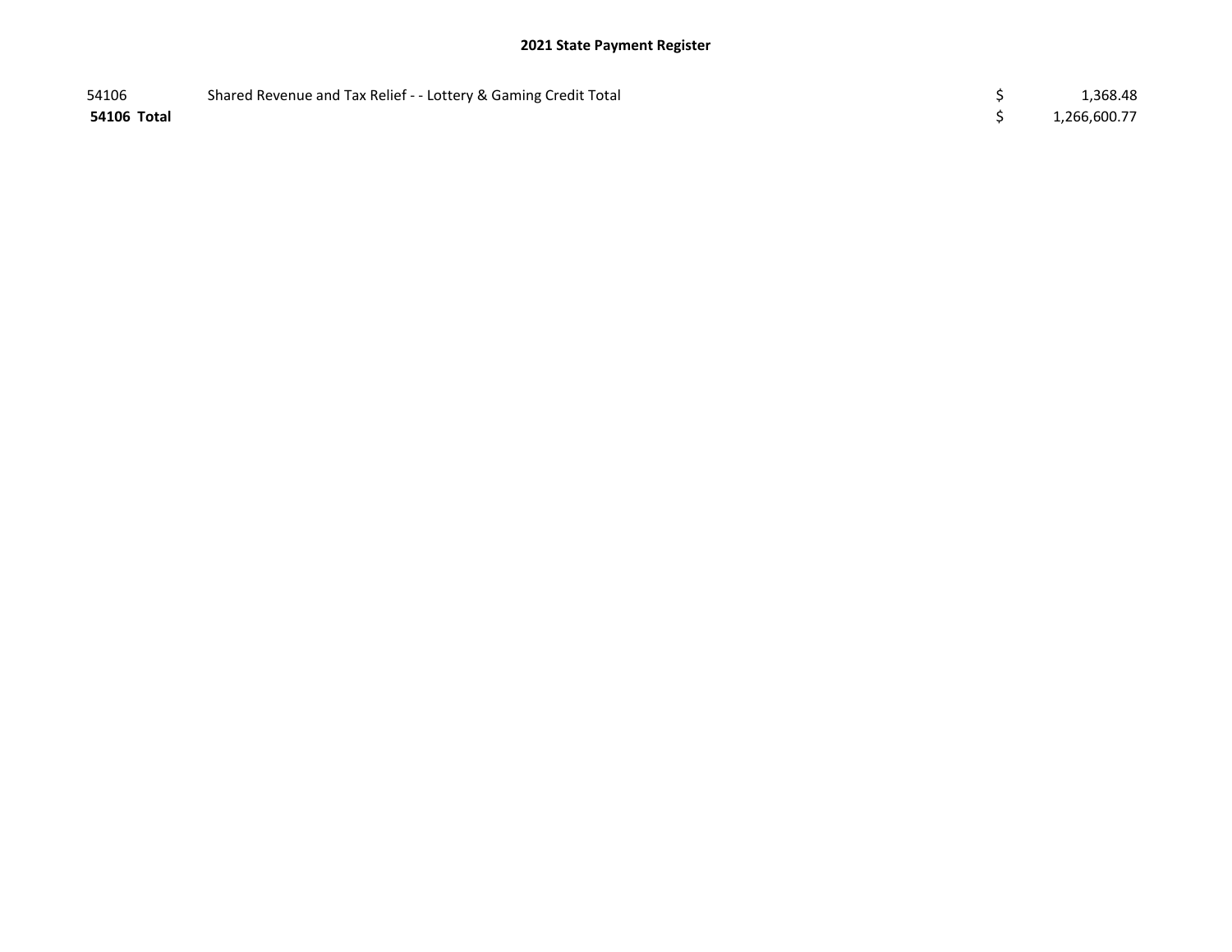## 2021 State Payment Register

| | | | |
|---|---|---|---|
| 54106 | Shared Revenue and Tax Relief - - Lottery & Gaming Credit Total | $ | 1,368.48 |
| **54106 Total** | | $ | 1,266,600.77 |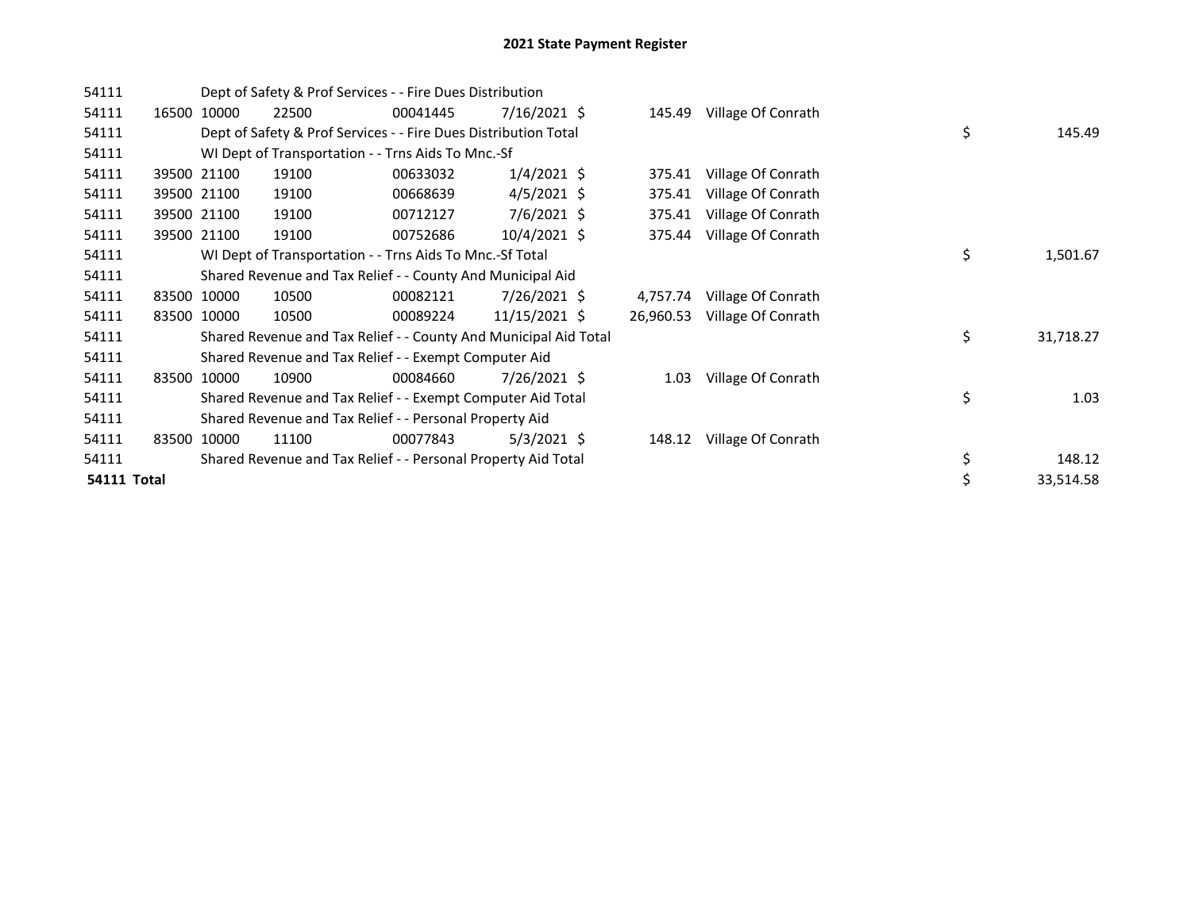# 2021 State Payment Register

| | | | | | | | | | |
|---|---|---|---|---|---|---|---|---|---|
| 54111 | | | Dept of Safety & Prof Services - - Fire Dues Distribution | | | | | | |
| 54111 | 16500 | 10000 | 22500 | 00041445 | 7/16/2021 | $ 145.49 | Village Of Conrath | | |
| 54111 | | | Dept of Safety & Prof Services - - Fire Dues Distribution Total | | | | | $ | 145.49 |
| 54111 | | | WI Dept of Transportation - - Trns Aids To Mnc.-Sf | | | | | | |
| 54111 | 39500 | 21100 | 19100 | 00633032 | 1/4/2021 | $ 375.41 | Village Of Conrath | | |
| 54111 | 39500 | 21100 | 19100 | 00668639 | 4/5/2021 | $ 375.41 | Village Of Conrath | | |
| 54111 | 39500 | 21100 | 19100 | 00712127 | 7/6/2021 | $ 375.41 | Village Of Conrath | | |
| 54111 | 39500 | 21100 | 19100 | 00752686 | 10/4/2021 | $ 375.44 | Village Of Conrath | | |
| 54111 | | | WI Dept of Transportation - - Trns Aids To Mnc.-Sf Total | | | | | $ | 1,501.67 |
| 54111 | | | Shared Revenue and Tax Relief - - County And Municipal Aid | | | | | | |
| 54111 | 83500 | 10000 | 10500 | 00082121 | 7/26/2021 | $ 4,757.74 | Village Of Conrath | | |
| 54111 | 83500 | 10000 | 10500 | 00089224 | 11/15/2021 | $ 26,960.53 | Village Of Conrath | | |
| 54111 | | | Shared Revenue and Tax Relief - - County And Municipal Aid Total | | | | | $ | 31,718.27 |
| 54111 | | | Shared Revenue and Tax Relief - - Exempt Computer Aid | | | | | | |
| 54111 | 83500 | 10000 | 10900 | 00084660 | 7/26/2021 | $ 1.03 | Village Of Conrath | | |
| 54111 | | | Shared Revenue and Tax Relief - - Exempt Computer Aid Total | | | | | $ | 1.03 |
| 54111 | | | Shared Revenue and Tax Relief - - Personal Property Aid | | | | | | |
| 54111 | 83500 | 10000 | 11100 | 00077843 | 5/3/2021 | $ 148.12 | Village Of Conrath | | |
| 54111 | | | Shared Revenue and Tax Relief - - Personal Property Aid Total | | | | | $ | 148.12 |
| **54111 Total** | | | | | | | | $ | 33,514.58 |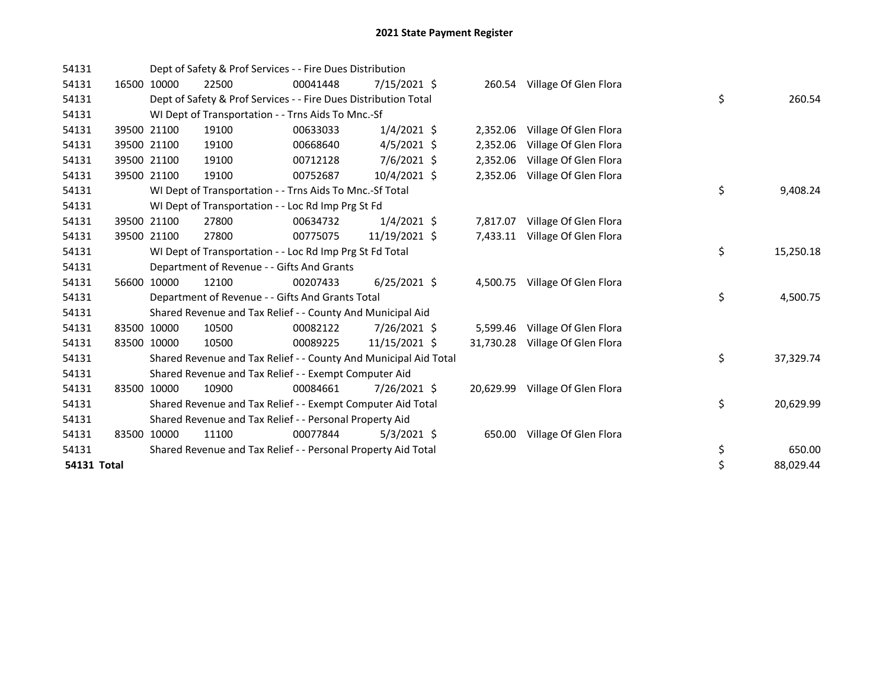# 2021 State Payment Register

| | | | | | | | | | |
|---|---|---|---|---|---|---|---|---|---|
| 54131 | | | Dept of Safety & Prof Services - - Fire Dues Distribution | | | | | | |
| 54131 | 16500 | 10000 | 22500 | 00041448 | 7/15/2021 | $ 260.54 | Village Of Glen Flora | | |
| 54131 | | | Dept of Safety & Prof Services - - Fire Dues Distribution Total | | | | | $ | 260.54 |
| 54131 | | | WI Dept of Transportation - - Trns Aids To Mnc.-Sf | | | | | | |
| 54131 | 39500 | 21100 | 19100 | 00633033 | 1/4/2021 | $ 2,352.06 | Village Of Glen Flora | | |
| 54131 | 39500 | 21100 | 19100 | 00668640 | 4/5/2021 | $ 2,352.06 | Village Of Glen Flora | | |
| 54131 | 39500 | 21100 | 19100 | 00712128 | 7/6/2021 | $ 2,352.06 | Village Of Glen Flora | | |
| 54131 | 39500 | 21100 | 19100 | 00752687 | 10/4/2021 | $ 2,352.06 | Village Of Glen Flora | | |
| 54131 | | | WI Dept of Transportation - - Trns Aids To Mnc.-Sf Total | | | | | $ | 9,408.24 |
| 54131 | | | WI Dept of Transportation - - Loc Rd Imp Prg St Fd | | | | | | |
| 54131 | 39500 | 21100 | 27800 | 00634732 | 1/4/2021 | $ 7,817.07 | Village Of Glen Flora | | |
| 54131 | 39500 | 21100 | 27800 | 00775075 | 11/19/2021 | $ 7,433.11 | Village Of Glen Flora | | |
| 54131 | | | WI Dept of Transportation - - Loc Rd Imp Prg St Fd Total | | | | | $ | 15,250.18 |
| 54131 | | | Department of Revenue - - Gifts And Grants | | | | | | |
| 54131 | 56600 | 10000 | 12100 | 00207433 | 6/25/2021 | $ 4,500.75 | Village Of Glen Flora | | |
| 54131 | | | Department of Revenue - - Gifts And Grants Total | | | | | $ | 4,500.75 |
| 54131 | | | Shared Revenue and Tax Relief - - County And Municipal Aid | | | | | | |
| 54131 | 83500 | 10000 | 10500 | 00082122 | 7/26/2021 | $ 5,599.46 | Village Of Glen Flora | | |
| 54131 | 83500 | 10000 | 10500 | 00089225 | 11/15/2021 | $ 31,730.28 | Village Of Glen Flora | | |
| 54131 | | | Shared Revenue and Tax Relief - - County And Municipal Aid Total | | | | | $ | 37,329.74 |
| 54131 | | | Shared Revenue and Tax Relief - - Exempt Computer Aid | | | | | | |
| 54131 | 83500 | 10000 | 10900 | 00084661 | 7/26/2021 | $ 20,629.99 | Village Of Glen Flora | | |
| 54131 | | | Shared Revenue and Tax Relief - - Exempt Computer Aid Total | | | | | $ | 20,629.99 |
| 54131 | | | Shared Revenue and Tax Relief - - Personal Property Aid | | | | | | |
| 54131 | 83500 | 10000 | 11100 | 00077844 | 5/3/2021 | $ 650.00 | Village Of Glen Flora | | |
| 54131 | | | Shared Revenue and Tax Relief - - Personal Property Aid Total | | | | | $ | 650.00 |
| **54131 Total** | | | | | | | | $ | 88,029.44 |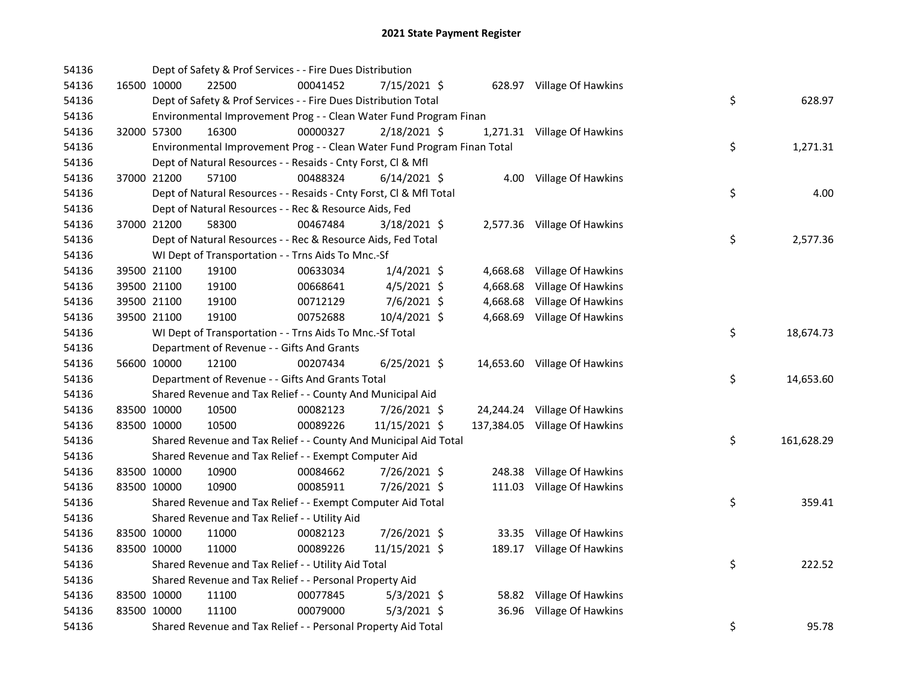## 2021 State Payment Register

| | | | | | | | | | |
|---|---|---|---|---|---|---|---|---|---|
| 54136 | | Dept of Safety & Prof Services - - Fire Dues Distribution | | | | | | | |
| 54136 | 16500 | 10000 | 22500 | 00041452 | 7/15/2021 $ | 628.97 | Village Of Hawkins | | |
| 54136 | | Dept of Safety & Prof Services - - Fire Dues Distribution Total | | | | | | $ | 628.97 |
| 54136 | | Environmental Improvement Prog - - Clean Water Fund Program Finan | | | | | | | |
| 54136 | 32000 | 57300 | 16300 | 00000327 | 2/18/2021 $ | 1,271.31 | Village Of Hawkins | | |
| 54136 | | Environmental Improvement Prog - - Clean Water Fund Program Finan Total | | | | | | $ | 1,271.31 |
| 54136 | | Dept of Natural Resources - - Resaids - Cnty Forst, Cl & Mfl | | | | | | | |
| 54136 | 37000 | 21200 | 57100 | 00488324 | 6/14/2021 $ | 4.00 | Village Of Hawkins | | |
| 54136 | | Dept of Natural Resources - - Resaids - Cnty Forst, Cl & Mfl Total | | | | | | $ | 4.00 |
| 54136 | | Dept of Natural Resources - - Rec & Resource Aids, Fed | | | | | | | |
| 54136 | 37000 | 21200 | 58300 | 00467484 | 3/18/2021 $ | 2,577.36 | Village Of Hawkins | | |
| 54136 | | Dept of Natural Resources - - Rec & Resource Aids, Fed Total | | | | | | $ | 2,577.36 |
| 54136 | | WI Dept of Transportation - - Trns Aids To Mnc.-Sf | | | | | | | |
| 54136 | 39500 | 21100 | 19100 | 00633034 | 1/4/2021 $ | 4,668.68 | Village Of Hawkins | | |
| 54136 | 39500 | 21100 | 19100 | 00668641 | 4/5/2021 $ | 4,668.68 | Village Of Hawkins | | |
| 54136 | 39500 | 21100 | 19100 | 00712129 | 7/6/2021 $ | 4,668.68 | Village Of Hawkins | | |
| 54136 | 39500 | 21100 | 19100 | 00752688 | 10/4/2021 $ | 4,668.69 | Village Of Hawkins | | |
| 54136 | | WI Dept of Transportation - - Trns Aids To Mnc.-Sf Total | | | | | | $ | 18,674.73 |
| 54136 | | Department of Revenue - - Gifts And Grants | | | | | | | |
| 54136 | 56600 | 10000 | 12100 | 00207434 | 6/25/2021 $ | 14,653.60 | Village Of Hawkins | | |
| 54136 | | Department of Revenue - - Gifts And Grants Total | | | | | | $ | 14,653.60 |
| 54136 | | Shared Revenue and Tax Relief - - County And Municipal Aid | | | | | | | |
| 54136 | 83500 | 10000 | 10500 | 00082123 | 7/26/2021 $ | 24,244.24 | Village Of Hawkins | | |
| 54136 | 83500 | 10000 | 10500 | 00089226 | 11/15/2021 $ | 137,384.05 | Village Of Hawkins | | |
| 54136 | | Shared Revenue and Tax Relief - - County And Municipal Aid Total | | | | | | $ | 161,628.29 |
| 54136 | | Shared Revenue and Tax Relief - - Exempt Computer Aid | | | | | | | |
| 54136 | 83500 | 10000 | 10900 | 00084662 | 7/26/2021 $ | 248.38 | Village Of Hawkins | | |
| 54136 | 83500 | 10000 | 10900 | 00085911 | 7/26/2021 $ | 111.03 | Village Of Hawkins | | |
| 54136 | | Shared Revenue and Tax Relief - - Exempt Computer Aid Total | | | | | | $ | 359.41 |
| 54136 | | Shared Revenue and Tax Relief - - Utility Aid | | | | | | | |
| 54136 | 83500 | 10000 | 11000 | 00082123 | 7/26/2021 $ | 33.35 | Village Of Hawkins | | |
| 54136 | 83500 | 10000 | 11000 | 00089226 | 11/15/2021 $ | 189.17 | Village Of Hawkins | | |
| 54136 | | Shared Revenue and Tax Relief - - Utility Aid Total | | | | | | $ | 222.52 |
| 54136 | | Shared Revenue and Tax Relief - - Personal Property Aid | | | | | | | |
| 54136 | 83500 | 10000 | 11100 | 00077845 | 5/3/2021 $ | 58.82 | Village Of Hawkins | | |
| 54136 | 83500 | 10000 | 11100 | 00079000 | 5/3/2021 $ | 36.96 | Village Of Hawkins | | |
| 54136 | | Shared Revenue and Tax Relief - - Personal Property Aid Total | | | | | | $ | 95.78 |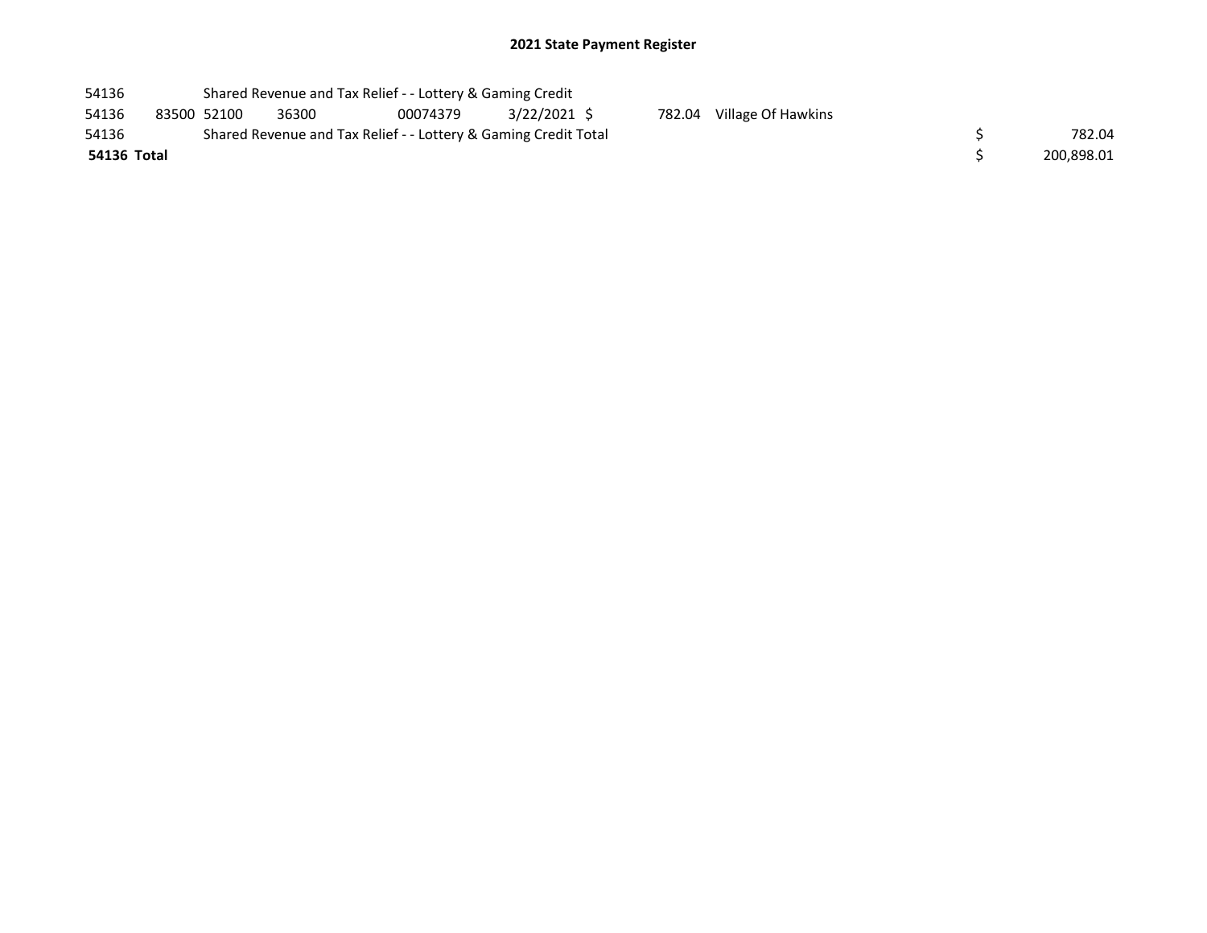## 2021 State Payment Register

| | | | | | | | | | |
|---|---|---|---|---|---|---|---|---|---|
| 54136 | | Shared Revenue and Tax Relief - - Lottery & Gaming Credit | | | | | | | |
| 54136 | 83500 | 52100 | 36300 | 00074379 | 3/22/2021 | $ 782.04 | Village Of Hawkins | | |
| 54136 | | Shared Revenue and Tax Relief - - Lottery & Gaming Credit Total | | | | | | $ | 782.04 |
| **54136 Total** | | | | | | | | $ | 200,898.01 |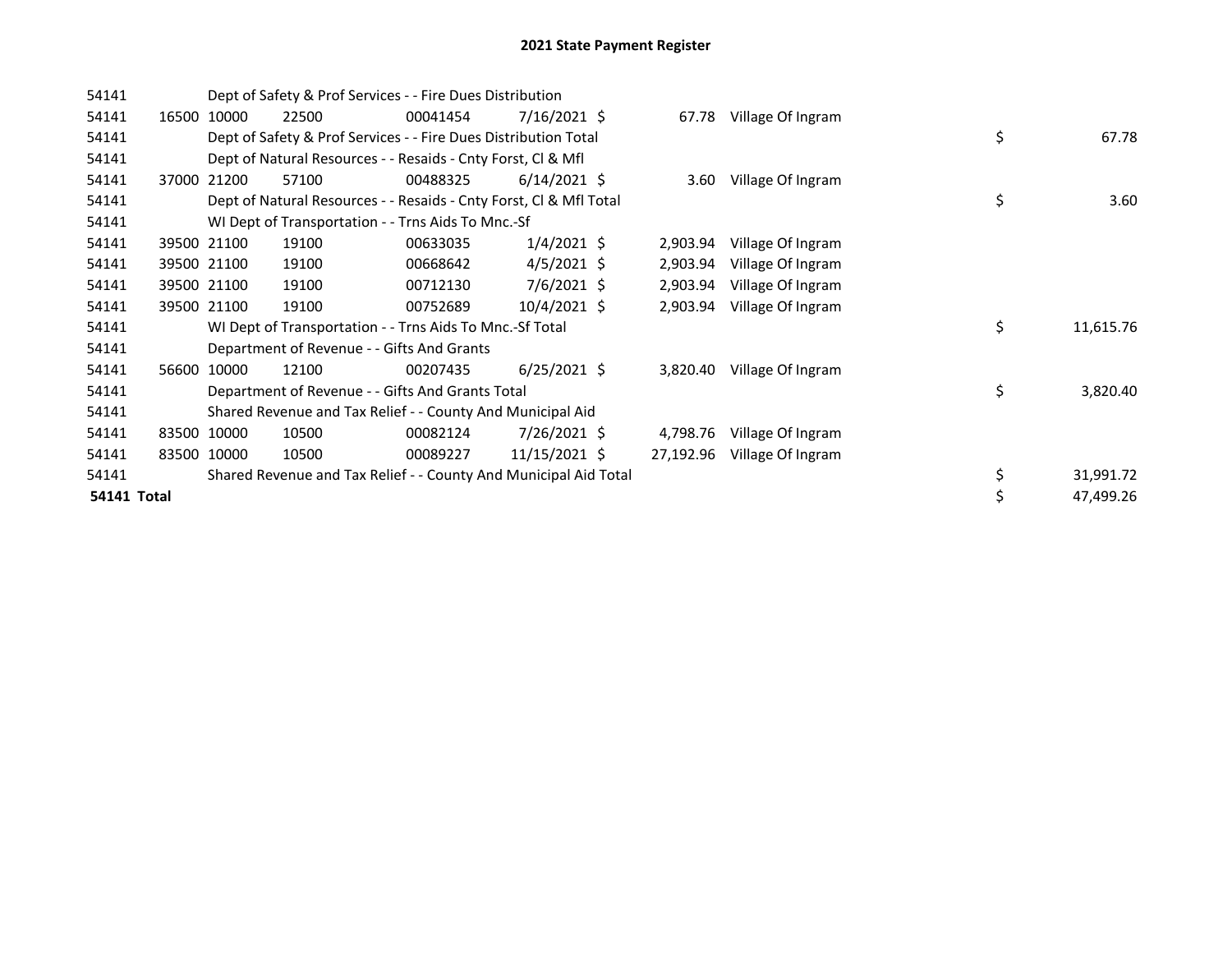# 2021 State Payment Register

| | | | | | | | | | | |
|---|---|---|---|---|---|---|---|---|---|---|
| 54141 | | | Dept of Safety & Prof Services - - Fire Dues Distribution | | | | | | | |
| 54141 | 16500 | 10000 | 22500 | 00041454 | 7/16/2021 | $ | 67.78 | Village Of Ingram | | |
| 54141 | | | Dept of Safety & Prof Services - - Fire Dues Distribution Total | | | | | | $ | 67.78 |
| 54141 | | | Dept of Natural Resources - - Resaids - Cnty Forst, Cl & Mfl | | | | | | | |
| 54141 | 37000 | 21200 | 57100 | 00488325 | 6/14/2021 | $ | 3.60 | Village Of Ingram | | |
| 54141 | | | Dept of Natural Resources - - Resaids - Cnty Forst, Cl & Mfl Total | | | | | | $ | 3.60 |
| 54141 | | | WI Dept of Transportation - - Trns Aids To Mnc.-Sf | | | | | | | |
| 54141 | 39500 | 21100 | 19100 | 00633035 | 1/4/2021 | $ | 2,903.94 | Village Of Ingram | | |
| 54141 | 39500 | 21100 | 19100 | 00668642 | 4/5/2021 | $ | 2,903.94 | Village Of Ingram | | |
| 54141 | 39500 | 21100 | 19100 | 00712130 | 7/6/2021 | $ | 2,903.94 | Village Of Ingram | | |
| 54141 | 39500 | 21100 | 19100 | 00752689 | 10/4/2021 | $ | 2,903.94 | Village Of Ingram | | |
| 54141 | | | WI Dept of Transportation - - Trns Aids To Mnc.-Sf Total | | | | | | $ | 11,615.76 |
| 54141 | | | Department of Revenue - - Gifts And Grants | | | | | | | |
| 54141 | 56600 | 10000 | 12100 | 00207435 | 6/25/2021 | $ | 3,820.40 | Village Of Ingram | | |
| 54141 | | | Department of Revenue - - Gifts And Grants Total | | | | | | $ | 3,820.40 |
| 54141 | | | Shared Revenue and Tax Relief - - County And Municipal Aid | | | | | | | |
| 54141 | 83500 | 10000 | 10500 | 00082124 | 7/26/2021 | $ | 4,798.76 | Village Of Ingram | | |
| 54141 | 83500 | 10000 | 10500 | 00089227 | 11/15/2021 | $ | 27,192.96 | Village Of Ingram | | |
| 54141 | | | Shared Revenue and Tax Relief - - County And Municipal Aid Total | | | | | | $ | 31,991.72 |
| **54141 Total** | | | | | | | | | $ | 47,499.26 |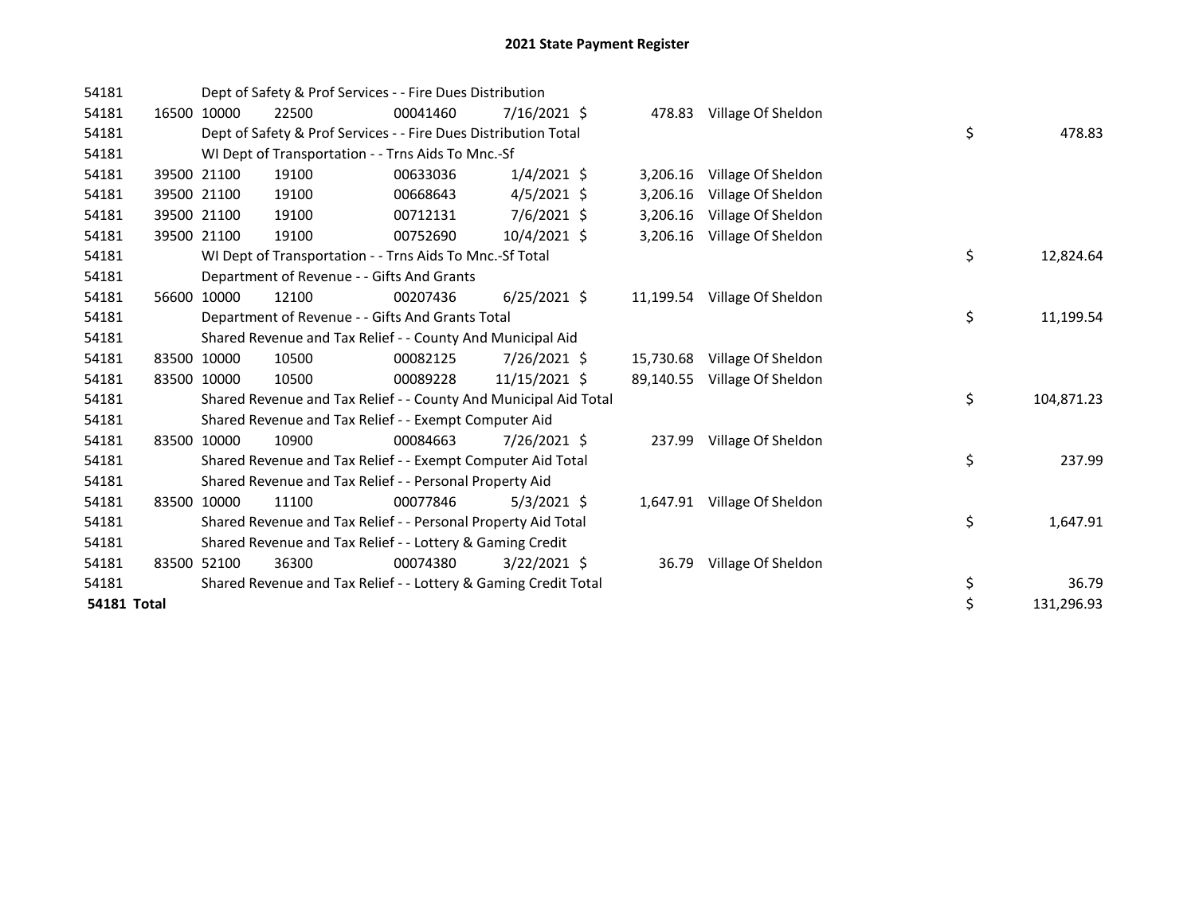# 2021 State Payment Register

| | | | | | | | | | |
|---|---|---|---|---|---|---|---|---|---|
| 54181 | | Dept of Safety & Prof Services - - Fire Dues Distribution | | | | | | | |
| 54181 | 16500 | 10000 | 22500 | 00041460 | 7/16/2021 | $ 478.83 | Village Of Sheldon | | |
| 54181 | | Dept of Safety & Prof Services - - Fire Dues Distribution Total | | | | | | $ | 478.83 |
| 54181 | | WI Dept of Transportation - - Trns Aids To Mnc.-Sf | | | | | | | |
| 54181 | 39500 | 21100 | 19100 | 00633036 | 1/4/2021 | $ 3,206.16 | Village Of Sheldon | | |
| 54181 | 39500 | 21100 | 19100 | 00668643 | 4/5/2021 | $ 3,206.16 | Village Of Sheldon | | |
| 54181 | 39500 | 21100 | 19100 | 00712131 | 7/6/2021 | $ 3,206.16 | Village Of Sheldon | | |
| 54181 | 39500 | 21100 | 19100 | 00752690 | 10/4/2021 | $ 3,206.16 | Village Of Sheldon | | |
| 54181 | | WI Dept of Transportation - - Trns Aids To Mnc.-Sf Total | | | | | | $ | 12,824.64 |
| 54181 | | Department of Revenue - - Gifts And Grants | | | | | | | |
| 54181 | 56600 | 10000 | 12100 | 00207436 | 6/25/2021 | $ 11,199.54 | Village Of Sheldon | | |
| 54181 | | Department of Revenue - - Gifts And Grants Total | | | | | | $ | 11,199.54 |
| 54181 | | Shared Revenue and Tax Relief - - County And Municipal Aid | | | | | | | |
| 54181 | 83500 | 10000 | 10500 | 00082125 | 7/26/2021 | $ 15,730.68 | Village Of Sheldon | | |
| 54181 | 83500 | 10000 | 10500 | 00089228 | 11/15/2021 | $ 89,140.55 | Village Of Sheldon | | |
| 54181 | | Shared Revenue and Tax Relief - - County And Municipal Aid Total | | | | | | $ | 104,871.23 |
| 54181 | | Shared Revenue and Tax Relief - - Exempt Computer Aid | | | | | | | |
| 54181 | 83500 | 10000 | 10900 | 00084663 | 7/26/2021 | $ 237.99 | Village Of Sheldon | | |
| 54181 | | Shared Revenue and Tax Relief - - Exempt Computer Aid Total | | | | | | $ | 237.99 |
| 54181 | | Shared Revenue and Tax Relief - - Personal Property Aid | | | | | | | |
| 54181 | 83500 | 10000 | 11100 | 00077846 | 5/3/2021 | $ 1,647.91 | Village Of Sheldon | | |
| 54181 | | Shared Revenue and Tax Relief - - Personal Property Aid Total | | | | | | $ | 1,647.91 |
| 54181 | | Shared Revenue and Tax Relief - - Lottery & Gaming Credit | | | | | | | |
| 54181 | 83500 | 52100 | 36300 | 00074380 | 3/22/2021 | $ 36.79 | Village Of Sheldon | | |
| 54181 | | Shared Revenue and Tax Relief - - Lottery & Gaming Credit Total | | | | | | $ | 36.79 |
| **54181 Total** | | | | | | | | $ | 131,296.93 |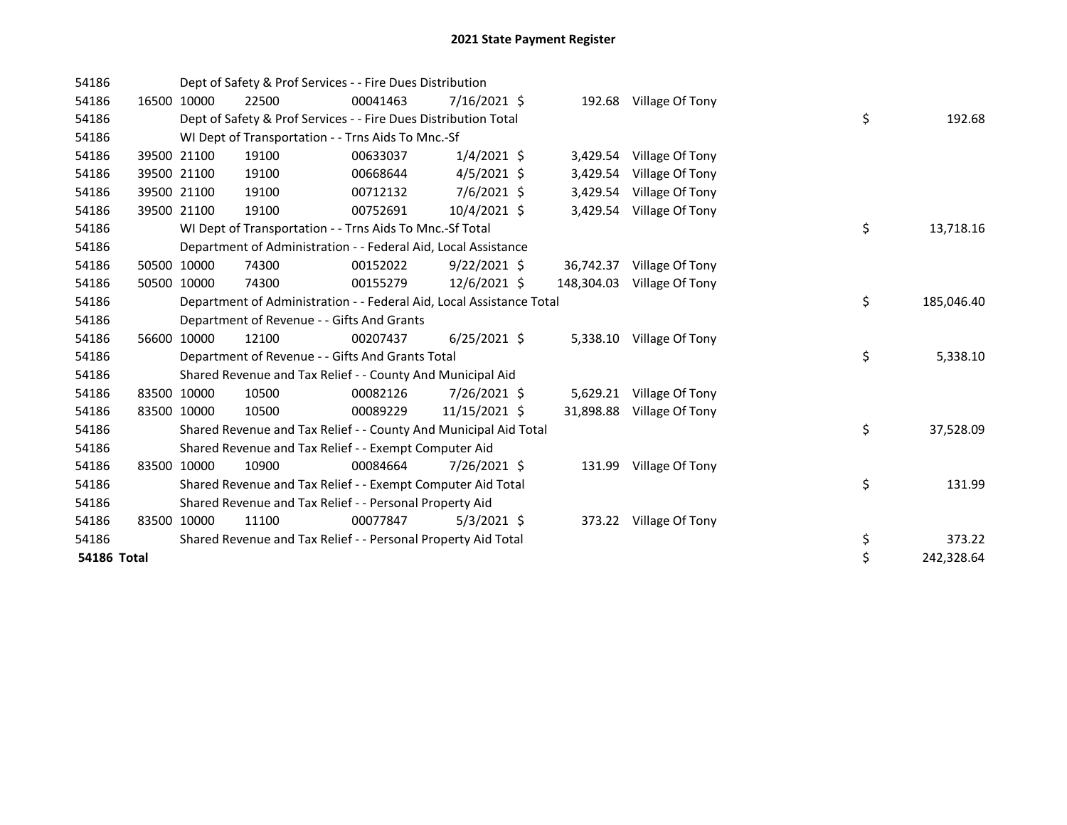# 2021 State Payment Register

| | | | | | | | | | |
|---|---|---|---|---|---|---|---|---|---|
| 54186 | | | Dept of Safety & Prof Services - - Fire Dues Distribution | | | | | | |
| 54186 | 16500 | 10000 | 22500 | 00041463 | 7/16/2021 | $ 192.68 | Village Of Tony | | |
| 54186 | | | Dept of Safety & Prof Services - - Fire Dues Distribution Total | | | | | $ | 192.68 |
| 54186 | | | WI Dept of Transportation - - Trns Aids To Mnc.-Sf | | | | | | |
| 54186 | 39500 | 21100 | 19100 | 00633037 | 1/4/2021 | $ 3,429.54 | Village Of Tony | | |
| 54186 | 39500 | 21100 | 19100 | 00668644 | 4/5/2021 | $ 3,429.54 | Village Of Tony | | |
| 54186 | 39500 | 21100 | 19100 | 00712132 | 7/6/2021 | $ 3,429.54 | Village Of Tony | | |
| 54186 | 39500 | 21100 | 19100 | 00752691 | 10/4/2021 | $ 3,429.54 | Village Of Tony | | |
| 54186 | | | WI Dept of Transportation - - Trns Aids To Mnc.-Sf Total | | | | | $ | 13,718.16 |
| 54186 | | | Department of Administration - - Federal Aid, Local Assistance | | | | | | |
| 54186 | 50500 | 10000 | 74300 | 00152022 | 9/22/2021 | $ 36,742.37 | Village Of Tony | | |
| 54186 | 50500 | 10000 | 74300 | 00155279 | 12/6/2021 | $ 148,304.03 | Village Of Tony | | |
| 54186 | | | Department of Administration - - Federal Aid, Local Assistance Total | | | | | $ | 185,046.40 |
| 54186 | | | Department of Revenue - - Gifts And Grants | | | | | | |
| 54186 | 56600 | 10000 | 12100 | 00207437 | 6/25/2021 | $ 5,338.10 | Village Of Tony | | |
| 54186 | | | Department of Revenue - - Gifts And Grants Total | | | | | $ | 5,338.10 |
| 54186 | | | Shared Revenue and Tax Relief - - County And Municipal Aid | | | | | | |
| 54186 | 83500 | 10000 | 10500 | 00082126 | 7/26/2021 | $ 5,629.21 | Village Of Tony | | |
| 54186 | 83500 | 10000 | 10500 | 00089229 | 11/15/2021 | $ 31,898.88 | Village Of Tony | | |
| 54186 | | | Shared Revenue and Tax Relief - - County And Municipal Aid Total | | | | | $ | 37,528.09 |
| 54186 | | | Shared Revenue and Tax Relief - - Exempt Computer Aid | | | | | | |
| 54186 | 83500 | 10000 | 10900 | 00084664 | 7/26/2021 | $ 131.99 | Village Of Tony | | |
| 54186 | | | Shared Revenue and Tax Relief - - Exempt Computer Aid Total | | | | | $ | 131.99 |
| 54186 | | | Shared Revenue and Tax Relief - - Personal Property Aid | | | | | | |
| 54186 | 83500 | 10000 | 11100 | 00077847 | 5/3/2021 | $ 373.22 | Village Of Tony | | |
| 54186 | | | Shared Revenue and Tax Relief - - Personal Property Aid Total | | | | | $ | 373.22 |
| **54186 Total** | | | | | | | | $ | 242,328.64 |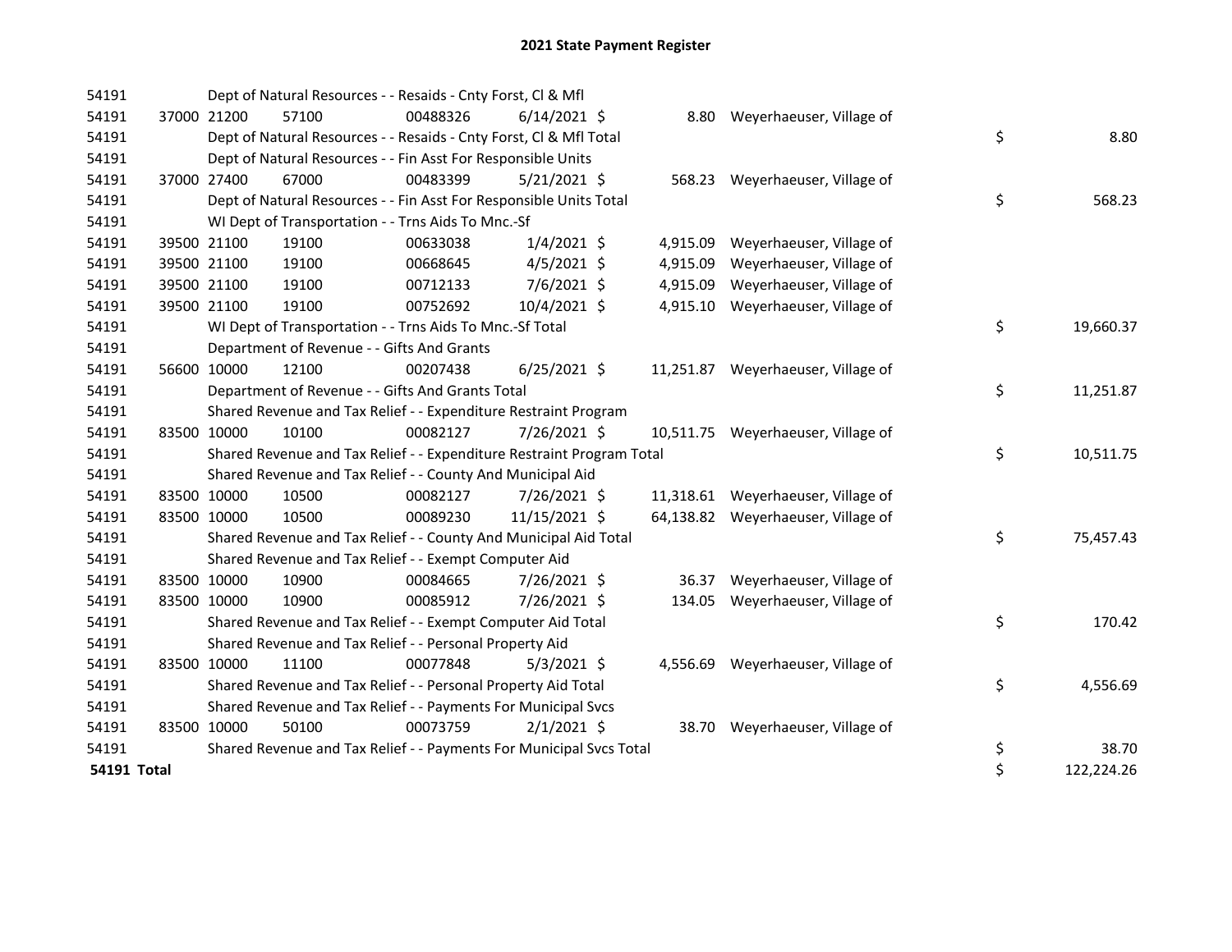# 2021 State Payment Register

| | | | | | | | | | |
|---|---|---|---|---|---|---|---|---|---|
| 54191 | | Dept of Natural Resources - - Resaids - Cnty Forst, Cl & Mfl | | | | | | | |
| 54191 | 37000 | 21200 | 57100 | 00488326 | 6/14/2021 | $ | 8.80 | Weyerhaeuser, Village of | |
| 54191 | | Dept of Natural Resources - - Resaids - Cnty Forst, Cl & Mfl Total | | | | | | | $ 8.80 |
| 54191 | | Dept of Natural Resources - - Fin Asst For Responsible Units | | | | | | | |
| 54191 | 37000 | 27400 | 67000 | 00483399 | 5/21/2021 | $ | 568.23 | Weyerhaeuser, Village of | |
| 54191 | | Dept of Natural Resources - - Fin Asst For Responsible Units Total | | | | | | | $ 568.23 |
| 54191 | | WI Dept of Transportation - - Trns Aids To Mnc.-Sf | | | | | | | |
| 54191 | 39500 | 21100 | 19100 | 00633038 | 1/4/2021 | $ | 4,915.09 | Weyerhaeuser, Village of | |
| 54191 | 39500 | 21100 | 19100 | 00668645 | 4/5/2021 | $ | 4,915.09 | Weyerhaeuser, Village of | |
| 54191 | 39500 | 21100 | 19100 | 00712133 | 7/6/2021 | $ | 4,915.09 | Weyerhaeuser, Village of | |
| 54191 | 39500 | 21100 | 19100 | 00752692 | 10/4/2021 | $ | 4,915.10 | Weyerhaeuser, Village of | |
| 54191 | | WI Dept of Transportation - - Trns Aids To Mnc.-Sf Total | | | | | | | $ 19,660.37 |
| 54191 | | Department of Revenue - - Gifts And Grants | | | | | | | |
| 54191 | 56600 | 10000 | 12100 | 00207438 | 6/25/2021 | $ | 11,251.87 | Weyerhaeuser, Village of | |
| 54191 | | Department of Revenue - - Gifts And Grants Total | | | | | | | $ 11,251.87 |
| 54191 | | Shared Revenue and Tax Relief - - Expenditure Restraint Program | | | | | | | |
| 54191 | 83500 | 10000 | 10100 | 00082127 | 7/26/2021 | $ | 10,511.75 | Weyerhaeuser, Village of | |
| 54191 | | Shared Revenue and Tax Relief - - Expenditure Restraint Program Total | | | | | | | $ 10,511.75 |
| 54191 | | Shared Revenue and Tax Relief - - County And Municipal Aid | | | | | | | |
| 54191 | 83500 | 10000 | 10500 | 00082127 | 7/26/2021 | $ | 11,318.61 | Weyerhaeuser, Village of | |
| 54191 | 83500 | 10000 | 10500 | 00089230 | 11/15/2021 | $ | 64,138.82 | Weyerhaeuser, Village of | |
| 54191 | | Shared Revenue and Tax Relief - - County And Municipal Aid Total | | | | | | | $ 75,457.43 |
| 54191 | | Shared Revenue and Tax Relief - - Exempt Computer Aid | | | | | | | |
| 54191 | 83500 | 10000 | 10900 | 00084665 | 7/26/2021 | $ | 36.37 | Weyerhaeuser, Village of | |
| 54191 | 83500 | 10000 | 10900 | 00085912 | 7/26/2021 | $ | 134.05 | Weyerhaeuser, Village of | |
| 54191 | | Shared Revenue and Tax Relief - - Exempt Computer Aid Total | | | | | | | $ 170.42 |
| 54191 | | Shared Revenue and Tax Relief - - Personal Property Aid | | | | | | | |
| 54191 | 83500 | 10000 | 11100 | 00077848 | 5/3/2021 | $ | 4,556.69 | Weyerhaeuser, Village of | |
| 54191 | | Shared Revenue and Tax Relief - - Personal Property Aid Total | | | | | | | $ 4,556.69 |
| 54191 | | Shared Revenue and Tax Relief - - Payments For Municipal Svcs | | | | | | | |
| 54191 | 83500 | 10000 | 50100 | 00073759 | 2/1/2021 | $ | 38.70 | Weyerhaeuser, Village of | |
| 54191 | | Shared Revenue and Tax Relief - - Payments For Municipal Svcs Total | | | | | | | $ 38.70 |
| **54191 Total** | | | | | | | | | $ 122,224.26 |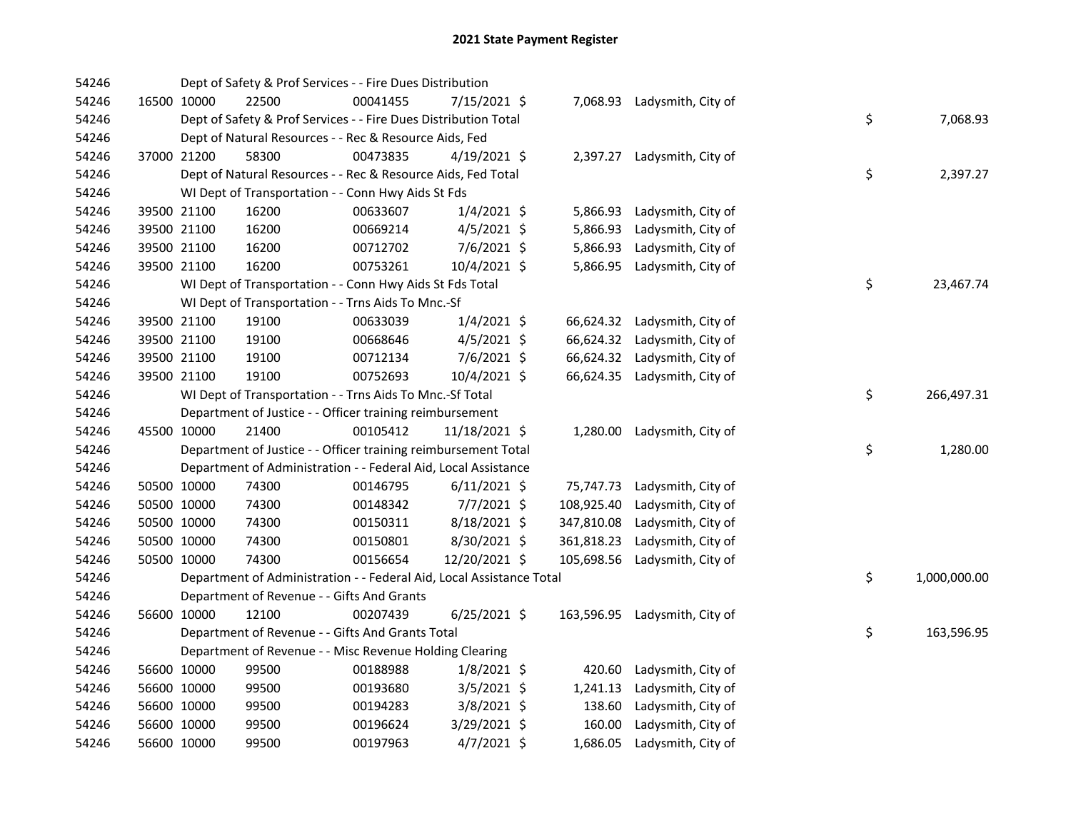## 2021 State Payment Register

| | | | | | | | | | |
|---|---|---|---|---|---|---|---|---|---|
| 54246 | | | Dept of Safety & Prof Services - - Fire Dues Distribution | | | | | | |
| 54246 | 16500 | 10000 | 22500 | 00041455 | 7/15/2021 | $ 7,068.93 | Ladysmith, City of | | |
| 54246 | | | Dept of Safety & Prof Services - - Fire Dues Distribution Total | | | | | $ | 7,068.93 |
| 54246 | | | Dept of Natural Resources - - Rec & Resource Aids, Fed | | | | | | |
| 54246 | 37000 | 21200 | 58300 | 00473835 | 4/19/2021 | $ 2,397.27 | Ladysmith, City of | | |
| 54246 | | | Dept of Natural Resources - - Rec & Resource Aids, Fed Total | | | | | $ | 2,397.27 |
| 54246 | | | WI Dept of Transportation - - Conn Hwy Aids St Fds | | | | | | |
| 54246 | 39500 | 21100 | 16200 | 00633607 | 1/4/2021 | $ 5,866.93 | Ladysmith, City of | | |
| 54246 | 39500 | 21100 | 16200 | 00669214 | 4/5/2021 | $ 5,866.93 | Ladysmith, City of | | |
| 54246 | 39500 | 21100 | 16200 | 00712702 | 7/6/2021 | $ 5,866.93 | Ladysmith, City of | | |
| 54246 | 39500 | 21100 | 16200 | 00753261 | 10/4/2021 | $ 5,866.95 | Ladysmith, City of | | |
| 54246 | | | WI Dept of Transportation - - Conn Hwy Aids St Fds Total | | | | | $ | 23,467.74 |
| 54246 | | | WI Dept of Transportation - - Trns Aids To Mnc.-Sf | | | | | | |
| 54246 | 39500 | 21100 | 19100 | 00633039 | 1/4/2021 | $ 66,624.32 | Ladysmith, City of | | |
| 54246 | 39500 | 21100 | 19100 | 00668646 | 4/5/2021 | $ 66,624.32 | Ladysmith, City of | | |
| 54246 | 39500 | 21100 | 19100 | 00712134 | 7/6/2021 | $ 66,624.32 | Ladysmith, City of | | |
| 54246 | 39500 | 21100 | 19100 | 00752693 | 10/4/2021 | $ 66,624.35 | Ladysmith, City of | | |
| 54246 | | | WI Dept of Transportation - - Trns Aids To Mnc.-Sf Total | | | | | $ | 266,497.31 |
| 54246 | | | Department of Justice - - Officer training reimbursement | | | | | | |
| 54246 | 45500 | 10000 | 21400 | 00105412 | 11/18/2021 | $ 1,280.00 | Ladysmith, City of | | |
| 54246 | | | Department of Justice - - Officer training reimbursement Total | | | | | $ | 1,280.00 |
| 54246 | | | Department of Administration - - Federal Aid, Local Assistance | | | | | | |
| 54246 | 50500 | 10000 | 74300 | 00146795 | 6/11/2021 | $ 75,747.73 | Ladysmith, City of | | |
| 54246 | 50500 | 10000 | 74300 | 00148342 | 7/7/2021 | $ 108,925.40 | Ladysmith, City of | | |
| 54246 | 50500 | 10000 | 74300 | 00150311 | 8/18/2021 | $ 347,810.08 | Ladysmith, City of | | |
| 54246 | 50500 | 10000 | 74300 | 00150801 | 8/30/2021 | $ 361,818.23 | Ladysmith, City of | | |
| 54246 | 50500 | 10000 | 74300 | 00156654 | 12/20/2021 | $ 105,698.56 | Ladysmith, City of | | |
| 54246 | | | Department of Administration - - Federal Aid, Local Assistance Total | | | | | $ | 1,000,000.00 |
| 54246 | | | Department of Revenue - - Gifts And Grants | | | | | | |
| 54246 | 56600 | 10000 | 12100 | 00207439 | 6/25/2021 | $ 163,596.95 | Ladysmith, City of | | |
| 54246 | | | Department of Revenue - - Gifts And Grants Total | | | | | $ | 163,596.95 |
| 54246 | | | Department of Revenue - - Misc Revenue Holding Clearing | | | | | | |
| 54246 | 56600 | 10000 | 99500 | 00188988 | 1/8/2021 | $ 420.60 | Ladysmith, City of | | |
| 54246 | 56600 | 10000 | 99500 | 00193680 | 3/5/2021 | $ 1,241.13 | Ladysmith, City of | | |
| 54246 | 56600 | 10000 | 99500 | 00194283 | 3/8/2021 | $ 138.60 | Ladysmith, City of | | |
| 54246 | 56600 | 10000 | 99500 | 00196624 | 3/29/2021 | $ 160.00 | Ladysmith, City of | | |
| 54246 | 56600 | 10000 | 99500 | 00197963 | 4/7/2021 | $ 1,686.05 | Ladysmith, City of | | |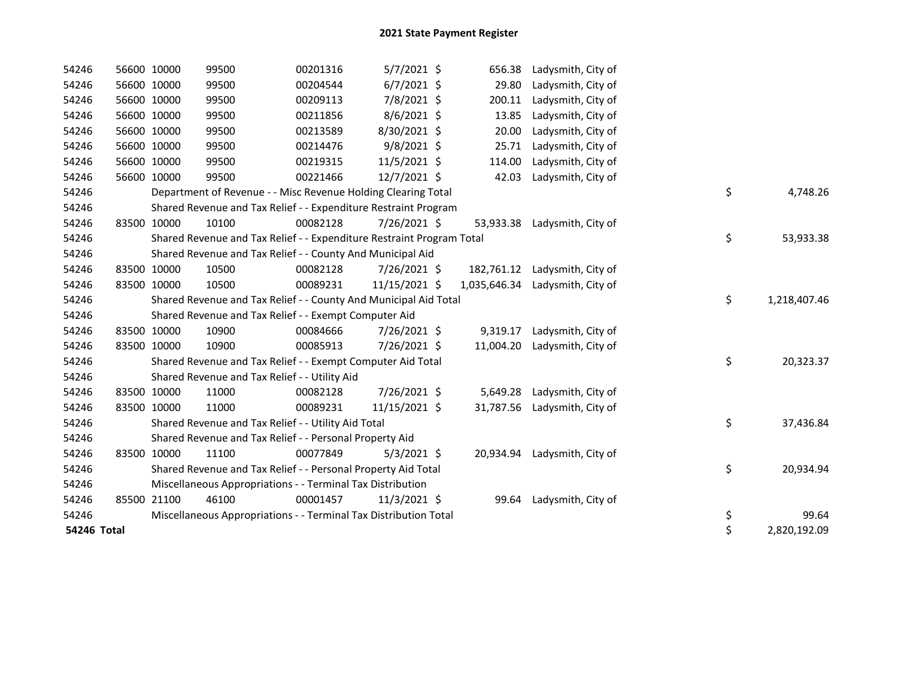# 2021 State Payment Register

| | | | | | | | | | |
|---|---|---|---|---|---|---|---|---|---|
| 54246 | 56600 | 10000 | 99500 | 00201316 | 5/7/2021 | $ 656.38 | Ladysmith, City of | | |
| 54246 | 56600 | 10000 | 99500 | 00204544 | 6/7/2021 | $ 29.80 | Ladysmith, City of | | |
| 54246 | 56600 | 10000 | 99500 | 00209113 | 7/8/2021 | $ 200.11 | Ladysmith, City of | | |
| 54246 | 56600 | 10000 | 99500 | 00211856 | 8/6/2021 | $ 13.85 | Ladysmith, City of | | |
| 54246 | 56600 | 10000 | 99500 | 00213589 | 8/30/2021 | $ 20.00 | Ladysmith, City of | | |
| 54246 | 56600 | 10000 | 99500 | 00214476 | 9/8/2021 | $ 25.71 | Ladysmith, City of | | |
| 54246 | 56600 | 10000 | 99500 | 00219315 | 11/5/2021 | $ 114.00 | Ladysmith, City of | | |
| 54246 | 56600 | 10000 | 99500 | 00221466 | 12/7/2021 | $ 42.03 | Ladysmith, City of | | |
| 54246 | Department of Revenue - - Misc Revenue Holding Clearing Total | | | | | | | $ | 4,748.26 |
| 54246 | Shared Revenue and Tax Relief - - Expenditure Restraint Program | | | | | | | | |
| 54246 | 83500 | 10000 | 10100 | 00082128 | 7/26/2021 | $ 53,933.38 | Ladysmith, City of | | |
| 54246 | Shared Revenue and Tax Relief - - Expenditure Restraint Program Total | | | | | | | $ | 53,933.38 |
| 54246 | Shared Revenue and Tax Relief - - County And Municipal Aid | | | | | | | | |
| 54246 | 83500 | 10000 | 10500 | 00082128 | 7/26/2021 | $ 182,761.12 | Ladysmith, City of | | |
| 54246 | 83500 | 10000 | 10500 | 00089231 | 11/15/2021 | $ 1,035,646.34 | Ladysmith, City of | | |
| 54246 | Shared Revenue and Tax Relief - - County And Municipal Aid Total | | | | | | | $ | 1,218,407.46 |
| 54246 | Shared Revenue and Tax Relief - - Exempt Computer Aid | | | | | | | | |
| 54246 | 83500 | 10000 | 10900 | 00084666 | 7/26/2021 | $ 9,319.17 | Ladysmith, City of | | |
| 54246 | 83500 | 10000 | 10900 | 00085913 | 7/26/2021 | $ 11,004.20 | Ladysmith, City of | | |
| 54246 | Shared Revenue and Tax Relief - - Exempt Computer Aid Total | | | | | | | $ | 20,323.37 |
| 54246 | Shared Revenue and Tax Relief - - Utility Aid | | | | | | | | |
| 54246 | 83500 | 10000 | 11000 | 00082128 | 7/26/2021 | $ 5,649.28 | Ladysmith, City of | | |
| 54246 | 83500 | 10000 | 11000 | 00089231 | 11/15/2021 | $ 31,787.56 | Ladysmith, City of | | |
| 54246 | Shared Revenue and Tax Relief - - Utility Aid Total | | | | | | | $ | 37,436.84 |
| 54246 | Shared Revenue and Tax Relief - - Personal Property Aid | | | | | | | | |
| 54246 | 83500 | 10000 | 11100 | 00077849 | 5/3/2021 | $ 20,934.94 | Ladysmith, City of | | |
| 54246 | Shared Revenue and Tax Relief - - Personal Property Aid Total | | | | | | | $ | 20,934.94 |
| 54246 | Miscellaneous Appropriations - - Terminal Tax Distribution | | | | | | | | |
| 54246 | 85500 | 21100 | 46100 | 00001457 | 11/3/2021 | $ 99.64 | Ladysmith, City of | | |
| 54246 | Miscellaneous Appropriations - - Terminal Tax Distribution Total | | | | | | | $ | 99.64 |
| **54246 Total** | | | | | | | | $ | 2,820,192.09 |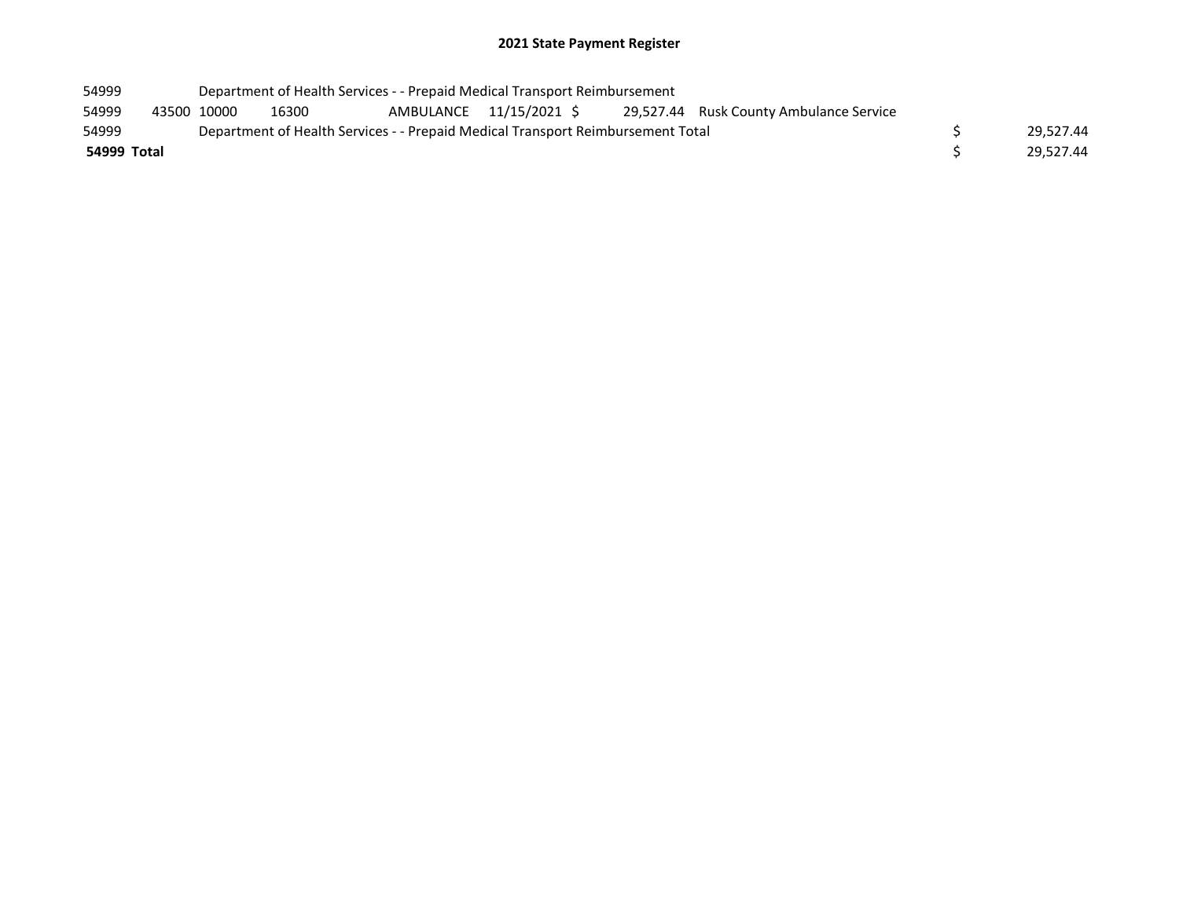## 2021 State Payment Register

| | | | | | | | | | | |
|---|---|---|---|---|---|---|---|---|---|---|
| 54999 | | Department of Health Services - - Prepaid Medical Transport Reimbursement | | | | | | | | |
| 54999 | 43500 | 10000 | 16300 | AMBULANCE | 11/15/2021 | $ | 29,527.44 | Rusk County Ambulance Service | | |
| 54999 | | Department of Health Services - - Prepaid Medical Transport Reimbursement Total | | | | | | | $ | 29,527.44 |
| **54999 Total** | | | | | | | | | $ | 29,527.44 |